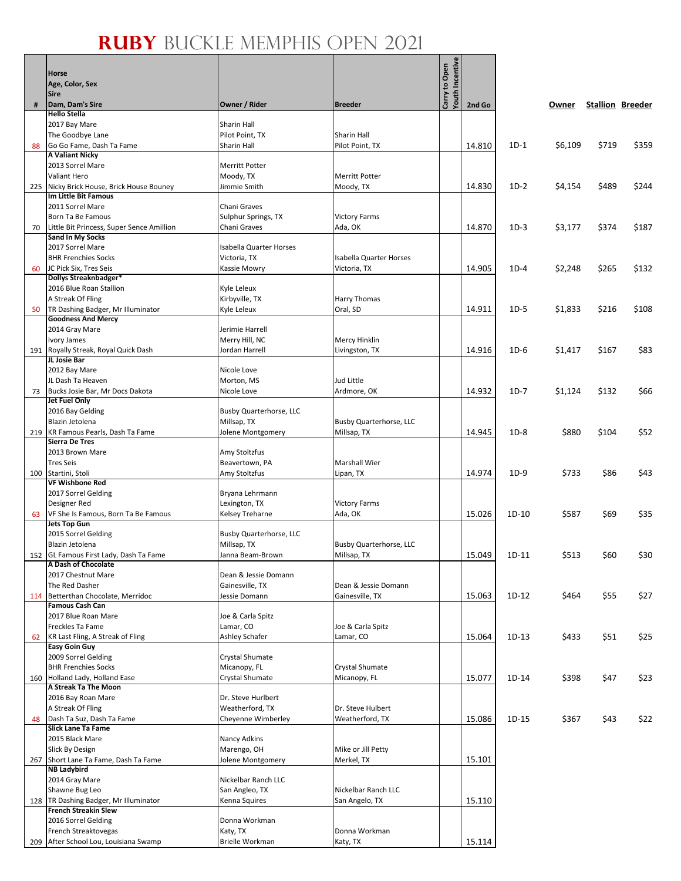# RUBY BUCKLE MEMPHIS OPEN 2021

| # | Horse<br>Age, Color, Sex<br>Sire<br>Dam, Dam's Sire | Owner / Rider | Breeder | Carry to Open | Youth Incentive | 2nd Go | | Owner | Stallion | Breeder |
|---|---|---|---|---|---|---|---|---|---|---|
| 88 | **Hello Stella**<br>2017 Bay Mare<br>The Goodbye Lane<br>Go Go Fame, Dash Ta Fame | Sharin Hall<br>Pilot Point, TX<br>Sharin Hall | Sharin Hall<br>Pilot Point, TX | | | 14.810 | 1D-1 | $6,109 | $719 | $359 |
| 225 | **A Valiant Nicky**<br>2013 Sorrel Mare<br>Valiant Hero<br>Nicky Brick House, Brick House Bouney | Merritt Potter<br>Moody, TX<br>Jimmie Smith | Merritt Potter<br>Moody, TX | | | 14.830 | 1D-2 | $4,154 | $489 | $244 |
| 70 | **Im Little Bit Famous**<br>2011 Sorrel Mare<br>Born Ta Be Famous<br>Little Bit Princess, Super Sence Amillion | Chani Graves<br>Sulphur Springs, TX<br>Chani Graves | Victory Farms<br>Ada, OK | | | 14.870 | 1D-3 | $3,177 | $374 | $187 |
| 60 | **Sand In My Socks**<br>2017 Sorrel Mare<br>BHR Frenchies Socks<br>JC Pick Six, Tres Seis | Isabella Quarter Horses<br>Victoria, TX<br>Kassie Mowry | Isabella Quarter Horses<br>Victoria, TX | | | 14.905 | 1D-4 | $2,248 | $265 | $132 |
| 50 | **Dollys Streaknbadger***<br>2016 Blue Roan Stallion<br>A Streak Of Fling<br>TR Dashing Badger, Mr Illuminator | Kyle Leleux<br>Kirbyville, TX<br>Kyle Leleux | Harry Thomas<br>Oral, SD | | | 14.911 | 1D-5 | $1,833 | $216 | $108 |
| 191 | **Goodness And Mercy**<br>2014 Gray Mare<br>Ivory James<br>Royally Streak, Royal Quick Dash | Jerimie Harrell<br>Merry Hill, NC<br>Jordan Harrell | Mercy Hinklin<br>Livingston, TX | | | 14.916 | 1D-6 | $1,417 | $167 | $83 |
| 73 | **JL Josie Bar**<br>2012 Bay Mare<br>JL Dash Ta Heaven<br>Bucks Josie Bar, Mr Docs Dakota | Nicole Love<br>Morton, MS<br>Nicole Love | Jud Little<br>Ardmore, OK | | | 14.932 | 1D-7 | $1,124 | $132 | $66 |
| 219 | **Jet Fuel Only**<br>2016 Bay Gelding<br>Blazin Jetolena<br>KR Famous Pearls, Dash Ta Fame | Busby Quarterhorse, LLC<br>Millsap, TX<br>Jolene Montgomery | Busby Quarterhorse, LLC<br>Millsap, TX | | | 14.945 | 1D-8 | $880 | $104 | $52 |
| 100 | **Sierra De Tres**<br>2013 Brown Mare<br>Tres Seis<br>Startini, Stoli | Amy Stoltzfus<br>Beavertown, PA<br>Amy Stoltzfus | Marshall Wier<br>Lipan, TX | | | 14.974 | 1D-9 | $733 | $86 | $43 |
| 63 | **VF Wishbone Red**<br>2017 Sorrel Gelding<br>Designer Red<br>VF She Is Famous, Born Ta Be Famous | Bryana Lehrmann<br>Lexington, TX<br>Kelsey Treharne | Victory Farms<br>Ada, OK | | | 15.026 | 1D-10 | $587 | $69 | $35 |
| 152 | **Jets Top Gun**<br>2015 Sorrel Gelding<br>Blazin Jetolena<br>GL Famous First Lady, Dash Ta Fame | Busby Quarterhorse, LLC<br>Millsap, TX<br>Janna Beam-Brown | Busby Quarterhorse, LLC<br>Millsap, TX | | | 15.049 | 1D-11 | $513 | $60 | $30 |
| 114 | **A Dash of Chocolate**<br>2017 Chestnut Mare<br>The Red Dasher<br>Betterthan Chocolate, Merridoc | Dean & Jessie Domann<br>Gainesville, TX<br>Jessie Domann | Dean & Jessie Domann<br>Gainesville, TX | | | 15.063 | 1D-12 | $464 | $55 | $27 |
| 62 | **Famous Cash Can**<br>2017 Blue Roan Mare<br>Freckles Ta Fame<br>KR Last Fling, A Streak of Fling | Joe & Carla Spitz<br>Lamar, CO<br>Ashley Schafer | Joe & Carla Spitz<br>Lamar, CO | | | 15.064 | 1D-13 | $433 | $51 | $25 |
| 160 | **Easy Goin Guy**<br>2009 Sorrel Gelding<br>BHR Frenchies Socks<br>Holland Lady, Holland Ease | Crystal Shumate<br>Micanopy, FL<br>Crystal Shumate | Crystal Shumate<br>Micanopy, FL | | | 15.077 | 1D-14 | $398 | $47 | $23 |
| 48 | **A Streak Ta The Moon**<br>2016 Bay Roan Mare<br>A Streak Of Fling<br>Dash Ta Suz, Dash Ta Fame | Dr. Steve Hurlbert<br>Weatherford, TX<br>Cheyenne Wimberley | Dr. Steve Hulbert<br>Weatherford, TX | | | 15.086 | 1D-15 | $367 | $43 | $22 |
| 267 | **Slick Lane Ta Fame**<br>2015 Black Mare<br>Slick By Design<br>Short Lane Ta Fame, Dash Ta Fame | Nancy Adkins<br>Marengo, OH<br>Jolene Montgomery | Mike or Jill Petty<br>Merkel, TX | | | 15.101 | | | | |
| 128 | **NB Ladybird**<br>2014 Gray Mare<br>Shawne Bug Leo<br>TR Dashing Badger, Mr Illuminator | Nickelbar Ranch LLC<br>San Angleo, TX<br>Kenna Squires | Nickelbar Ranch LLC<br>San Angelo, TX | | | 15.110 | | | | |
| 209 | **French Streakin Slew**<br>2016 Sorrel Gelding<br>French Streaktovegas<br>After School Lou, Louisiana Swamp | Donna Workman<br>Katy, TX<br>Brielle Workman | Donna Workman<br>Katy, TX | | | 15.114 | | | | |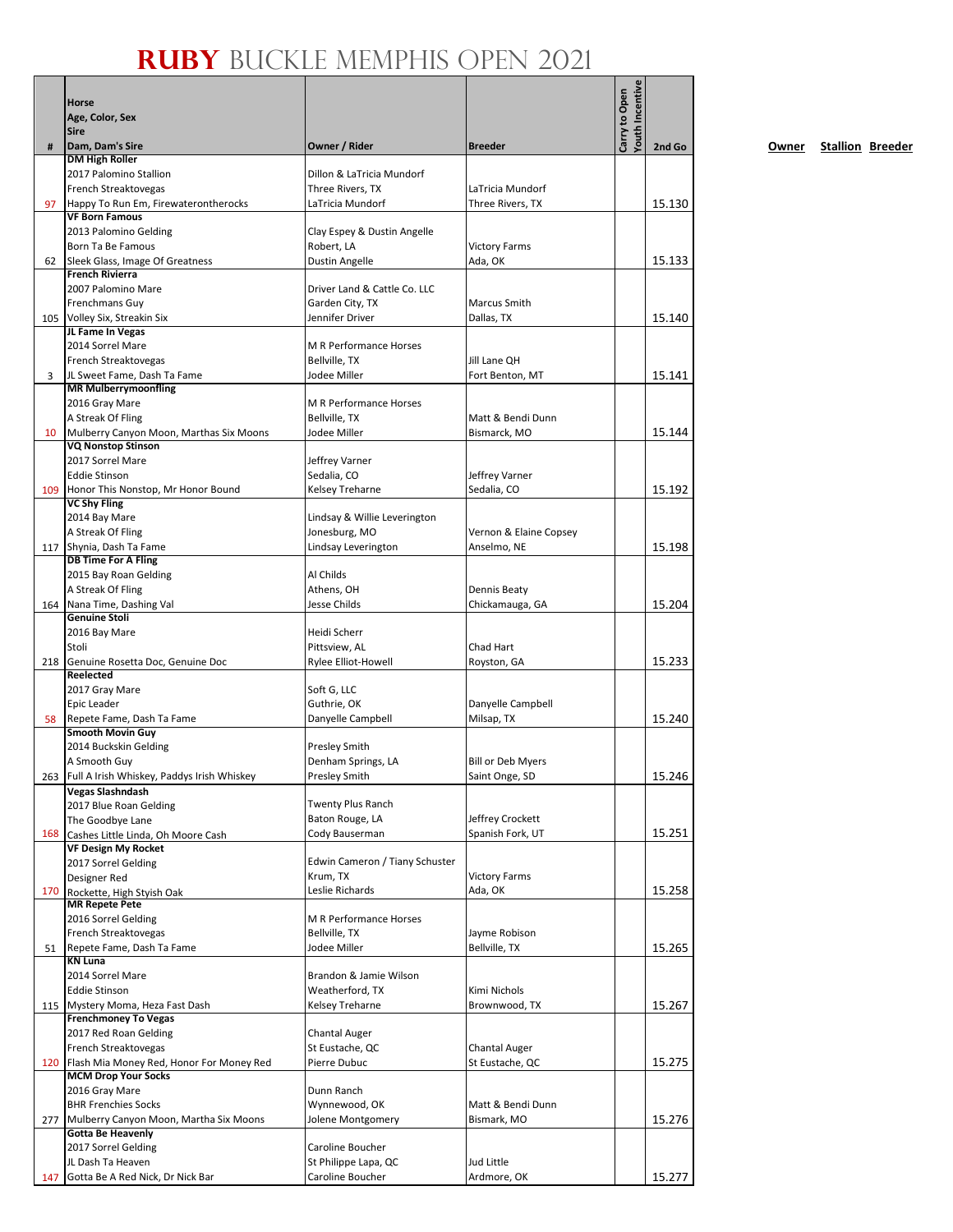# RUBY BUCKLE MEMPHIS OPEN 2021

| # | Horse<br>Age, Color, Sex<br>Sire<br>Dam, Dam's Sire | Owner / Rider | Breeder | Carry to Open | Youth Incentive | 2nd Go |
|---|---|---|---|---|---|---|
| 97 | **DM High Roller**<br>2017 Palomino Stallion<br>French Streaktovegas<br>Happy To Run Em, Firewaterontherocks | Dillon & LaTricia Mundorf<br>Three Rivers, TX<br>LaTricia Mundorf | LaTricia Mundorf<br>Three Rivers, TX | | | 15.130 |
| 62 | **VF Born Famous**<br>2013 Palomino Gelding<br>Born Ta Be Famous<br>Sleek Glass, Image Of Greatness | Clay Espey & Dustin Angelle<br>Robert, LA<br>Dustin Angelle | Victory Farms<br>Ada, OK | | | 15.133 |
| 105 | **French Rivierra**<br>2007 Palomino Mare<br>Frenchmans Guy<br>Volley Six, Streakin Six | Driver Land & Cattle Co. LLC<br>Garden City, TX<br>Jennifer Driver | Marcus Smith<br>Dallas, TX | | | 15.140 |
| 3 | **JL Fame In Vegas**<br>2014 Sorrel Mare<br>French Streaktovegas<br>JL Sweet Fame, Dash Ta Fame | M R Performance Horses<br>Bellville, TX<br>Jodee Miller | Jill Lane QH<br>Fort Benton, MT | | | 15.141 |
| 10 | **MR Mulberrymoonfling**<br>2016 Gray Mare<br>A Streak Of Fling<br>Mulberry Canyon Moon, Marthas Six Moons | M R Performance Horses<br>Bellville, TX<br>Jodee Miller | Matt & Bendi Dunn<br>Bismarck, MO | | | 15.144 |
| 109 | **VQ Nonstop Stinson**<br>2017 Sorrel Mare<br>Eddie Stinson<br>Honor This Nonstop, Mr Honor Bound | Jeffrey Varner<br>Sedalia, CO<br>Kelsey Treharne | Jeffrey Varner<br>Sedalia, CO | | | 15.192 |
| 117 | **VC Shy Fling**<br>2014 Bay Mare<br>A Streak Of Fling<br>Shynia, Dash Ta Fame | Lindsay & Willie Leverington<br>Jonesburg, MO<br>Lindsay Leverington | Vernon & Elaine Copsey<br>Anselmo, NE | | | 15.198 |
| 164 | **DB Time For A Fling**<br>2015 Bay Roan Gelding<br>A Streak Of Fling<br>Nana Time, Dashing Val | Al Childs<br>Athens, OH<br>Jesse Childs | Dennis Beaty<br>Chickamauga, GA | | | 15.204 |
| 218 | **Genuine Stoli**<br>2016 Bay Mare<br>Stoli<br>Genuine Rosetta Doc, Genuine Doc | Heidi Scherr<br>Pittsview, AL<br>Rylee Elliot-Howell | Chad Hart<br>Royston, GA | | | 15.233 |
| 58 | **Reelected**<br>2017 Gray Mare<br>Epic Leader<br>Repete Fame, Dash Ta Fame | Soft G, LLC<br>Guthrie, OK<br>Danyelle Campbell | Danyelle Campbell<br>Milsap, TX | | | 15.240 |
| 263 | **Smooth Movin Guy**<br>2014 Buckskin Gelding<br>A Smooth Guy<br>Full A Irish Whiskey, Paddys Irish Whiskey | Presley Smith<br>Denham Springs, LA<br>Presley Smith | Bill or Deb Myers<br>Saint Onge, SD | | | 15.246 |
| 168 | **Vegas Slashndash**<br>2017 Blue Roan Gelding<br>The Goodbye Lane<br>Cashes Little Linda, Oh Moore Cash | Twenty Plus Ranch<br>Baton Rouge, LA<br>Cody Bauserman | Jeffrey Crockett<br>Spanish Fork, UT | | | 15.251 |
| 170 | **VF Design My Rocket**<br>2017 Sorrel Gelding<br>Designer Red<br>Rockette, High Stylish Oak | Edwin Cameron / Tiany Schuster<br>Krum, TX<br>Leslie Richards | Victory Farms<br>Ada, OK | | | 15.258 |
| 51 | **MR Repete Pete**<br>2016 Sorrel Gelding<br>French Streaktovegas<br>Repete Fame, Dash Ta Fame | M R Performance Horses<br>Bellville, TX<br>Jodee Miller | Jayme Robison<br>Bellville, TX | | | 15.265 |
| 115 | **KN Luna**<br>2014 Sorrel Mare<br>Eddie Stinson<br>Mystery Moma, Heza Fast Dash | Brandon & Jamie Wilson<br>Weatherford, TX<br>Kelsey Treharne | Kimi Nichols<br>Brownwood, TX | | | 15.267 |
| 120 | **Frenchmoney To Vegas**<br>2017 Red Roan Gelding<br>French Streaktovegas<br>Flash Mia Money Red, Honor For Money Red | Chantal Auger<br>St Eustache, QC<br>Pierre Dubuc | Chantal Auger<br>St Eustache, QC | | | 15.275 |
| 277 | **MCM Drop Your Socks**<br>2016 Gray Mare<br>BHR Frenchies Socks<br>Mulberry Canyon Moon, Martha Six Moons | Dunn Ranch<br>Wynnewood, OK<br>Jolene Montgomery | Matt & Bendi Dunn<br>Bismark, MO | | | 15.276 |
| 147 | **Gotta Be Heavenly**<br>2017 Sorrel Gelding<br>JL Dash Ta Heaven<br>Gotta Be A Red Nick, Dr Nick Bar | Caroline Boucher<br>St Philippe Lapa, QC<br>Caroline Boucher | Jud Little<br>Ardmore, OK | | | 15.277 |

**Owner** **Stallion** **Breeder**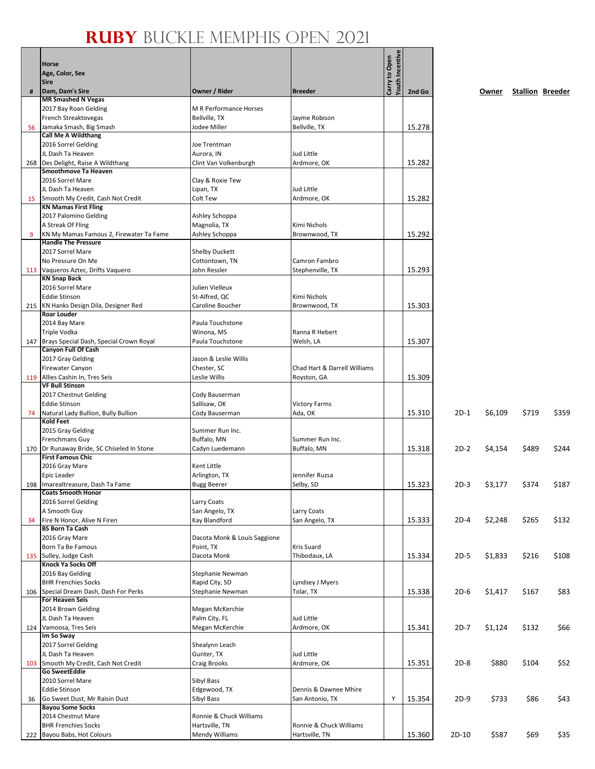# RUBY BUCKLE MEMPHIS OPEN 2021

| # | Horse / Age, Color, Sex / Sire / Dam, Dam's Sire | Owner / Rider | Breeder | Carry to Open | Youth Incentive | 2nd Go | | Owner | Stallion | Breeder |
|---|---|---|---|---|---|---|---|---|---|---|
| 56 | **MR Smashed N Vegas** / 2017 Bay Roan Gelding / French Streaktovegas / Jamaka Smash, Big Smash | M R Performance Horses / Bellville, TX / Jodee Miller | Jayme Robison / Bellville, TX | | | 15.278 | | | | |
| 268 | **Call Me A Wildthang** / 2016 Sorrel Gelding / JL Dash Ta Heaven / Des Delight, Raise A Wildthang | Joe Trentman / Aurora, IN / Clint Van Volkenburgh | Jud Little / Ardmore, OK | | | 15.282 | | | | |
| 15 | **Smoothmove Ta Heaven** / 2016 Sorrel Mare / JL Dash Ta Heaven / Smooth My Credit, Cash Not Credit | Clay & Roxie Tew / Lipan, TX / Colt Tew | Jud Little / Ardmore, OK | | | 15.282 | | | | |
| 9 | **KN Mamas First Fling** / 2017 Palomino Gelding / A Streak Of Fling / KN My Mamas Famous 2, Firewater Ta Fame | Ashley Schoppa / Magnolia, TX / Ashley Schoppa | Kimi Nichols / Brownwood, TX | | | 15.292 | | | | |
| 113 | **Handle The Pressure** / 2017 Sorrel Mare / No Pressure On Me / Vaqueros Aztec, Drifts Vaquero | Shelby Duckett / Cottontown, TN / John Ressler | Camron Fambro / Stephenville, TX | | | 15.293 | | | | |
| 215 | **KN Snap Back** / 2016 Sorrel Mare / Eddie Stinson / KN Hanks Design Dila, Designer Red | Julien Vielleux / St-Alfred, QC / Caroline Boucher | Kimi Nichols / Brownwood, TX | | | 15.303 | | | | |
| 147 | **Roar Louder** / 2014 Bay Mare / Triple Vodka / Brays Special Dash, Special Crown Royal | Paula Touchstone / Winona, MS / Paula Touchstone | Ranna R Hebert / Welsh, LA | | | 15.307 | | | | |
| 119 | **Canyon Full Of Cash** / 2017 Gray Gelding / Firewater Canyon / Allies Cashin In, Tres Seis | Jason & Leslie Willis / Chester, SC / Leslie Willis | Chad Hart & Darrell Williams / Royston, GA | | | 15.309 | | | | |
| 74 | **VF Bull Stinson** / 2017 Chestnut Gelding / Eddie Stinson / Natural Lady Bullion, Bully Bullion | Cody Bauserman / Sallisaw, OK / Cody Bauserman | Victory Farms / Ada, OK | | | 15.310 | 2D-1 | $6,109 | $719 | $359 |
| 170 | **Kold Feet** / 2015 Gray Gelding / Frenchmans Guy / Dr Runaway Bride, SC Chiseled In Stone | Summer Run Inc. / Buffalo, MN / Cadyn Luedemann | Summer Run Inc. / Buffalo, MN | | | 15.318 | 2D-2 | $4,154 | $489 | $244 |
| 198 | **First Famous Chic** / 2016 Gray Mare / Epic Leader / Imarealtreasure, Dash Ta Fame | Kent Little / Arlington, TX / Bugg Beerer | Jennifer Ruzsa / Selby, SD | | | 15.323 | 2D-3 | $3,177 | $374 | $187 |
| 34 | **Coats Smooth Honor** / 2016 Sorrel Gelding / A Smooth Guy / Fire N Honor, Alive N Firen | Larry Coats / San Angelo, TX / Kay Blandford | Larry Coats / San Angelo, TX | | | 15.333 | 2D-4 | $2,248 | $265 | $132 |
| 135 | **BS Born Ta Cash** / 2016 Gray Mare / Born Ta Be Famous / Sulley, Judge Cash | Dacota Monk & Louis Saggione / Point, TX / Dacota Monk | Kris Suard / Thibodaux, LA | | | 15.334 | 2D-5 | $1,833 | $216 | $108 |
| 106 | **Knock Ya Socks Off** / 2016 Bay Gelding / BHR Frenchies Socks / Special Dream Dash, Dash For Perks | Stephanie Newman / Rapid City, SD / Stephanie Newman | Lyndsey J Myers / Tolar, TX | | | 15.338 | 2D-6 | $1,417 | $167 | $83 |
| 124 | **For Heaven Seis** / 2014 Brown Gelding / JL Dash Ta Heaven / Vamoosa, Tres Seis | Megan McKerchie / Palm City, FL / Megan McKerchie | Jud Little / Ardmore, OK | | | 15.341 | 2D-7 | $1,124 | $132 | $66 |
| 103 | **Im So Sway** / 2017 Sorrel Gelding / JL Dash Ta Heaven / Smooth My Credit, Cash Not Credit | Shealynn Leach / Gunter, TX / Craig Brooks | Jud Little / Ardmore, OK | | | 15.351 | 2D-8 | $880 | $104 | $52 |
| 36 | **Go SweetEddie** / 2010 Sorrel Mare / Eddie Stinson / Go Sweet Dust, Mr Raisin Dust | Sibyl Bass / Edgewood, TX / Sibyl Bass | Dennis & Dawnee Mhire / San Antonio, TX | | Y | 15.354 | 2D-9 | $733 | $86 | $43 |
| 222 | **Bayou Some Socks** / 2014 Chestnut Mare / BHR Frenchies Socks / Bayou Babs, Hot Colours | Ronnie & Chuck Williams / Hartsville, TN / Mendy Williams | Ronnie & Chuck Williams / Hartsville, TN | | | 15.360 | 2D-10 | $587 | $69 | $35 |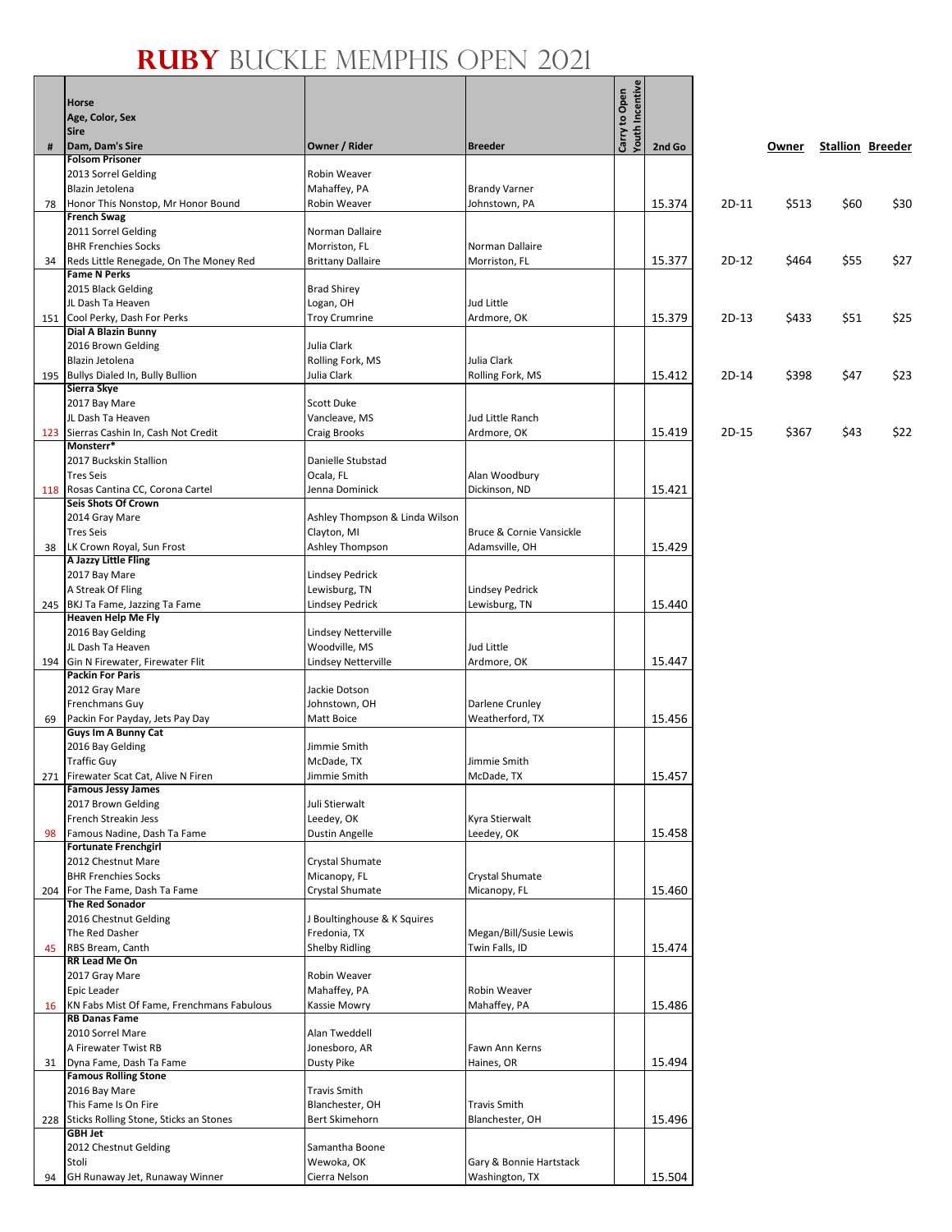# RUBY BUCKLE MEMPHIS OPEN 2021

| # | Horse<br>Age, Color, Sex<br>Sire<br>Dam, Dam's Sire | Owner / Rider | Breeder | Carry to Open | Youth Incentive | 2nd Go | | Owner | Stallion | Breeder |
|---|---|---|---|---|---|---|---|---|---|---|
| 78 | **Folsom Prisoner**<br>2013 Sorrel Gelding<br>Blazin Jetolena<br>Honor This Nonstop, Mr Honor Bound | Robin Weaver<br>Mahaffey, PA<br>Robin Weaver | Brandy Varner<br>Johnstown, PA | | | 15.374 | 2D-11 | $513 | $60 | $30 |
| 34 | **French Swag**<br>2011 Sorrel Gelding<br>BHR Frenchies Socks<br>Reds Little Renegade, On The Money Red | Norman Dallaire<br>Morriston, FL<br>Brittany Dallaire | Norman Dallaire<br>Morriston, FL | | | 15.377 | 2D-12 | $464 | $55 | $27 |
| 151 | **Fame N Perks**<br>2015 Black Gelding<br>JL Dash Ta Heaven<br>Cool Perky, Dash For Perks | Brad Shirey<br>Logan, OH<br>Troy Crumrine | Jud Little<br>Ardmore, OK | | | 15.379 | 2D-13 | $433 | $51 | $25 |
| 195 | **Dial A Blazin Bunny**<br>2016 Brown Gelding<br>Blazin Jetolena<br>Bullys Dialed In, Bully Bullion | Julia Clark<br>Rolling Fork, MS<br>Julia Clark | Julia Clark<br>Rolling Fork, MS | | | 15.412 | 2D-14 | $398 | $47 | $23 |
| 123 | **Sierra Skye**<br>2017 Bay Mare<br>JL Dash Ta Heaven<br>Sierras Cashin In, Cash Not Credit | Scott Duke<br>Vancleave, MS<br>Craig Brooks | Jud Little Ranch<br>Ardmore, OK | | | 15.419 | 2D-15 | $367 | $43 | $22 |
| 118 | **Monsterr***<br>2017 Buckskin Stallion<br>Tres Seis<br>Rosas Cantina CC, Corona Cartel | Danielle Stubstad<br>Ocala, FL<br>Jenna Dominick | Alan Woodbury<br>Dickinson, ND | | | 15.421 | | | | |
| 38 | **Seis Shots Of Crown**<br>2014 Gray Mare<br>Tres Seis<br>LK Crown Royal, Sun Frost | Ashley Thompson & Linda Wilson<br>Clayton, MI<br>Ashley Thompson | Bruce & Cornie Vansickle<br>Adamsville, OH | | | 15.429 | | | | |
| 245 | **A Jazzy Little Fling**<br>2017 Bay Mare<br>A Streak Of Fling<br>BKJ Ta Fame, Jazzing Ta Fame | Lindsey Pedrick<br>Lewisburg, TN<br>Lindsey Pedrick | Lindsey Pedrick<br>Lewisburg, TN | | | 15.440 | | | | |
| 194 | **Heaven Help Me Fly**<br>2016 Bay Gelding<br>JL Dash Ta Heaven<br>Gin N Firewater, Firewater Flit | Lindsey Netterville<br>Woodville, MS<br>Lindsey Netterville | Jud Little<br>Ardmore, OK | | | 15.447 | | | | |
| 69 | **Packin For Paris**<br>2012 Gray Mare<br>Frenchmans Guy<br>Packin For Payday, Jets Pay Day | Jackie Dotson<br>Johnstown, OH<br>Matt Boice | Darlene Crunley<br>Weatherford, TX | | | 15.456 | | | | |
| 271 | **Guys Im A Bunny Cat**<br>2016 Bay Gelding<br>Traffic Guy<br>Firewater Scat Cat, Alive N Firen | Jimmie Smith<br>McDade, TX<br>Jimmie Smith | Jimmie Smith<br>McDade, TX | | | 15.457 | | | | |
| 98 | **Famous Jessy James**<br>2017 Brown Gelding<br>French Streakin Jess<br>Famous Nadine, Dash Ta Fame | Juli Stierwalt<br>Leedey, OK<br>Dustin Angelle | Kyra Stierwalt<br>Leedey, OK | | | 15.458 | | | | |
| 204 | **Fortunate Frenchgirl**<br>2012 Chestnut Mare<br>BHR Frenchies Socks<br>For The Fame, Dash Ta Fame | Crystal Shumate<br>Micanopy, FL<br>Crystal Shumate | Crystal Shumate<br>Micanopy, FL | | | 15.460 | | | | |
| 45 | **The Red Sonador**<br>2016 Chestnut Gelding<br>The Red Dasher<br>RBS Bream, Canth | J Boultinghouse & K Squires<br>Fredonia, TX<br>Shelby Ridling | Megan/Bill/Susie Lewis<br>Twin Falls, ID | | | 15.474 | | | | |
| 16 | **RR Lead Me On**<br>2017 Gray Mare<br>Epic Leader<br>KN Fabs Mist Of Fame, Frenchmans Fabulous | Robin Weaver<br>Mahaffey, PA<br>Kassie Mowry | Robin Weaver<br>Mahaffey, PA | | | 15.486 | | | | |
| 31 | **RB Danas Fame**<br>2010 Sorrel Mare<br>A Firewater Twist RB<br>Dyna Fame, Dash Ta Fame | Alan Tweddell<br>Jonesboro, AR<br>Dusty Pike | Fawn Ann Kerns<br>Haines, OR | | | 15.494 | | | | |
| 228 | **Famous Rolling Stone**<br>2016 Bay Mare<br>This Fame Is On Fire<br>Sticks Rolling Stone, Sticks an Stones | Travis Smith<br>Blanchester, OH<br>Bert Skimehorn | Travis Smith<br>Blanchester, OH | | | 15.496 | | | | |
| 94 | **GBH Jet**<br>2012 Chestnut Gelding<br>Stoli<br>GH Runaway Jet, Runaway Winner | Samantha Boone<br>Wewoka, OK<br>Cierra Nelson | Gary & Bonnie Hartstack<br>Washington, TX | | | 15.504 | | | | |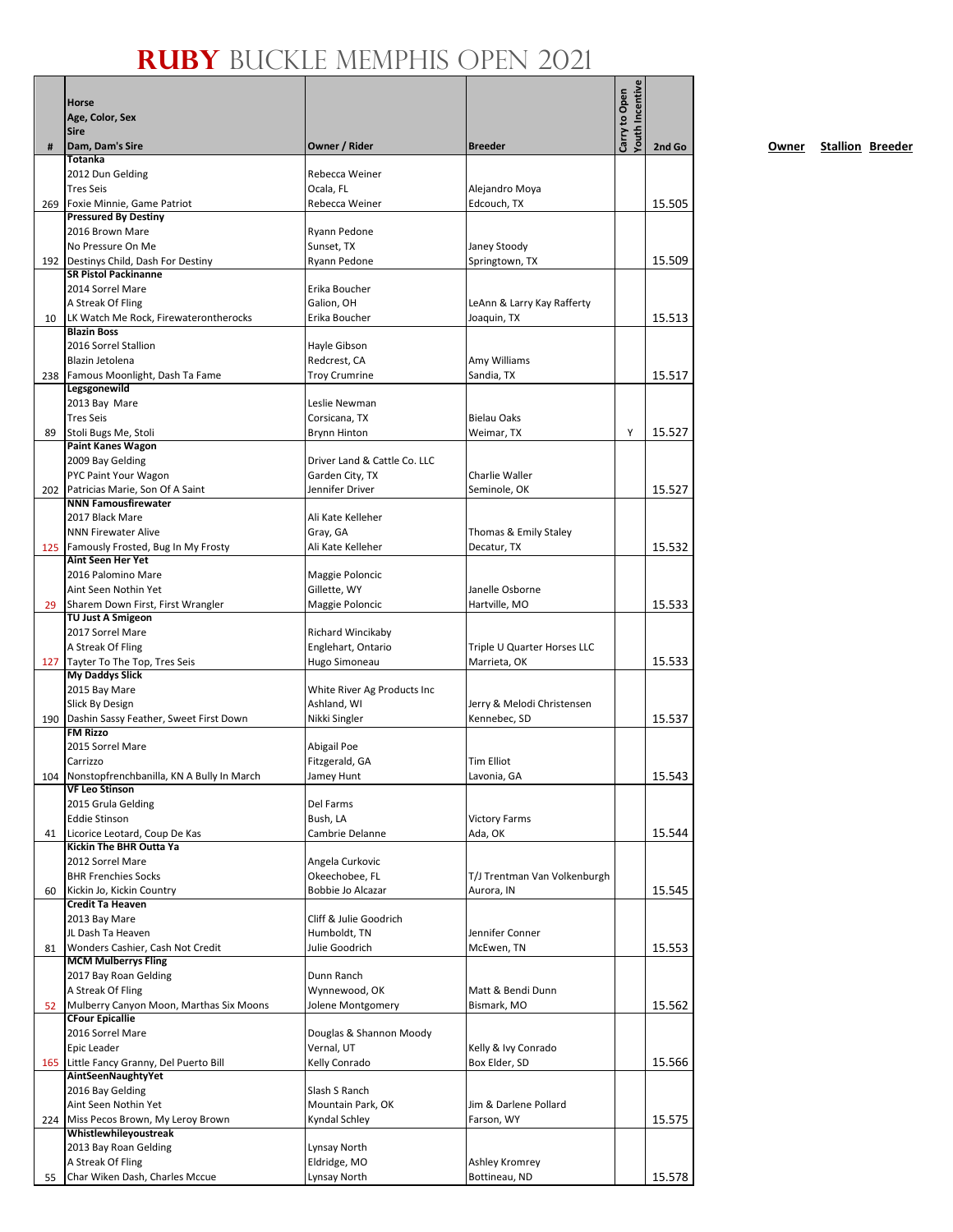# RUBY BUCKLE MEMPHIS OPEN 2021

| # | Horse<br>Age, Color, Sex<br>Sire<br>Dam, Dam's Sire | Owner / Rider | Breeder | Carry to Open | Youth Incentive | 2nd Go |
|---|---|---|---|---|---|---|
| 269 | **Totanka**<br>2012 Dun Gelding<br>Tres Seis<br>Foxie Minnie, Game Patriot | Rebecca Weiner<br>Ocala, FL<br>Rebecca Weiner | Alejandro Moya<br>Edcouch, TX | | | 15.505 |
| 192 | **Pressured By Destiny**<br>2016 Brown Mare<br>No Pressure On Me<br>Destinys Child, Dash For Destiny | Ryann Pedone<br>Sunset, TX<br>Ryann Pedone | Janey Stoody<br>Springtown, TX | | | 15.509 |
| 10 | **SR Pistol Packinanne**<br>2014 Sorrel Mare<br>A Streak Of Fling<br>LK Watch Me Rock, Firewaterontherocks | Erika Boucher<br>Galion, OH<br>Erika Boucher | LeAnn & Larry Kay Rafferty<br>Joaquin, TX | | | 15.513 |
| 238 | **Blazin Boss**<br>2016 Sorrel Stallion<br>Blazin Jetolena<br>Famous Moonlight, Dash Ta Fame | Hayle Gibson<br>Redcrest, CA<br>Troy Crumrine | Amy Williams<br>Sandia, TX | | | 15.517 |
| 89 | **Legsgonewild**<br>2013 Bay Mare<br>Tres Seis<br>Stoli Bugs Me, Stoli | Leslie Newman<br>Corsicana, TX<br>Brynn Hinton | Bielau Oaks<br>Weimar, TX | | Y | 15.527 |
| 202 | **Paint Kanes Wagon**<br>2009 Bay Gelding<br>PYC Paint Your Wagon<br>Patricias Marie, Son Of A Saint | Driver Land & Cattle Co. LLC<br>Garden City, TX<br>Jennifer Driver | Charlie Waller<br>Seminole, OK | | | 15.527 |
| 125 | **NNN Famousfirewater**<br>2017 Black Mare<br>NNN Firewater Alive<br>Famously Frosted, Bug In My Frosty | Ali Kate Kelleher<br>Gray, GA<br>Ali Kate Kelleher | Thomas & Emily Staley<br>Decatur, TX | | | 15.532 |
| 29 | **Aint Seen Her Yet**<br>2016 Palomino Mare<br>Aint Seen Nothin Yet<br>Sharem Down First, First Wrangler | Maggie Poloncic<br>Gillette, WY<br>Maggie Poloncic | Janelle Osborne<br>Hartville, MO | | | 15.533 |
| 127 | **TU Just A Smigeon**<br>2017 Sorrel Mare<br>A Streak Of Fling<br>Tayter To The Top, Tres Seis | Richard Wincikaby<br>Englehart, Ontario<br>Hugo Simoneau | Triple U Quarter Horses LLC<br>Marrieta, OK | | | 15.533 |
| 190 | **My Daddys Slick**<br>2015 Bay Mare<br>Slick By Design<br>Dashin Sassy Feather, Sweet First Down | White River Ag Products Inc<br>Ashland, WI<br>Nikki Singler | Jerry & Melodi Christensen<br>Kennebec, SD | | | 15.537 |
| 104 | **FM Rizzo**<br>2015 Sorrel Mare<br>Carrizzo<br>Nonstopfrenchbanilla, KN A Bully In March | Abigail Poe<br>Fitzgerald, GA<br>Jamey Hunt | Tim Elliot<br>Lavonia, GA | | | 15.543 |
| 41 | **VF Leo Stinson**<br>2015 Grula Gelding<br>Eddie Stinson<br>Licorice Leotard, Coup De Kas | Del Farms<br>Bush, LA<br>Cambrie Delanne | Victory Farms<br>Ada, OK | | | 15.544 |
| 60 | **Kickin The BHR Outta Ya**<br>2012 Sorrel Mare<br>BHR Frenchies Socks<br>Kickin Jo, Kickin Country | Angela Curkovic<br>Okeechobee, FL<br>Bobbie Jo Alcazar | T/J Trentman Van Volkenburgh<br>Aurora, IN | | | 15.545 |
| 81 | **Credit Ta Heaven**<br>2013 Bay Mare<br>JL Dash Ta Heaven<br>Wonders Cashier, Cash Not Credit | Cliff & Julie Goodrich<br>Humboldt, TN<br>Julie Goodrich | Jennifer Conner<br>McEwen, TN | | | 15.553 |
| 52 | **MCM Mulberrys Fling**<br>2017 Bay Roan Gelding<br>A Streak Of Fling<br>Mulberry Canyon Moon, Marthas Six Moons | Dunn Ranch<br>Wynnewood, OK<br>Jolene Montgomery | Matt & Bendi Dunn<br>Bismark, MO | | | 15.562 |
| 165 | **CFour Epicallie**<br>2016 Sorrel Mare<br>Epic Leader<br>Little Fancy Granny, Del Puerto Bill | Douglas & Shannon Moody<br>Vernal, UT<br>Kelly Conrado | Kelly & Ivy Conrado<br>Box Elder, SD | | | 15.566 |
| 224 | **AintSeenNaughtyYet**<br>2016 Bay Gelding<br>Aint Seen Nothin Yet<br>Miss Pecos Brown, My Leroy Brown | Slash S Ranch<br>Mountain Park, OK<br>Kyndal Schley | Jim & Darlene Pollard<br>Farson, WY | | | 15.575 |
| 55 | **Whistlewhileyoustreak**<br>2013 Bay Roan Gelding<br>A Streak Of Fling<br>Char Wiken Dash, Charles Mccue | Lynsay North<br>Eldridge, MO<br>Lynsay North | Ashley Kromrey<br>Bottineau, ND | | | 15.578 |

**Owner** **Stallion** **Breeder**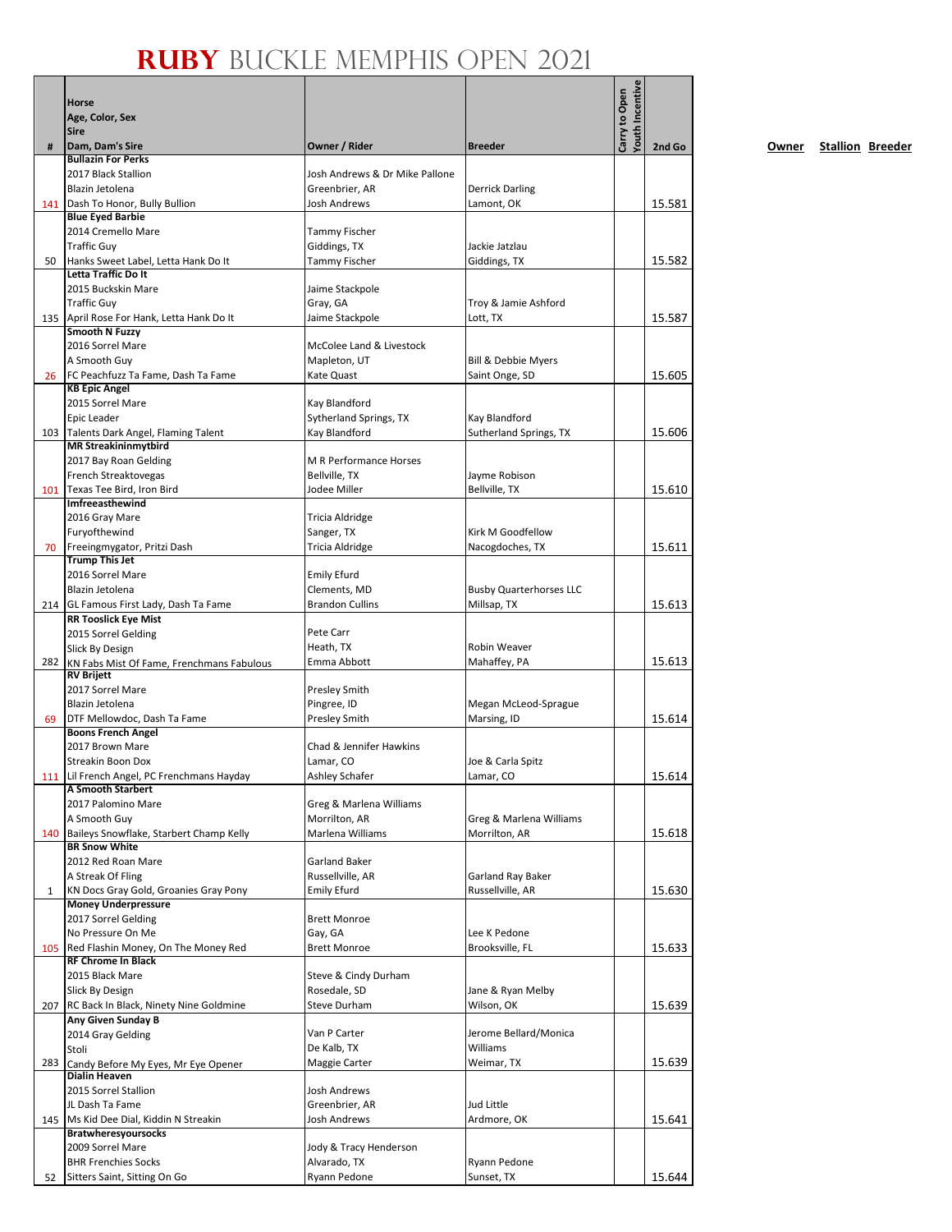# RUBY BUCKLE MEMPHIS OPEN 2021

| # | Horse<br>Age, Color, Sex<br>Sire<br>Dam, Dam's Sire | Owner / Rider | Breeder | Carry to Open | Youth Incentive | 2nd Go |
|---|---|---|---|---|---|---|
| 141 | **Bullazin For Perks**<br>2017 Black Stallion<br>Blazin Jetolena<br>Dash To Honor, Bully Bullion | Josh Andrews & Dr Mike Pallone<br>Greenbrier, AR<br>Josh Andrews | Derrick Darling<br>Lamont, OK | | | 15.581 |
| 50 | **Blue Eyed Barbie**<br>2014 Cremello Mare<br>Traffic Guy<br>Hanks Sweet Label, Letta Hank Do It | Tammy Fischer<br>Giddings, TX<br>Tammy Fischer | Jackie Jatzlau<br>Giddings, TX | | | 15.582 |
| 135 | **Letta Traffic Do It**<br>2015 Buckskin Mare<br>Traffic Guy<br>April Rose For Hank, Letta Hank Do It | Jaime Stackpole<br>Gray, GA<br>Jaime Stackpole | Troy & Jamie Ashford<br>Lott, TX | | | 15.587 |
| 26 | **Smooth N Fuzzy**<br>2016 Sorrel Mare<br>A Smooth Guy<br>FC Peachfuzz Ta Fame, Dash Ta Fame | McColee Land & Livestock<br>Mapleton, UT<br>Kate Quast | Bill & Debbie Myers<br>Saint Onge, SD | | | 15.605 |
| 103 | **KB Epic Angel**<br>2015 Sorrel Mare<br>Epic Leader<br>Talents Dark Angel, Flaming Talent | Kay Blandford<br>Sytherland Springs, TX<br>Kay Blandford | Kay Blandford<br>Sutherland Springs, TX | | | 15.606 |
| 101 | **MR Streakininmytbird**<br>2017 Bay Roan Gelding<br>French Streaktovegas<br>Texas Tee Bird, Iron Bird | M R Performance Horses<br>Bellville, TX<br>Jodee Miller | Jayme Robison<br>Bellville, TX | | | 15.610 |
| 70 | **Imfreeasthewind**<br>2016 Gray Mare<br>Furyofthewind<br>Freeingmygator, Pritzi Dash | Tricia Aldridge<br>Sanger, TX<br>Tricia Aldridge | Kirk M Goodfellow<br>Nacogdoches, TX | | | 15.611 |
| 214 | **Trump This Jet**<br>2016 Sorrel Mare<br>Blazin Jetolena<br>GL Famous First Lady, Dash Ta Fame | Emily Efurd<br>Clements, MD<br>Brandon Cullins | Busby Quarterhorses LLC<br>Millsap, TX | | | 15.613 |
| 282 | **RR Tooslick Eye Mist**<br>2015 Sorrel Gelding<br>Slick By Design<br>KN Fabs Mist Of Fame, Frenchmans Fabulous | Pete Carr<br>Heath, TX<br>Emma Abbott | Robin Weaver<br>Mahaffey, PA | | | 15.613 |
| 69 | **RV Brijett**<br>2017 Sorrel Mare<br>Blazin Jetolena<br>DTF Mellowdoc, Dash Ta Fame | Presley Smith<br>Pingree, ID<br>Presley Smith | Megan McLeod-Sprague<br>Marsing, ID | | | 15.614 |
| 111 | **Boons French Angel**<br>2017 Brown Mare<br>Streakin Boon Dox<br>Lil French Angel, PC Frenchmans Hayday | Chad & Jennifer Hawkins<br>Lamar, CO<br>Ashley Schafer | Joe & Carla Spitz<br>Lamar, CO | | | 15.614 |
| 140 | **A Smooth Starbert**<br>2017 Palomino Mare<br>A Smooth Guy<br>Baileys Snowflake, Starbert Champ Kelly | Greg & Marlena Williams<br>Morrilton, AR<br>Marlena Williams | Greg & Marlena Williams<br>Morrilton, AR | | | 15.618 |
| 1 | **BR Snow White**<br>2012 Red Roan Mare<br>A Streak Of Fling<br>KN Docs Gray Gold, Groanies Gray Pony | Garland Baker<br>Russellville, AR<br>Emily Efurd | Garland Ray Baker<br>Russellville, AR | | | 15.630 |
| 105 | **Money Underpressure**<br>2017 Sorrel Gelding<br>No Pressure On Me<br>Red Flashin Money, On The Money Red | Brett Monroe<br>Gay, GA<br>Brett Monroe | Lee K Pedone<br>Brooksville, FL | | | 15.633 |
| 207 | **RF Chrome In Black**<br>2015 Black Mare<br>Slick By Design<br>RC Back In Black, Ninety Nine Goldmine | Steve & Cindy Durham<br>Rosedale, SD<br>Steve Durham | Jane & Ryan Melby<br>Wilson, OK | | | 15.639 |
| 283 | **Any Given Sunday B**<br>2014 Gray Gelding<br>Stoli<br>Candy Before My Eyes, Mr Eye Opener | Van P Carter<br>De Kalb, TX<br>Maggie Carter | Jerome Bellard/Monica Williams<br>Weimar, TX | | | 15.639 |
| 145 | **Dialin Heaven**<br>2015 Sorrel Stallion<br>JL Dash Ta Fame<br>Ms Kid Dee Dial, Kiddin N Streakin | Josh Andrews<br>Greenbrier, AR<br>Josh Andrews | Jud Little<br>Ardmore, OK | | | 15.641 |
| 52 | **Bratwheresyoursocks**<br>2009 Sorrel Mare<br>BHR Frenchies Socks<br>Sitters Saint, Sitting On Go | Jody & Tracy Henderson<br>Alvarado, TX<br>Ryann Pedone | Ryann Pedone<br>Sunset, TX | | | 15.644 |

**Owner** **Stallion** **Breeder**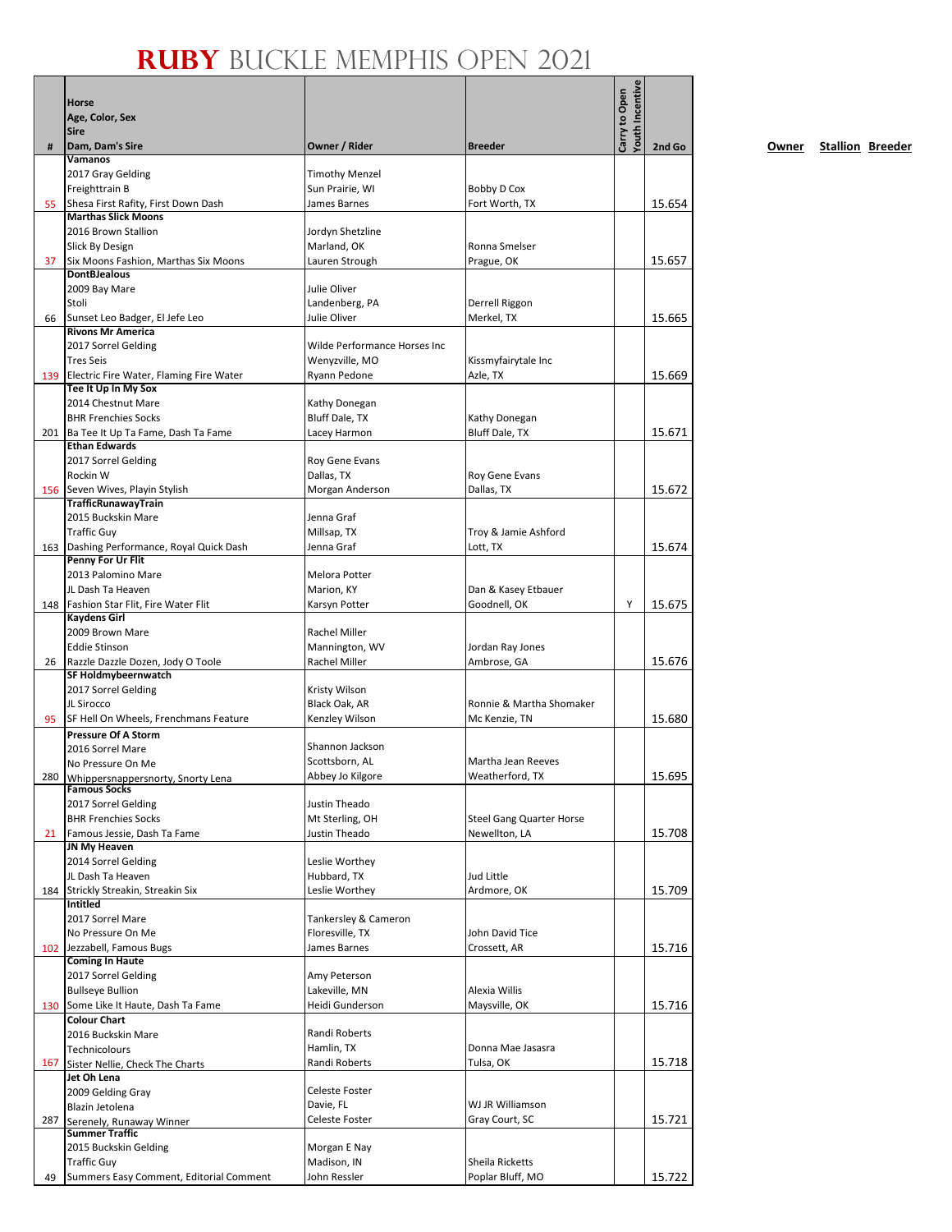# RUBY BUCKLE MEMPHIS OPEN 2021

| # | Horse<br>Age, Color, Sex<br>Sire<br>Dam, Dam's Sire | Owner / Rider | Breeder | Carry to Open | Youth Incentive | 2nd Go |
|---|---|---|---|---|---|---|
| 55 | **Vamanos**<br>2017 Gray Gelding<br>Freighttrain B<br>Shesa First Rafity, First Down Dash | Timothy Menzel<br>Sun Prairie, WI<br>James Barnes | Bobby D Cox<br>Fort Worth, TX | | | 15.654 |
| 37 | **Marthas Slick Moons**<br>2016 Brown Stallion<br>Slick By Design<br>Six Moons Fashion, Marthas Six Moons | Jordyn Shetzline<br>Marland, OK<br>Lauren Strough | Ronna Smelser<br>Prague, OK | | | 15.657 |
| 66 | **DontBJealous**<br>2009 Bay Mare<br>Stoli<br>Sunset Leo Badger, El Jefe Leo | Julie Oliver<br>Landenberg, PA<br>Julie Oliver | Derrell Riggon<br>Merkel, TX | | | 15.665 |
| 139 | **Rivons Mr America**<br>2017 Sorrel Gelding<br>Tres Seis<br>Electric Fire Water, Flaming Fire Water | Wilde Performance Horses Inc<br>Wenyzville, MO<br>Ryann Pedone | Kissmyfairytale Inc<br>Azle, TX | | | 15.669 |
| 201 | **Tee It Up In My Sox**<br>2014 Chestnut Mare<br>BHR Frenchies Socks<br>Ba Tee It Up Ta Fame, Dash Ta Fame | Kathy Donegan<br>Bluff Dale, TX<br>Lacey Harmon | Kathy Donegan<br>Bluff Dale, TX | | | 15.671 |
| 156 | **Ethan Edwards**<br>2017 Sorrel Gelding<br>Rockin W<br>Seven Wives, Playin Stylish | Roy Gene Evans<br>Dallas, TX<br>Morgan Anderson | Roy Gene Evans<br>Dallas, TX | | | 15.672 |
| 163 | **TrafficRunawayTrain**<br>2015 Buckskin Mare<br>Traffic Guy<br>Dashing Performance, Royal Quick Dash | Jenna Graf<br>Millsap, TX<br>Jenna Graf | Troy & Jamie Ashford<br>Lott, TX | | | 15.674 |
| 148 | **Penny For Ur Flit**<br>2013 Palomino Mare<br>JL Dash Ta Heaven<br>Fashion Star Flit, Fire Water Flit | Melora Potter<br>Marion, KY<br>Karsyn Potter | Dan & Kasey Etbauer<br>Goodnell, OK | | Y | 15.675 |
| 26 | **Kaydens Girl**<br>2009 Brown Mare<br>Eddie Stinson<br>Razzle Dazzle Dozen, Jody O Toole | Rachel Miller<br>Mannington, WV<br>Rachel Miller | Jordan Ray Jones<br>Ambrose, GA | | | 15.676 |
| 95 | **SF Holdmybeernwatch**<br>2017 Sorrel Gelding<br>JL Sirocco<br>SF Hell On Wheels, Frenchmans Feature | Kristy Wilson<br>Black Oak, AR<br>Kenzley Wilson | Ronnie & Martha Shomaker<br>Mc Kenzie, TN | | | 15.680 |
| 280 | **Pressure Of A Storm**<br>2016 Sorrel Mare<br>No Pressure On Me<br>Whippersnappersnorty, Snorty Lena | Shannon Jackson<br>Scottsborn, AL<br>Abbey Jo Kilgore | Martha Jean Reeves<br>Weatherford, TX | | | 15.695 |
| 21 | **Famous Socks**<br>2017 Sorrel Gelding<br>BHR Frenchies Socks<br>Famous Jessie, Dash Ta Fame | Justin Theado<br>Mt Sterling, OH<br>Justin Theado | Steel Gang Quarter Horse<br>Newellton, LA | | | 15.708 |
| 184 | **JN My Heaven**<br>2014 Sorrel Gelding<br>JL Dash Ta Heaven<br>Strickly Streakin, Streakin Six | Leslie Worthey<br>Hubbard, TX<br>Leslie Worthey | Jud Little<br>Ardmore, OK | | | 15.709 |
| 102 | **Intitled**<br>2017 Sorrel Mare<br>No Pressure On Me<br>Jezzabell, Famous Bugs | Tankersley & Cameron<br>Floresville, TX<br>James Barnes | John David Tice<br>Crossett, AR | | | 15.716 |
| 130 | **Coming In Haute**<br>2017 Sorrel Gelding<br>Bullseye Bullion<br>Some Like It Haute, Dash Ta Fame | Amy Peterson<br>Lakeville, MN<br>Heidi Gunderson | Alexia Willis<br>Maysville, OK | | | 15.716 |
| 167 | **Colour Chart**<br>2016 Buckskin Mare<br>Technicolours<br>Sister Nellie, Check The Charts | Randi Roberts<br>Hamlin, TX<br>Randi Roberts | Donna Mae Jasasra<br>Tulsa, OK | | | 15.718 |
| 287 | **Jet Oh Lena**<br>2009 Gelding Gray<br>Blazin Jetolena<br>Serenely, Runaway Winner | Celeste Foster<br>Davie, FL<br>Celeste Foster | WJ JR Williamson<br>Gray Court, SC | | | 15.721 |
| 49 | **Summer Traffic**<br>2015 Buckskin Gelding<br>Traffic Guy<br>Summers Easy Comment, Editorial Comment | Morgan E Nay<br>Madison, IN<br>John Ressler | Sheila Ricketts<br>Poplar Bluff, MO | | | 15.722 |

**Owner** **Stallion** **Breeder**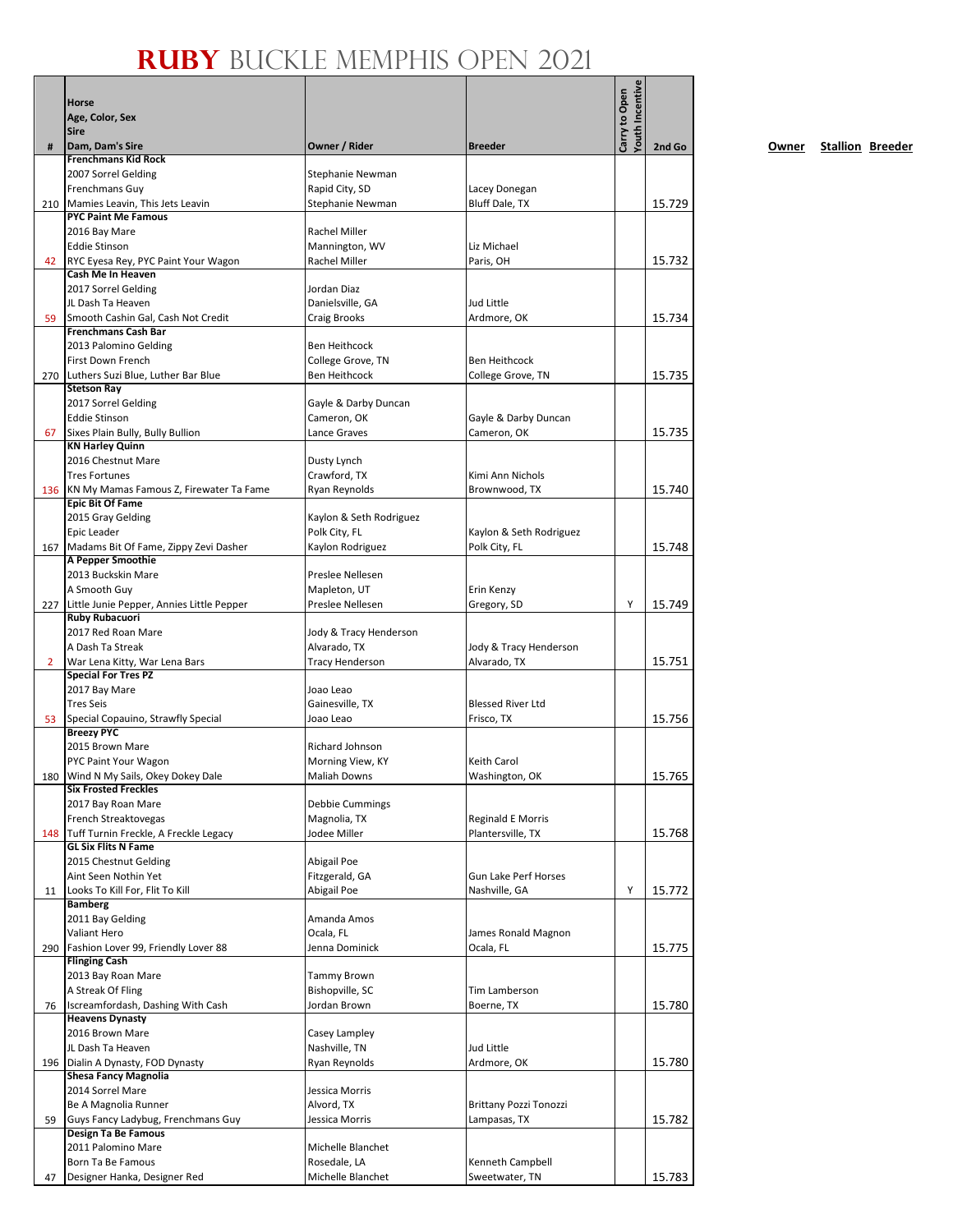# RUBY BUCKLE MEMPHIS OPEN 2021

| # | Horse<br>Age, Color, Sex<br>Sire<br>Dam, Dam's Sire | Owner / Rider | Breeder | Carry to Open | Youth Incentive | 2nd Go |
|---|---|---|---|---|---|---|
| 210 | **Frenchmans Kid Rock**<br>2007 Sorrel Gelding<br>Frenchmans Guy<br>Mamies Leavin, This Jets Leavin | Stephanie Newman<br>Rapid City, SD<br>Stephanie Newman | Lacey Donegan<br>Bluff Dale, TX | | | 15.729 |
| 42 | **PYC Paint Me Famous**<br>2016 Bay Mare<br>Eddie Stinson<br>RYC Eyesa Rey, PYC Paint Your Wagon | Rachel Miller<br>Mannington, WV<br>Rachel Miller | Liz Michael<br>Paris, OH | | | 15.732 |
| 59 | **Cash Me In Heaven**<br>2017 Sorrel Gelding<br>JL Dash Ta Heaven<br>Smooth Cashin Gal, Cash Not Credit | Jordan Diaz<br>Danielsville, GA<br>Craig Brooks | Jud Little<br>Ardmore, OK | | | 15.734 |
| 270 | **Frenchmans Cash Bar**<br>2013 Palomino Gelding<br>First Down French<br>Luthers Suzi Blue, Luther Bar Blue | Ben Heithcock<br>College Grove, TN<br>Ben Heithcock | Ben Heithcock<br>College Grove, TN | | | 15.735 |
| 67 | **Stetson Ray**<br>2017 Sorrel Gelding<br>Eddie Stinson<br>Sixes Plain Bully, Bully Bullion | Gayle & Darby Duncan<br>Cameron, OK<br>Lance Graves | Gayle & Darby Duncan<br>Cameron, OK | | | 15.735 |
| 136 | **KN Harley Quinn**<br>2016 Chestnut Mare<br>Tres Fortunes<br>KN My Mamas Famous Z, Firewater Ta Fame | Dusty Lynch<br>Crawford, TX<br>Ryan Reynolds | Kimi Ann Nichols<br>Brownwood, TX | | | 15.740 |
| 167 | **Epic Bit Of Fame**<br>2015 Gray Gelding<br>Epic Leader<br>Madams Bit Of Fame, Zippy Zevi Dasher | Kaylon & Seth Rodriguez<br>Polk City, FL<br>Kaylon Rodriguez | Kaylon & Seth Rodriguez<br>Polk City, FL | | | 15.748 |
| 227 | **A Pepper Smoothie**<br>2013 Buckskin Mare<br>A Smooth Guy<br>Little Junie Pepper, Annies Little Pepper | Preslee Nellesen<br>Mapleton, UT<br>Preslee Nellesen | Erin Kenzy<br>Gregory, SD | | Y | 15.749 |
| 2 | **Ruby Rubacuori**<br>2017 Red Roan Mare<br>A Dash Ta Streak<br>War Lena Kitty, War Lena Bars | Jody & Tracy Henderson<br>Alvarado, TX<br>Tracy Henderson | Jody & Tracy Henderson<br>Alvarado, TX | | | 15.751 |
| 53 | **Special For Tres PZ**<br>2017 Bay Mare<br>Tres Seis<br>Special Copauino, Strawfly Special | Joao Leao<br>Gainesville, TX<br>Joao Leao | Blessed River Ltd<br>Frisco, TX | | | 15.756 |
| 180 | **Breezy PYC**<br>2015 Brown Mare<br>PYC Paint Your Wagon<br>Wind N My Sails, Okey Dokey Dale | Richard Johnson<br>Morning View, KY<br>Maliah Downs | Keith Carol<br>Washington, OK | | | 15.765 |
| 148 | **Six Frosted Freckles**<br>2017 Bay Roan Mare<br>French Streaktovegas<br>Tuff Turnin Freckle, A Freckle Legacy | Debbie Cummings<br>Magnolia, TX<br>Jodee Miller | Reginald E Morris<br>Plantersville, TX | | | 15.768 |
| 11 | **GL Six Flits N Fame**<br>2015 Chestnut Gelding<br>Aint Seen Nothin Yet<br>Looks To Kill For, Flit To Kill | Abigail Poe<br>Fitzgerald, GA<br>Abigail Poe | Gun Lake Perf Horses<br>Nashville, GA | | Y | 15.772 |
| 290 | **Bamberg**<br>2011 Bay Gelding<br>Valiant Hero<br>Fashion Lover 99, Friendly Lover 88 | Amanda Amos<br>Ocala, FL<br>Jenna Dominick | James Ronald Magnon<br>Ocala, FL | | | 15.775 |
| 76 | **Flinging Cash**<br>2013 Bay Roan Mare<br>A Streak Of Fling<br>Iscreamfordash, Dashing With Cash | Tammy Brown<br>Bishopville, SC<br>Jordan Brown | Tim Lamberson<br>Boerne, TX | | | 15.780 |
| 196 | **Heavens Dynasty**<br>2016 Brown Mare<br>JL Dash Ta Heaven<br>Dialin A Dynasty, FOD Dynasty | Casey Lampley<br>Nashville, TN<br>Ryan Reynolds | Jud Little<br>Ardmore, OK | | | 15.780 |
| 59 | **Shesa Fancy Magnolia**<br>2014 Sorrel Mare<br>Be A Magnolia Runner<br>Guys Fancy Ladybug, Frenchmans Guy | Jessica Morris<br>Alvord, TX<br>Jessica Morris | Brittany Pozzi Tonozzi<br>Lampasas, TX | | | 15.782 |
| 47 | **Design Ta Be Famous**<br>2011 Palomino Mare<br>Born Ta Be Famous<br>Designer Hanka, Designer Red | Michelle Blanchet<br>Rosedale, LA<br>Michelle Blanchet | Kenneth Campbell<br>Sweetwater, TN | | | 15.783 |

Owner Stallion Breeder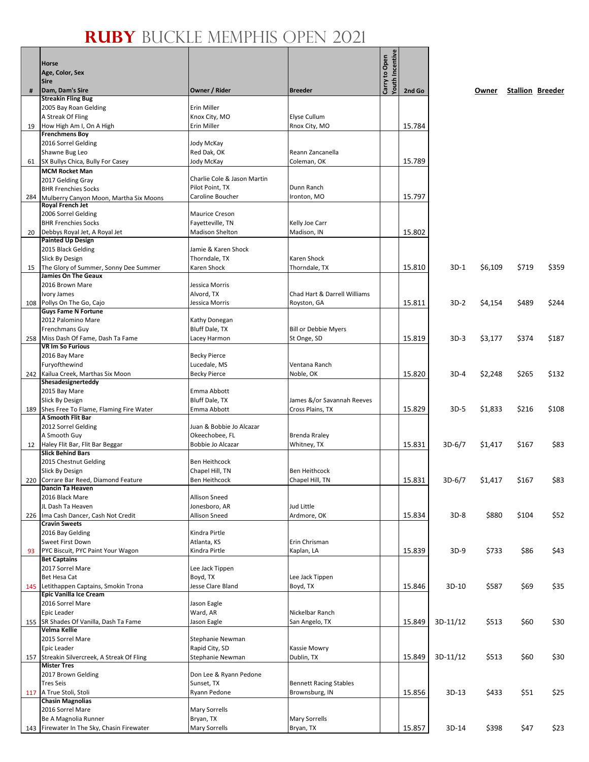# RUBY BUCKLE MEMPHIS OPEN 2021

| # | Horse / Age, Color, Sex / Sire / Dam, Dam's Sire | Owner / Rider | Breeder | Carry to Open | Youth Incentive | 2nd Go | | Owner | Stallion | Breeder |
|---|---|---|---|---|---|---|---|---|---|---|
| 19 | **Streakin Fling Bug**<br>2005 Bay Roan Gelding<br>A Streak Of Fling<br>How High Am I, On A High | Erin Miller<br>Knox City, MO<br>Erin Miller | Elyse Cullum<br>Rnox City, MO | | | 15.784 | | | | |
| 61 | **Frenchmens Boy**<br>2016 Sorrel Gelding<br>Shawne Bug Leo<br>SX Bullys Chica, Bully For Casey | Jody McKay<br>Red Dak, OK<br>Jody McKay | Reann Zancanella<br>Coleman, OK | | | 15.789 | | | | |
| 284 | **MCM Rocket Man**<br>2017 Gelding Gray<br>BHR Frenchies Socks<br>Mulberry Canyon Moon, Martha Six Moons | Charlie Cole & Jason Martin<br>Pilot Point, TX<br>Caroline Boucher | Dunn Ranch<br>Ironton, MO | | | 15.797 | | | | |
| 20 | **Royal French Jet**<br>2006 Sorrel Gelding<br>BHR Frenchies Socks<br>Debbys Royal Jet, A Royal Jet | Maurice Creson<br>Fayetteville, TN<br>Madison Shelton | Kelly Joe Carr<br>Madison, IN | | | 15.802 | | | | |
| 15 | **Painted Up Design**<br>2015 Black Gelding<br>Slick By Design<br>The Glory of Summer, Sonny Dee Summer | Jamie & Karen Shock<br>Thorndale, TX<br>Karen Shock | Karen Shock<br>Thorndale, TX | | | 15.810 | 3D-1 | $6,109 | $719 | $359 |
| 108 | **Jamies On The Geaux**<br>2016 Brown Mare<br>Ivory James<br>Pollys On The Go, Cajo | Jessica Morris<br>Alvord, TX<br>Jessica Morris | Chad Hart & Darrell Williams<br>Royston, GA | | | 15.811 | 3D-2 | $4,154 | $489 | $244 |
| 258 | **Guys Fame N Fortune**<br>2012 Palomino Mare<br>Frenchmans Guy<br>Miss Dash Of Fame, Dash Ta Fame | Kathy Donegan<br>Bluff Dale, TX<br>Lacey Harmon | Bill or Debbie Myers<br>St Onge, SD | | | 15.819 | 3D-3 | $3,177 | $374 | $187 |
| 242 | **VR Im So Furious**<br>2016 Bay Mare<br>Furyofthewind<br>Kailua Creek, Marthas Six Moon | Becky Pierce<br>Lucedale, MS<br>Becky Pierce | Ventana Ranch<br>Noble, OK | | | 15.820 | 3D-4 | $2,248 | $265 | $132 |
| 189 | **Shesadesignerteddy**<br>2015 Bay Mare<br>Slick By Design<br>Shes Free To Flame, Flaming Fire Water | Emma Abbott<br>Bluff Dale, TX<br>Emma Abbott | James &/or Savannah Reeves<br>Cross Plains, TX | | | 15.829 | 3D-5 | $1,833 | $216 | $108 |
| 12 | **A Smooth Flit Bar**<br>2012 Sorrel Gelding<br>A Smooth Guy<br>Haley Flit Bar, Flit Bar Beggar | Juan & Bobbie Jo Alcazar<br>Okeechobee, FL<br>Bobbie Jo Alcazar | Brenda Rraley<br>Whitney, TX | | | 15.831 | 3D-6/7 | $1,417 | $167 | $83 |
| 220 | **Slick Behind Bars**<br>2015 Chestnut Gelding<br>Slick By Design<br>Corrare Bar Reed, Diamond Feature | Ben Heithcock<br>Chapel Hill, TN<br>Ben Heithcock | Ben Heithcock<br>Chapel Hill, TN | | | 15.831 | 3D-6/7 | $1,417 | $167 | $83 |
| 226 | **Dancin Ta Heaven**<br>2016 Black Mare<br>JL Dash Ta Heaven<br>Ima Cash Dancer, Cash Not Credit | Allison Sneed<br>Jonesboro, AR<br>Allison Sneed | Jud Little<br>Ardmore, OK | | | 15.834 | 3D-8 | $880 | $104 | $52 |
| 93 | **Cravin Sweets**<br>2016 Bay Gelding<br>Sweet First Down<br>PYC Biscuit, PYC Paint Your Wagon | Kindra Pirtle<br>Atlanta, KS<br>Kindra Pirtle | Erin Chrisman<br>Kaplan, LA | | | 15.839 | 3D-9 | $733 | $86 | $43 |
| 145 | **Bet Captains**<br>2017 Sorrel Mare<br>Bet Hesa Cat<br>Letithappen Captains, Smokin Trona | Lee Jack Tippen<br>Boyd, TX<br>Jesse Clare Bland | Lee Jack Tippen<br>Boyd, TX | | | 15.846 | 3D-10 | $587 | $69 | $35 |
| 155 | **Epic Vanilla Ice Cream**<br>2016 Sorrel Mare<br>Epic Leader<br>SR Shades Of Vanilla, Dash Ta Fame | Jason Eagle<br>Ward, AR<br>Jason Eagle | Nickelbar Ranch<br>San Angelo, TX | | | 15.849 | 3D-11/12 | $513 | $60 | $30 |
| 157 | **Velma Kellie**<br>2015 Sorrel Mare<br>Epic Leader<br>Streakin Silvercreek, A Streak Of Fling | Stephanie Newman<br>Rapid City, SD<br>Stephanie Newman | Kassie Mowry<br>Dublin, TX | | | 15.849 | 3D-11/12 | $513 | $60 | $30 |
| 117 | **Mister Tres**<br>2017 Brown Gelding<br>Tres Seis<br>A True Stoli, Stoli | Don Lee & Ryann Pedone<br>Sunset, TX<br>Ryann Pedone | Bennett Racing Stables<br>Brownsburg, IN | | | 15.856 | 3D-13 | $433 | $51 | $25 |
| 143 | **Chasin Magnolias**<br>2016 Sorrel Mare<br>Be A Magnolia Runner<br>Firewater In The Sky, Chasin Firewater | Mary Sorrells<br>Bryan, TX<br>Mary Sorrells | Mary Sorrells<br>Bryan, TX | | | 15.857 | 3D-14 | $398 | $47 | $23 |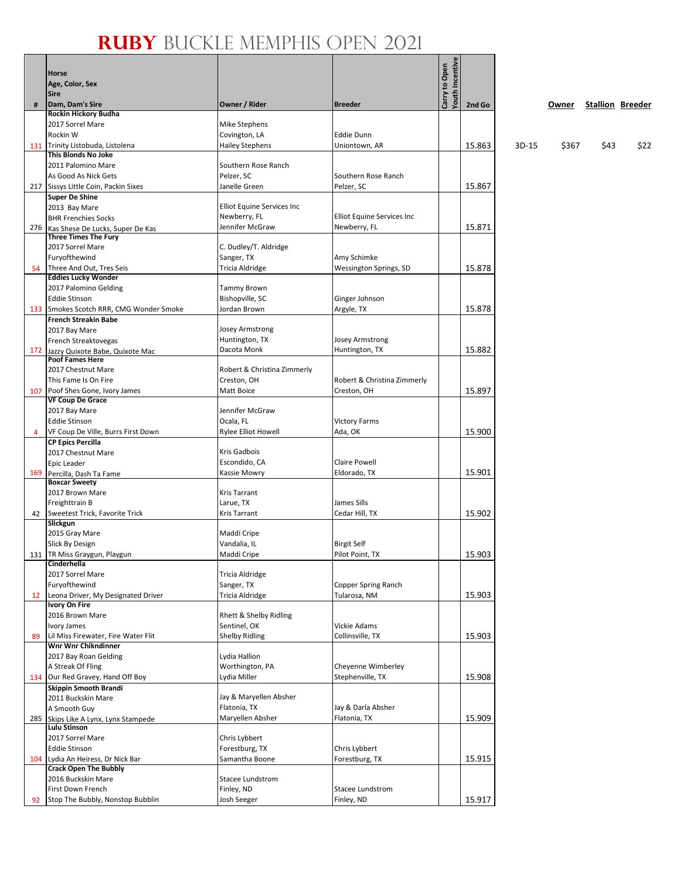# RUBY BUCKLE MEMPHIS OPEN 2021

| # | Horse<br>Age, Color, Sex<br>Sire<br>Dam, Dam's Sire | Owner / Rider | Breeder | Carry to Open | Youth Incentive | 2nd Go | | Owner | Stallion | Breeder |
|---|---|---|---|---|---|---|---|---|---|---|
| 131 | **Rockin Hickory Budha**<br>2017 Sorrel Mare<br>Rockin W<br>Trinity Listobuda, Listolena | Mike Stephens<br>Covington, LA<br>Hailey Stephens | Eddie Dunn<br>Uniontown, AR | | | 15.863 | 3D-15 | $367 | $43 | $22 |
| 217 | **This Blonds No Joke**<br>2011 Palomino Mare<br>As Good As Nick Gets<br>Sissys Little Coin, Packin Sixes | Southern Rose Ranch<br>Pelzer, SC<br>Janelle Green | Southern Rose Ranch<br>Pelzer, SC | | | 15.867 | | | | |
| 276 | **Super De Shine**<br>2013 Bay Mare<br>BHR Frenchies Socks<br>Kas Shese De Lucks, Super De Kas | Elliot Equine Services Inc<br>Newberry, FL<br>Jennifer McGraw | Elliot Equine Services Inc<br>Newberry, FL | | | 15.871 | | | | |
| 54 | **Three Times The Fury**<br>2017 Sorrel Mare<br>Furyofthewind<br>Three And Out, Tres Seis | C. Dudley/T. Aldridge<br>Sanger, TX<br>Tricia Aldridge | Amy Schimke<br>Wessington Springs, SD | | | 15.878 | | | | |
| 133 | **Eddies Lucky Wonder**<br>2017 Palomino Gelding<br>Eddie Stinson<br>Smokes Scotch RRR, CMG Wonder Smoke | Tammy Brown<br>Bishopville, SC<br>Jordan Brown | Ginger Johnson<br>Argyle, TX | | | 15.878 | | | | |
| 172 | **French Streakin Babe**<br>2017 Bay Mare<br>French Streaktovegas<br>Jazzy Quixote Babe, Quixote Mac | Josey Armstrong<br>Huntington, TX<br>Dacota Monk | Josey Armstrong<br>Huntington, TX | | | 15.882 | | | | |
| 107 | **Poof Fames Here**<br>2017 Chestnut Mare<br>This Fame Is On Fire<br>Poof Shes Gone, Ivory James | Robert & Christina Zimmerly<br>Creston, OH<br>Matt Boice | Robert & Christina Zimmerly<br>Creston, OH | | | 15.897 | | | | |
| 4 | **VF Coup De Grace**<br>2017 Bay Mare<br>Eddie Stinson<br>VF Coup De Ville, Burrs First Down | Jennifer McGraw<br>Ocala, FL<br>Rylee Elliot Howell | Victory Farms<br>Ada, OK | | | 15.900 | | | | |
| 169 | **CP Epics Percilla**<br>2017 Chestnut Mare<br>Epic Leader<br>Percilla, Dash Ta Fame | Kris Gadbois<br>Escondido, CA<br>Kassie Mowry | Claire Powell<br>Eldorado, TX | | | 15.901 | | | | |
| 42 | **Boxcar Sweety**<br>2017 Brown Mare<br>Freighttrain B<br>Sweetest Trick, Favorite Trick | Kris Tarrant<br>Larue, TX<br>Kris Tarrant | James Sills<br>Cedar Hill, TX | | | 15.902 | | | | |
| 131 | **Slickgun**<br>2015 Gray Mare<br>Slick By Design<br>TR Miss Graygun, Playgun | Maddi Cripe<br>Vandalia, IL<br>Maddi Cripe | Birgit Self<br>Pilot Point, TX | | | 15.903 | | | | |
| 12 | **Cinderhella**<br>2017 Sorrel Mare<br>Furyofthewind<br>Leona Driver, My Designated Driver | Tricia Aldridge<br>Sanger, TX<br>Tricia Aldridge | Copper Spring Ranch<br>Tularosa, NM | | | 15.903 | | | | |
| 89 | **Ivory On Fire**<br>2016 Brown Mare<br>Ivory James<br>Lil Miss Firewater, Fire Water Flit | Rhett & Shelby Ridling<br>Sentinel, OK<br>Shelby Ridling | Vickie Adams<br>Collinsville, TX | | | 15.903 | | | | |
| 134 | **Wnr Wnr Chikndinner**<br>2017 Bay Roan Gelding<br>A Streak Of Fling<br>Our Red Gravey, Hand Off Boy | Lydia Hallion<br>Worthington, PA<br>Lydia Miller | Cheyenne Wimberley<br>Stephenville, TX | | | 15.908 | | | | |
| 285 | **Skippin Smooth Brandi**<br>2011 Buckskin Mare<br>A Smooth Guy<br>Skips Like A Lynx, Lynx Stampede | Jay & Maryellen Absher<br>Flatonia, TX<br>Maryellen Absher | Jay & Darla Absher<br>Flatonia, TX | | | 15.909 | | | | |
| 104 | **Lulu Stinson**<br>2017 Sorrel Mare<br>Eddie Stinson<br>Lydia An Heiress, Dr Nick Bar | Chris Lybbert<br>Forestburg, TX<br>Samantha Boone | Chris Lybbert<br>Forestburg, TX | | | 15.915 | | | | |
| 92 | **Crack Open The Bubbly**<br>2016 Buckskin Mare<br>First Down French<br>Stop The Bubbly, Nonstop Bubblin | Stacee Lundstrom<br>Finley, ND<br>Josh Seeger | Stacee Lundstrom<br>Finley, ND | | | 15.917 | | | | |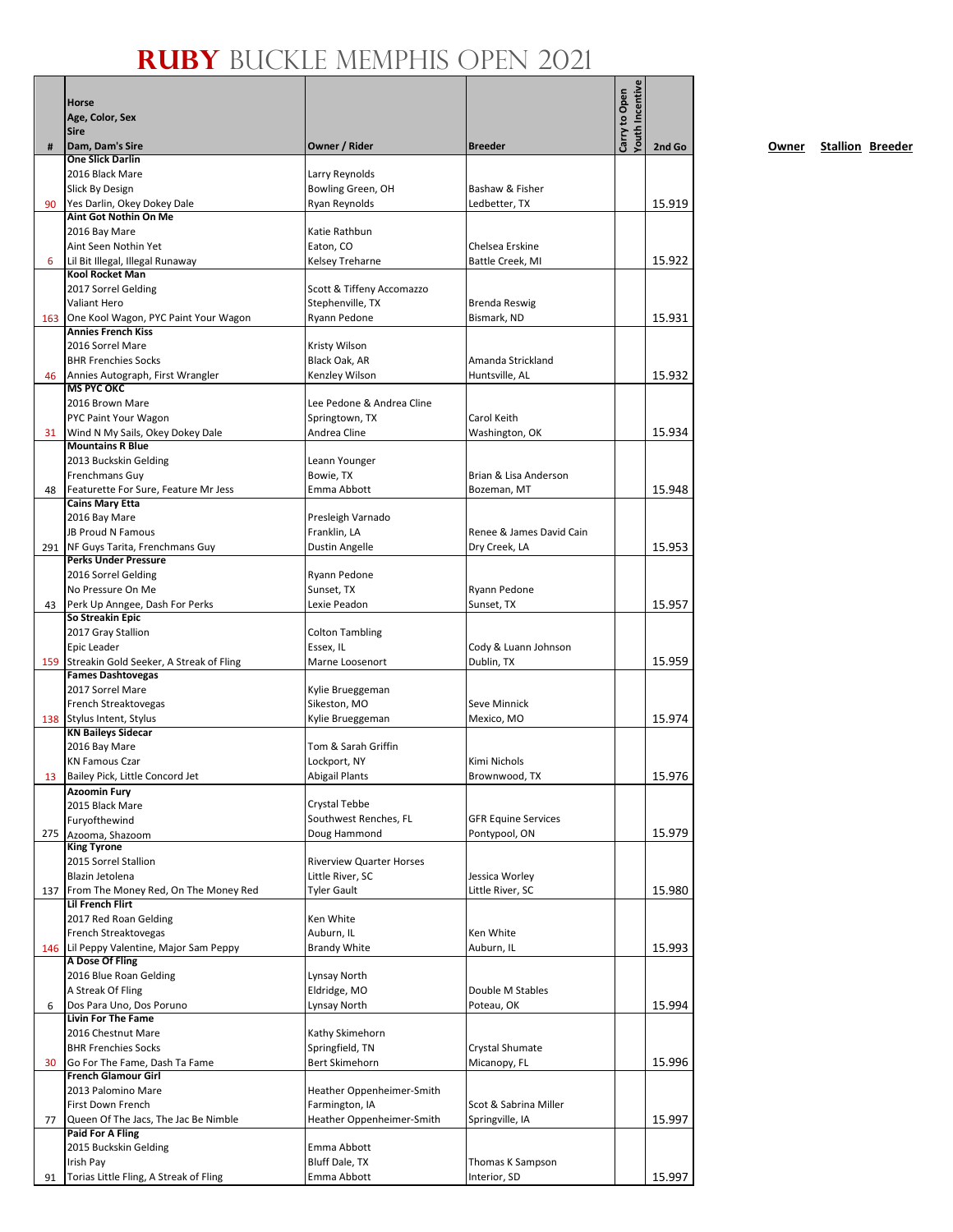# RUBY BUCKLE MEMPHIS OPEN 2021

| # | Horse / Age, Color, Sex / Sire / Dam, Dam's Sire | Owner / Rider | Breeder | Carry to Open | Youth Incentive | 2nd Go |
|---|---|---|---|---|---|---|
| 90 | **One Slick Darlin** 2016 Black Mare Slick By Design Yes Darlin, Okey Dokey Dale | Larry Reynolds Bowling Green, OH Ryan Reynolds | Bashaw & Fisher Ledbetter, TX | | | 15.919 |
| 6 | **Aint Got Nothin On Me** 2016 Bay Mare Aint Seen Nothin Yet Lil Bit Illegal, Illegal Runaway | Katie Rathbun Eaton, CO Kelsey Treharne | Chelsea Erskine Battle Creek, MI | | | 15.922 |
| 163 | **Kool Rocket Man** 2017 Sorrel Gelding Valiant Hero One Kool Wagon, PYC Paint Your Wagon | Scott & Tiffeny Accomazzo Stephenville, TX Ryann Pedone | Brenda Reswig Bismark, ND | | | 15.931 |
| 46 | **Annies French Kiss** 2016 Sorrel Mare BHR Frenchies Socks Annies Autograph, First Wrangler | Kristy Wilson Black Oak, AR Kenzley Wilson | Amanda Strickland Huntsville, AL | | | 15.932 |
| 31 | **MS PYC OKC** 2016 Brown Mare PYC Paint Your Wagon Wind N My Sails, Okey Dokey Dale | Lee Pedone & Andrea Cline Springtown, TX Andrea Cline | Carol Keith Washington, OK | | | 15.934 |
| 48 | **Mountains R Blue** 2013 Buckskin Gelding Frenchmans Guy Featurette For Sure, Feature Mr Jess | Leann Younger Bowie, TX Emma Abbott | Brian & Lisa Anderson Bozeman, MT | | | 15.948 |
| 291 | **Cains Mary Etta** 2016 Bay Mare JB Proud N Famous NF Guys Tarita, Frenchmans Guy | Presleigh Varnado Franklin, LA Dustin Angelle | Renee & James David Cain Dry Creek, LA | | | 15.953 |
| 43 | **Perks Under Pressure** 2016 Sorrel Gelding No Pressure On Me Perk Up Anngee, Dash For Perks | Ryann Pedone Sunset, TX Lexie Peadon | Ryann Pedone Sunset, TX | | | 15.957 |
| 159 | **So Streakin Epic** 2017 Gray Stallion Epic Leader Streakin Gold Seeker, A Streak of Fling | Colton Tambling Essex, IL Marne Loosenort | Cody & Luann Johnson Dublin, TX | | | 15.959 |
| 138 | **Fames Dashtovegas** 2017 Sorrel Mare French Streaktovegas Stylus Intent, Stylus | Kylie Brueggeman Sikeston, MO Kylie Brueggeman | Seve Minnick Mexico, MO | | | 15.974 |
| 13 | **KN Baileys Sidecar** 2016 Bay Mare KN Famous Czar Bailey Pick, Little Concord Jet | Tom & Sarah Griffin Lockport, NY Abigail Plants | Kimi Nichols Brownwood, TX | | | 15.976 |
| 275 | **Azoomin Fury** 2015 Black Mare Furyofthewind Azooma, Shazoom | Crystal Tebbe Southwest Renches, FL Doug Hammond | GFR Equine Services Pontypool, ON | | | 15.979 |
| 137 | **King Tyrone** 2015 Sorrel Stallion Blazin Jetolena From The Money Red, On The Money Red | Riverview Quarter Horses Little River, SC Tyler Gault | Jessica Worley Little River, SC | | | 15.980 |
| 146 | **Lil French Flirt** 2017 Red Roan Gelding French Streaktovegas Lil Peppy Valentine, Major Sam Peppy | Ken White Auburn, IL Brandy White | Ken White Auburn, IL | | | 15.993 |
| 6 | **A Dose Of Fling** 2016 Blue Roan Gelding A Streak Of Fling Dos Para Uno, Dos Poruno | Lynsay North Eldridge, MO Lynsay North | Double M Stables Poteau, OK | | | 15.994 |
| 30 | **Livin For The Fame** 2016 Chestnut Mare BHR Frenchies Socks Go For The Fame, Dash Ta Fame | Kathy Skimehorn Springfield, TN Bert Skimehorn | Crystal Shumate Micanopy, FL | | | 15.996 |
| 77 | **French Glamour Girl** 2013 Palomino Mare First Down French Queen Of The Jacs, The Jac Be Nimble | Heather Oppenheimer-Smith Farmington, IA Heather Oppenheimer-Smith | Scot & Sabrina Miller Springville, IA | | | 15.997 |
| 91 | **Paid For A Fling** 2015 Buckskin Gelding Irish Pay Torias Little Fling, A Streak of Fling | Emma Abbott Bluff Dale, TX Emma Abbott | Thomas K Sampson Interior, SD | | | 15.997 |

**Owner** **Stallion** **Breeder**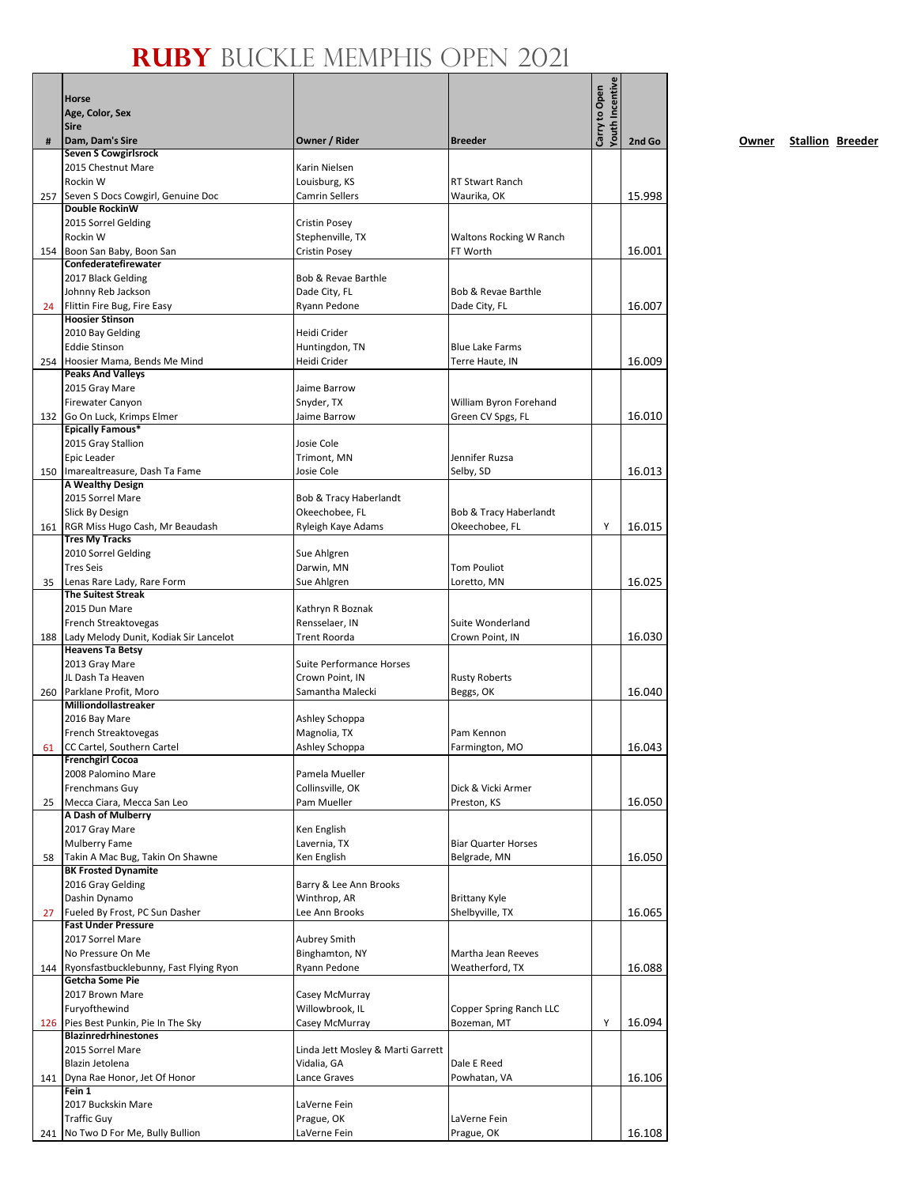# RUBY BUCKLE MEMPHIS OPEN 2021

| # | Horse<br>Age, Color, Sex<br>Sire<br>Dam, Dam's Sire | Owner / Rider | Breeder | Carry to Open | Youth Incentive | 2nd Go |
|---|---|---|---|---|---|---|
| 257 | **Seven S Cowgirlsrock**<br>2015 Chestnut Mare<br>Rockin W<br>Seven S Docs Cowgirl, Genuine Doc | Karin Nielsen<br>Louisburg, KS<br>Camrin Sellers | RT Stwart Ranch<br>Waurika, OK | | | 15.998 |
| 154 | **Double RockinW**<br>2015 Sorrel Gelding<br>Rockin W<br>Boon San Baby, Boon San | Cristin Posey<br>Stephenville, TX<br>Cristin Posey | Waltons Rocking W Ranch<br>FT Worth | | | 16.001 |
| 24 | **Confederatefirewater**<br>2017 Black Gelding<br>Johnny Reb Jackson<br>Flittin Fire Bug, Fire Easy | Bob & Revae Barthle<br>Dade City, FL<br>Ryann Pedone | Bob & Revae Barthle<br>Dade City, FL | | | 16.007 |
| 254 | **Hoosier Stinson**<br>2010 Bay Gelding<br>Eddie Stinson<br>Hoosier Mama, Bends Me Mind | Heidi Crider<br>Huntingdon, TN<br>Heidi Crider | Blue Lake Farms<br>Terre Haute, IN | | | 16.009 |
| 132 | **Peaks And Valleys**<br>2015 Gray Mare<br>Firewater Canyon<br>Go On Luck, Krimps Elmer | Jaime Barrow<br>Snyder, TX<br>Jaime Barrow | William Byron Forehand<br>Green CV Spgs, FL | | | 16.010 |
| 150 | **Epically Famous***<br>2015 Gray Stallion<br>Epic Leader<br>Imarealtreasure, Dash Ta Fame | Josie Cole<br>Trimont, MN<br>Josie Cole | Jennifer Ruzsa<br>Selby, SD | | | 16.013 |
| 161 | **A Wealthy Design**<br>2015 Sorrel Mare<br>Slick By Design<br>RGR Miss Hugo Cash, Mr Beaudash | Bob & Tracy Haberlandt<br>Okeechobee, FL<br>Ryleigh Kaye Adams | Bob & Tracy Haberlandt<br>Okeechobee, FL | | Y | 16.015 |
| 35 | **Tres My Tracks**<br>2010 Sorrel Gelding<br>Tres Seis<br>Lenas Rare Lady, Rare Form | Sue Ahlgren<br>Darwin, MN<br>Sue Ahlgren | Tom Pouliot<br>Loretto, MN | | | 16.025 |
| 188 | **The Suitest Streak**<br>2015 Dun Mare<br>French Streaktovegas<br>Lady Melody Dunit, Kodiak Sir Lancelot | Kathryn R Boznak<br>Rensselaer, IN<br>Trent Roorda | Suite Wonderland<br>Crown Point, IN | | | 16.030 |
| 260 | **Heavens Ta Betsy**<br>2013 Gray Mare<br>JL Dash Ta Heaven<br>Parklane Profit, Moro | Suite Performance Horses<br>Crown Point, IN<br>Samantha Malecki | Rusty Roberts<br>Beggs, OK | | | 16.040 |
| 61 | **Milliondollastreaker**<br>2016 Bay Mare<br>French Streaktovegas<br>CC Cartel, Southern Cartel | Ashley Schoppa<br>Magnolia, TX<br>Ashley Schoppa | Pam Kennon<br>Farmington, MO | | | 16.043 |
| 25 | **Frenchgirl Cocoa**<br>2008 Palomino Mare<br>Frenchmans Guy<br>Mecca Ciara, Mecca San Leo | Pamela Mueller<br>Collinsville, OK<br>Pam Mueller | Dick & Vicki Armer<br>Preston, KS | | | 16.050 |
| 58 | **A Dash of Mulberry**<br>2017 Gray Mare<br>Mulberry Fame<br>Takin A Mac Bug, Takin On Shawne | Ken English<br>Lavernia, TX<br>Ken English | Biar Quarter Horses<br>Belgrade, MN | | | 16.050 |
| 27 | **BK Frosted Dynamite**<br>2016 Gray Gelding<br>Dashin Dynamo<br>Fueled By Frost, PC Sun Dasher | Barry & Lee Ann Brooks<br>Winthrop, AR<br>Lee Ann Brooks | Brittany Kyle<br>Shelbyville, TX | | | 16.065 |
| 144 | **Fast Under Pressure**<br>2017 Sorrel Mare<br>No Pressure On Me<br>Ryonsfastbucklebunny, Fast Flying Ryon | Aubrey Smith<br>Binghamton, NY<br>Ryann Pedone | Martha Jean Reeves<br>Weatherford, TX | | | 16.088 |
| 126 | **Getcha Some Pie**<br>2017 Brown Mare<br>Furyofthewind<br>Pies Best Punkin, Pie In The Sky | Casey McMurray<br>Willowbrook, IL<br>Casey McMurray | Copper Spring Ranch LLC<br>Bozeman, MT | | Y | 16.094 |
| 141 | **Blazinredrhinestones**<br>2015 Sorrel Mare<br>Blazin Jetolena<br>Dyna Rae Honor, Jet Of Honor | Linda Jett Mosley & Marti Garrett<br>Vidalia, GA<br>Lance Graves | Dale E Reed<br>Powhatan, VA | | | 16.106 |
| 241 | **Fein 1**<br>2017 Buckskin Mare<br>Traffic Guy<br>No Two D For Me, Bully Bullion | LaVerne Fein<br>Prague, OK<br>LaVerne Fein | LaVerne Fein<br>Prague, OK | | | 16.108 |

**Owner** **Stallion** **Breeder**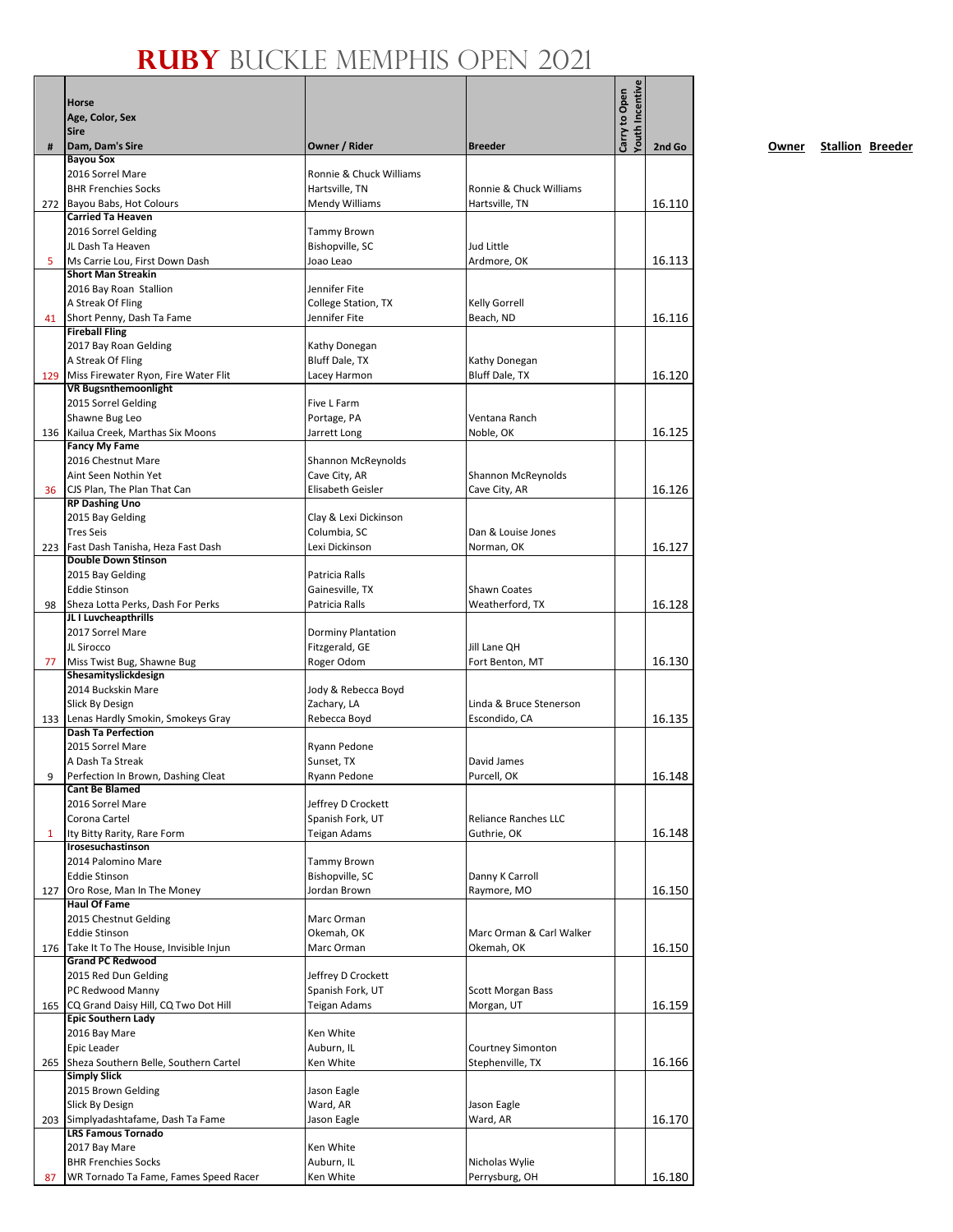# RUBY BUCKLE MEMPHIS OPEN 2021

| # | Horse / Age, Color, Sex / Sire / Dam, Dam's Sire | Owner / Rider | Breeder | Carry to Open | Youth Incentive | 2nd Go | Owner | Stallion | Breeder |
|---|---|---|---|---|---|---|---|---|---|
| 272 | **Bayou Sox**<br>2016 Sorrel Mare<br>BHR Frenchies Socks<br>Bayou Babs, Hot Colours | Ronnie & Chuck Williams<br>Hartsville, TN<br>Mendy Williams | Ronnie & Chuck Williams<br>Hartsville, TN | | | 16.110 | | | |
| 5 | **Carried Ta Heaven**<br>2016 Sorrel Gelding<br>JL Dash Ta Heaven<br>Ms Carrie Lou, First Down Dash | Tammy Brown<br>Bishopville, SC<br>Joao Leao | Jud Little<br>Ardmore, OK | | | 16.113 | | | |
| 41 | **Short Man Streakin**<br>2016 Bay Roan Stallion<br>A Streak Of Fling<br>Short Penny, Dash Ta Fame | Jennifer Fite<br>College Station, TX<br>Jennifer Fite | Kelly Gorrell<br>Beach, ND | | | 16.116 | | | |
| 129 | **Fireball Fling**<br>2017 Bay Roan Gelding<br>A Streak Of Fling<br>Miss Firewater Ryon, Fire Water Flit | Kathy Donegan<br>Bluff Dale, TX<br>Lacey Harmon | Kathy Donegan<br>Bluff Dale, TX | | | 16.120 | | | |
| 136 | **VR Bugsnthemoonlight**<br>2015 Sorrel Gelding<br>Shawne Bug Leo<br>Kailua Creek, Marthas Six Moons | Five L Farm<br>Portage, PA<br>Jarrett Long | Ventana Ranch<br>Noble, OK | | | 16.125 | | | |
| 36 | **Fancy My Fame**<br>2016 Chestnut Mare<br>Aint Seen Nothin Yet<br>CJS Plan, The Plan That Can | Shannon McReynolds<br>Cave City, AR<br>Elisabeth Geisler | Shannon McReynolds<br>Cave City, AR | | | 16.126 | | | |
| 223 | **RP Dashing Uno**<br>2015 Bay Gelding<br>Tres Seis<br>Fast Dash Tanisha, Heza Fast Dash | Clay & Lexi Dickinson<br>Columbia, SC<br>Lexi Dickinson | Dan & Louise Jones<br>Norman, OK | | | 16.127 | | | |
| 98 | **Double Down Stinson**<br>2015 Bay Gelding<br>Eddie Stinson<br>Sheza Lotta Perks, Dash For Perks | Patricia Ralls<br>Gainesville, TX<br>Patricia Ralls | Shawn Coates<br>Weatherford, TX | | | 16.128 | | | |
| 77 | **JL I Luvcheapthrills**<br>2017 Sorrel Mare<br>JL Sirocco<br>Miss Twist Bug, Shawne Bug | Dorminy Plantation<br>Fitzgerald, GE<br>Roger Odom | Jill Lane QH<br>Fort Benton, MT | | | 16.130 | | | |
| 133 | **Shesamityslickdesign**<br>2014 Buckskin Mare<br>Slick By Design<br>Lenas Hardly Smokin, Smokeys Gray | Jody & Rebecca Boyd<br>Zachary, LA<br>Rebecca Boyd | Linda & Bruce Stenerson<br>Escondido, CA | | | 16.135 | | | |
| 9 | **Dash Ta Perfection**<br>2015 Sorrel Mare<br>A Dash Ta Streak<br>Perfection In Brown, Dashing Cleat | Ryann Pedone<br>Sunset, TX<br>Ryann Pedone | David James<br>Purcell, OK | | | 16.148 | | | |
| 1 | **Cant Be Blamed**<br>2016 Sorrel Mare<br>Corona Cartel<br>Ity Bitty Rarity, Rare Form | Jeffrey D Crockett<br>Spanish Fork, UT<br>Teigan Adams | Reliance Ranches LLC<br>Guthrie, OK | | | 16.148 | | | |
| 127 | **Irosesuchastinson**<br>2014 Palomino Mare<br>Eddie Stinson<br>Oro Rose, Man In The Money | Tammy Brown<br>Bishopville, SC<br>Jordan Brown | Danny K Carroll<br>Raymore, MO | | | 16.150 | | | |
| 176 | **Haul Of Fame**<br>2015 Chestnut Gelding<br>Eddie Stinson<br>Take It To The House, Invisible Injun | Marc Orman<br>Okemah, OK<br>Marc Orman | Marc Orman & Carl Walker<br>Okemah, OK | | | 16.150 | | | |
| 165 | **Grand PC Redwood**<br>2015 Red Dun Gelding<br>PC Redwood Manny<br>CQ Grand Daisy Hill, CQ Two Dot Hill | Jeffrey D Crockett<br>Spanish Fork, UT<br>Teigan Adams | Scott Morgan Bass<br>Morgan, UT | | | 16.159 | | | |
| 265 | **Epic Southern Lady**<br>2016 Bay Mare<br>Epic Leader<br>Sheza Southern Belle, Southern Cartel | Ken White<br>Auburn, IL<br>Ken White | Courtney Simonton<br>Stephenville, TX | | | 16.166 | | | |
| 203 | **Simply Slick**<br>2015 Brown Gelding<br>Slick By Design<br>Simplyadashtafame, Dash Ta Fame | Jason Eagle<br>Ward, AR<br>Jason Eagle | Jason Eagle<br>Ward, AR | | | 16.170 | | | |
| 87 | **LRS Famous Tornado**<br>2017 Bay Mare<br>BHR Frenchies Socks<br>WR Tornado Ta Fame, Fames Speed Racer | Ken White<br>Auburn, IL<br>Ken White | Nicholas Wylie<br>Perrysburg, OH | | | 16.180 | | | |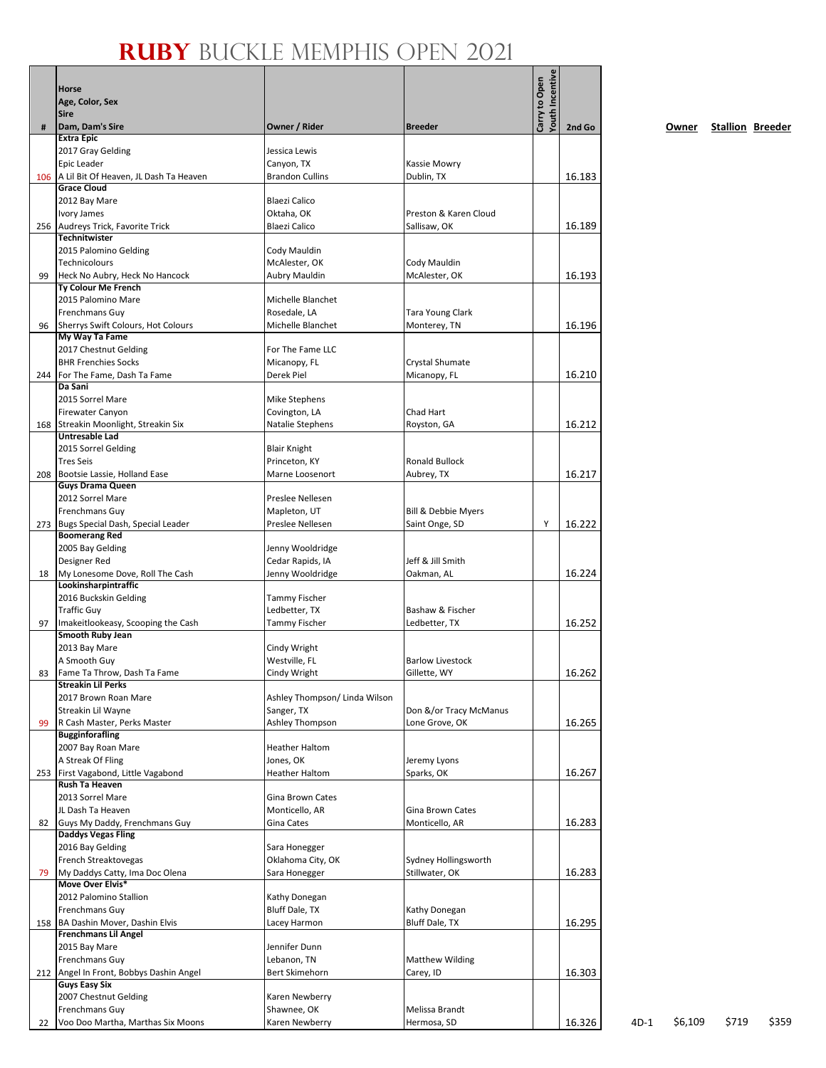# RUBY BUCKLE MEMPHIS OPEN 2021

| # | Horse<br>Age, Color, Sex<br>Sire<br>Dam, Dam's Sire | Owner / Rider | Breeder | Carry to Open | Youth Incentive | 2nd Go | | Owner | Stallion | Breeder |
|---|---|---|---|---|---|---|---|---|---|---|
| 106 | **Extra Epic**<br>2017 Gray Gelding<br>Epic Leader<br>A Lil Bit Of Heaven, JL Dash Ta Heaven | Jessica Lewis<br>Canyon, TX<br>Brandon Cullins | Kassie Mowry<br>Dublin, TX | | | 16.183 | | | | |
| 256 | **Grace Cloud**<br>2012 Bay Mare<br>Ivory James<br>Audreys Trick, Favorite Trick | Blaezi Calico<br>Oktaha, OK<br>Blaezi Calico | Preston & Karen Cloud<br>Sallisaw, OK | | | 16.189 | | | | |
| 99 | **Technitwister**<br>2015 Palomino Gelding<br>Technicolours<br>Heck No Aubry, Heck No Hancock | Cody Mauldin<br>McAlester, OK<br>Aubry Mauldin | Cody Mauldin<br>McAlester, OK | | | 16.193 | | | | |
| 96 | **Ty Colour Me French**<br>2015 Palomino Mare<br>Frenchmans Guy<br>Sherrys Swift Colours, Hot Colours | Michelle Blanchet<br>Rosedale, LA<br>Michelle Blanchet | Tara Young Clark<br>Monterey, TN | | | 16.196 | | | | |
| 244 | **My Way Ta Fame**<br>2017 Chestnut Gelding<br>BHR Frenchies Socks<br>For The Fame, Dash Ta Fame | For The Fame LLC<br>Micanopy, FL<br>Derek Piel | Crystal Shumate<br>Micanopy, FL | | | 16.210 | | | | |
| 168 | **Da Sani**<br>2015 Sorrel Mare<br>Firewater Canyon<br>Streakin Moonlight, Streakin Six | Mike Stephens<br>Covington, LA<br>Natalie Stephens | Chad Hart<br>Royston, GA | | | 16.212 | | | | |
| 208 | **Untresable Lad**<br>2015 Sorrel Gelding<br>Tres Seis<br>Bootsie Lassie, Holland Ease | Blair Knight<br>Princeton, KY<br>Marne Loosenort | Ronald Bullock<br>Aubrey, TX | | | 16.217 | | | | |
| 273 | **Guys Drama Queen**<br>2012 Sorrel Mare<br>Frenchmans Guy<br>Bugs Special Dash, Special Leader | Preslee Nellesen<br>Mapleton, UT<br>Preslee Nellesen | Bill & Debbie Myers<br>Saint Onge, SD | | Y | 16.222 | | | | |
| 18 | **Boomerang Red**<br>2005 Bay Gelding<br>Designer Red<br>My Lonesome Dove, Roll The Cash | Jenny Wooldridge<br>Cedar Rapids, IA<br>Jenny Wooldridge | Jeff & Jill Smith<br>Oakman, AL | | | 16.224 | | | | |
| 97 | **Lookinsharpintraffic**<br>2016 Buckskin Gelding<br>Traffic Guy<br>Imakeitlookeasy, Scooping the Cash | Tammy Fischer<br>Ledbetter, TX<br>Tammy Fischer | Bashaw & Fischer<br>Ledbetter, TX | | | 16.252 | | | | |
| 83 | **Smooth Ruby Jean**<br>2013 Bay Mare<br>A Smooth Guy<br>Fame Ta Throw, Dash Ta Fame | Cindy Wright<br>Westville, FL<br>Cindy Wright | Barlow Livestock<br>Gillette, WY | | | 16.262 | | | | |
| 99 | **Streakin Lil Perks**<br>2017 Brown Roan Mare<br>Streakin Lil Wayne<br>R Cash Master, Perks Master | Ashley Thompson/ Linda Wilson<br>Sanger, TX<br>Ashley Thompson | Don &/or Tracy McManus<br>Lone Grove, OK | | | 16.265 | | | | |
| 253 | **Bugginforafling**<br>2007 Bay Roan Mare<br>A Streak Of Fling<br>First Vagabond, Little Vagabond | Heather Haltom<br>Jones, OK<br>Heather Haltom | Jeremy Lyons<br>Sparks, OK | | | 16.267 | | | | |
| 82 | **Rush Ta Heaven**<br>2013 Sorrel Mare<br>JL Dash Ta Heaven<br>Guys My Daddy, Frenchmans Guy | Gina Brown Cates<br>Monticello, AR<br>Gina Cates | Gina Brown Cates<br>Monticello, AR | | | 16.283 | | | | |
| 79 | **Daddys Vegas Fling**<br>2016 Bay Gelding<br>French Streaktovegas<br>My Daddys Catty, Ima Doc Olena | Sara Honegger<br>Oklahoma City, OK<br>Sara Honegger | Sydney Hollingsworth<br>Stillwater, OK | | | 16.283 | | | | |
| 158 | **Move Over Elvis***<br>2012 Palomino Stallion<br>Frenchmans Guy<br>BA Dashin Mover, Dashin Elvis | Kathy Donegan<br>Bluff Dale, TX<br>Lacey Harmon | Kathy Donegan<br>Bluff Dale, TX | | | 16.295 | | | | |
| 212 | **Frenchmans Lil Angel**<br>2015 Bay Mare<br>Frenchmans Guy<br>Angel In Front, Bobbys Dashin Angel | Jennifer Dunn<br>Lebanon, TN<br>Bert Skimehorn | Matthew Wilding<br>Carey, ID | | | 16.303 | | | | |
| 22 | **Guys Easy Six**<br>2007 Chestnut Gelding<br>Frenchmans Guy<br>Voo Doo Martha, Marthas Six Moons | Karen Newberry<br>Shawnee, OK<br>Karen Newberry | Melissa Brandt<br>Hermosa, SD | | | 16.326 | 4D-1 | $6,109 | $719 | $359 |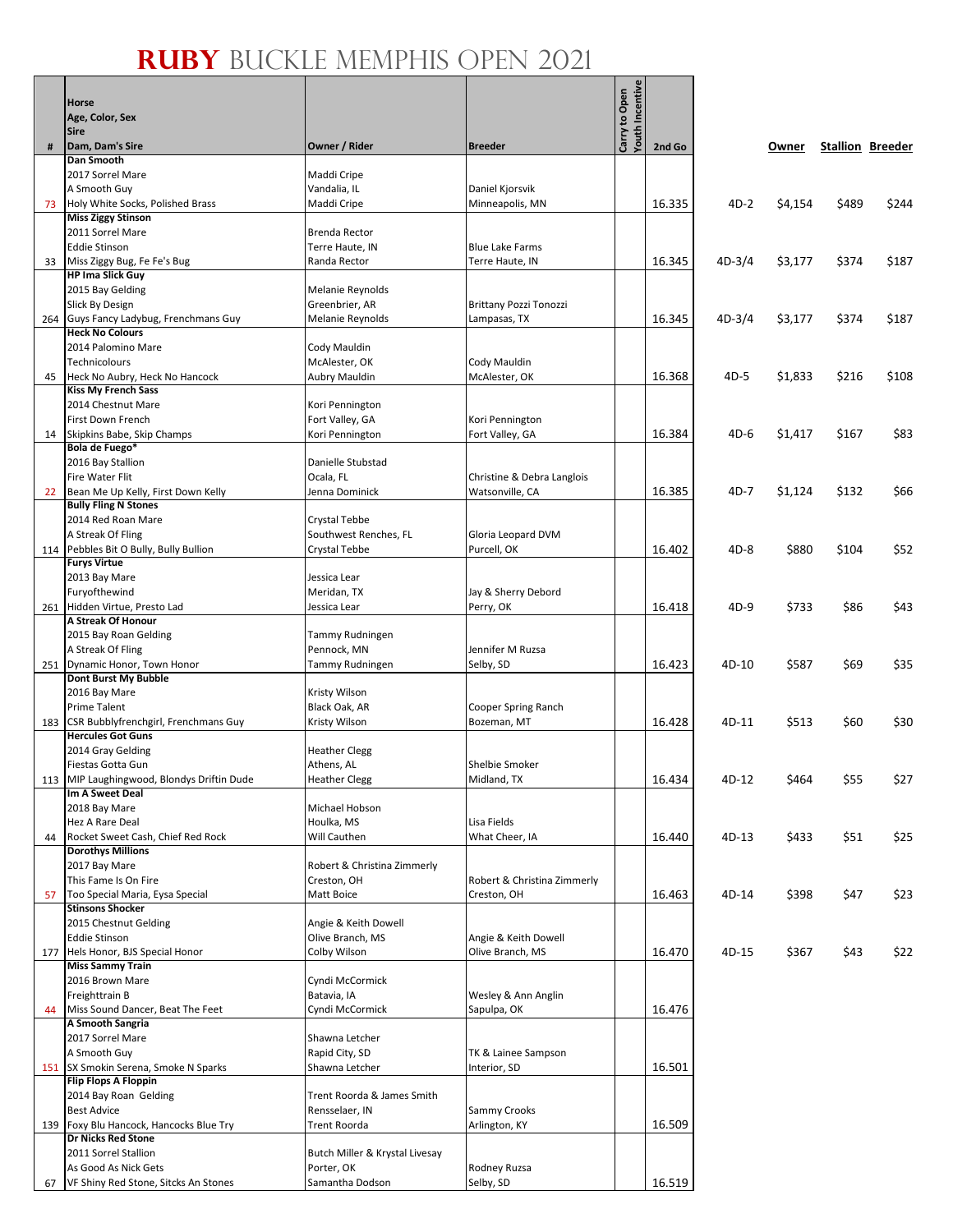# RUBY BUCKLE MEMPHIS OPEN 2021

| # | Horse<br>Age, Color, Sex<br>Sire<br>Dam, Dam's Sire | Owner / Rider | Breeder | Carry to Open | Youth Incentive | 2nd Go | | Owner | Stallion | Breeder |
|---|---|---|---|---|---|---|---|---|---|---|
| 73 | **Dan Smooth**<br>2017 Sorrel Mare<br>A Smooth Guy<br>Holy White Socks, Polished Brass | Maddi Cripe<br>Vandalia, IL<br>Maddi Cripe | Daniel Kjorsvik<br>Minneapolis, MN | | | 16.335 | 4D-2 | $4,154 | $489 | $244 |
| 33 | **Miss Ziggy Stinson**<br>2011 Sorrel Mare<br>Eddie Stinson<br>Miss Ziggy Bug, Fe Fe's Bug | Brenda Rector<br>Terre Haute, IN<br>Randa Rector | Blue Lake Farms<br>Terre Haute, IN | | | 16.345 | 4D-3/4 | $3,177 | $374 | $187 |
| 264 | **HP Ima Slick Guy**<br>2015 Bay Gelding<br>Slick By Design<br>Guys Fancy Ladybug, Frenchmans Guy | Melanie Reynolds<br>Greenbrier, AR<br>Melanie Reynolds | Brittany Pozzi Tonozzi<br>Lampasas, TX | | | 16.345 | 4D-3/4 | $3,177 | $374 | $187 |
| 45 | **Heck No Colours**<br>2014 Palomino Mare<br>Technicolours<br>Heck No Aubry, Heck No Hancock | Cody Mauldin<br>McAlester, OK<br>Aubry Mauldin | Cody Mauldin<br>McAlester, OK | | | 16.368 | 4D-5 | $1,833 | $216 | $108 |
| 14 | **Kiss My French Sass**<br>2014 Chestnut Mare<br>First Down French<br>Skipkins Babe, Skip Champs | Kori Pennington<br>Fort Valley, GA<br>Kori Pennington | Kori Pennington<br>Fort Valley, GA | | | 16.384 | 4D-6 | $1,417 | $167 | $83 |
| 22 | **Bola de Fuego***<br>2016 Bay Stallion<br>Fire Water Flit<br>Bean Me Up Kelly, First Down Kelly | Danielle Stubstad<br>Ocala, FL<br>Jenna Dominick | Christine & Debra Langlois<br>Watsonville, CA | | | 16.385 | 4D-7 | $1,124 | $132 | $66 |
| 114 | **Bully Fling N Stones**<br>2014 Red Roan Mare<br>A Streak Of Fling<br>Pebbles Bit O Bully, Bully Bullion | Crystal Tebbe<br>Southwest Renches, FL<br>Crystal Tebbe | Gloria Leopard DVM<br>Purcell, OK | | | 16.402 | 4D-8 | $880 | $104 | $52 |
| 261 | **Furys Virtue**<br>2013 Bay Mare<br>Furyofthewind<br>Hidden Virtue, Presto Lad | Jessica Lear<br>Meridan, TX<br>Jessica Lear | Jay & Sherry Debord<br>Perry, OK | | | 16.418 | 4D-9 | $733 | $86 | $43 |
| 251 | **A Streak Of Honour**<br>2015 Bay Roan Gelding<br>A Streak Of Fling<br>Dynamic Honor, Town Honor | Tammy Rudningen<br>Pennock, MN<br>Tammy Rudningen | Jennifer M Ruzsa<br>Selby, SD | | | 16.423 | 4D-10 | $587 | $69 | $35 |
| 183 | **Dont Burst My Bubble**<br>2016 Bay Mare<br>Prime Talent<br>CSR Bubblyfrenchgirl, Frenchmans Guy | Kristy Wilson<br>Black Oak, AR<br>Kristy Wilson | Cooper Spring Ranch<br>Bozeman, MT | | | 16.428 | 4D-11 | $513 | $60 | $30 |
| 113 | **Hercules Got Guns**<br>2014 Gray Gelding<br>Fiestas Gotta Gun<br>MIP Laughingwood, Blondys Driftin Dude | Heather Clegg<br>Athens, AL<br>Heather Clegg | Shelbie Smoker<br>Midland, TX | | | 16.434 | 4D-12 | $464 | $55 | $27 |
| 44 | **Im A Sweet Deal**<br>2018 Bay Mare<br>Hez A Rare Deal<br>Rocket Sweet Cash, Chief Red Rock | Michael Hobson<br>Houlka, MS<br>Will Cauthen | Lisa Fields<br>What Cheer, IA | | | 16.440 | 4D-13 | $433 | $51 | $25 |
| 57 | **Dorothys Millions**<br>2017 Bay Mare<br>This Fame Is On Fire<br>Too Special Maria, Eysa Special | Robert & Christina Zimmerly<br>Creston, OH<br>Matt Boice | Robert & Christina Zimmerly<br>Creston, OH | | | 16.463 | 4D-14 | $398 | $47 | $23 |
| 177 | **Stinsons Shocker**<br>2015 Chestnut Gelding<br>Eddie Stinson<br>Hels Honor, BJS Special Honor | Angie & Keith Dowell<br>Olive Branch, MS<br>Colby Wilson | Angie & Keith Dowell<br>Olive Branch, MS | | | 16.470 | 4D-15 | $367 | $43 | $22 |
| 44 | **Miss Sammy Train**<br>2016 Brown Mare<br>Freighttrain B<br>Miss Sound Dancer, Beat The Feet | Cyndi McCormick<br>Batavia, IA<br>Cyndi McCormick | Wesley & Ann Anglin<br>Sapulpa, OK | | | 16.476 | | | | |
| 151 | **A Smooth Sangria**<br>2017 Sorrel Mare<br>A Smooth Guy<br>SX Smokin Serena, Smoke N Sparks | Shawna Letcher<br>Rapid City, SD<br>Shawna Letcher | TK & Lainee Sampson<br>Interior, SD | | | 16.501 | | | | |
| 139 | **Flip Flops A Floppin**<br>2014 Bay Roan Gelding<br>Best Advice<br>Foxy Blu Hancock, Hancocks Blue Try | Trent Roorda & James Smith<br>Rensselaer, IN<br>Trent Roorda | Sammy Crooks<br>Arlington, KY | | | 16.509 | | | | |
| 67 | **Dr Nicks Red Stone**<br>2011 Sorrel Stallion<br>As Good As Nick Gets<br>VF Shiny Red Stone, Sitcks An Stones | Butch Miller & Krystal Livesay<br>Porter, OK<br>Samantha Dodson | Rodney Ruzsa<br>Selby, SD | | | 16.519 | | | | |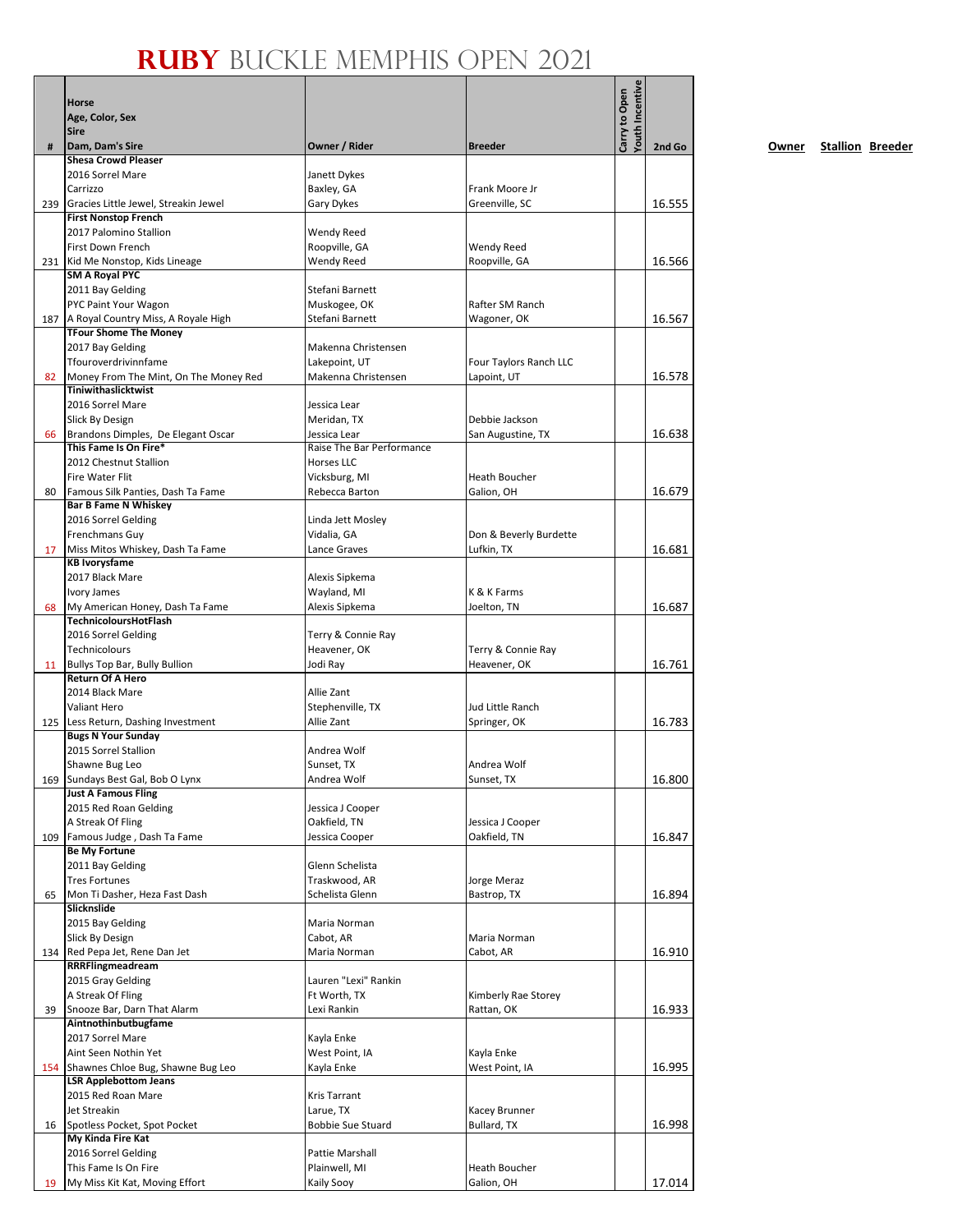# RUBY BUCKLE MEMPHIS OPEN 2021

| # | Horse<br>Age, Color, Sex<br>Sire<br>Dam, Dam's Sire | Owner / Rider | Breeder | Carry to Open | Youth Incentive | 2nd Go | Owner | Stallion | Breeder |
|---|---|---|---|---|---|---|---|---|---|
| 239 | **Shesa Crowd Pleaser**<br>2016 Sorrel Mare<br>Carrizzo<br>Gracies Little Jewel, Streakin Jewel | Janett Dykes<br>Baxley, GA<br>Gary Dykes | Frank Moore Jr<br>Greenville, SC | | | 16.555 | | | |
| 231 | **First Nonstop French**<br>2017 Palomino Stallion<br>First Down French<br>Kid Me Nonstop, Kids Lineage | Wendy Reed<br>Roopville, GA<br>Wendy Reed | Wendy Reed<br>Roopville, GA | | | 16.566 | | | |
| 187 | **SM A Royal PYC**<br>2011 Bay Gelding<br>PYC Paint Your Wagon<br>A Royal Country Miss, A Royale High | Stefani Barnett<br>Muskogee, OK<br>Stefani Barnett | Rafter SM Ranch<br>Wagoner, OK | | | 16.567 | | | |
| 82 | **TFour Shome The Money**<br>2017 Bay Gelding<br>Tfouroverdrivinnfame<br>Money From The Mint, On The Money Red | Makenna Christensen<br>Lakepoint, UT<br>Makenna Christensen | Four Taylors Ranch LLC<br>Lapoint, UT | | | 16.578 | | | |
| 66 | **Tiniwithaslicktwist**<br>2016 Sorrel Mare<br>Slick By Design<br>Brandons Dimples, De Elegant Oscar | Jessica Lear<br>Meridan, TX<br>Jessica Lear | Debbie Jackson<br>San Augustine, TX | | | 16.638 | | | |
| 80 | **This Fame Is On Fire***<br>2012 Chestnut Stallion<br>Fire Water Flit<br>Famous Silk Panties, Dash Ta Fame | Raise The Bar Performance Horses LLC<br>Vicksburg, MI<br>Rebecca Barton | Heath Boucher<br>Galion, OH | | | 16.679 | | | |
| 17 | **Bar B Fame N Whiskey**<br>2016 Sorrel Gelding<br>Frenchmans Guy<br>Miss Mitos Whiskey, Dash Ta Fame | Linda Jett Mosley<br>Vidalia, GA<br>Lance Graves | Don & Beverly Burdette<br>Lufkin, TX | | | 16.681 | | | |
| 68 | **KB Ivorysfame**<br>2017 Black Mare<br>Ivory James<br>My American Honey, Dash Ta Fame | Alexis Sipkema<br>Wayland, MI<br>Alexis Sipkema | K & K Farms<br>Joelton, TN | | | 16.687 | | | |
| 11 | **TechnicoloursHotFlash**<br>2016 Sorrel Gelding<br>Technicolours<br>Bullys Top Bar, Bully Bullion | Terry & Connie Ray<br>Heavener, OK<br>Jodi Ray | Terry & Connie Ray<br>Heavener, OK | | | 16.761 | | | |
| 125 | **Return Of A Hero**<br>2014 Black Mare<br>Valiant Hero<br>Less Return, Dashing Investment | Allie Zant<br>Stephenville, TX<br>Allie Zant | Jud Little Ranch<br>Springer, OK | | | 16.783 | | | |
| 169 | **Bugs N Your Sunday**<br>2015 Sorrel Stallion<br>Shawne Bug Leo<br>Sundays Best Gal, Bob O Lynx | Andrea Wolf<br>Sunset, TX<br>Andrea Wolf | Andrea Wolf<br>Sunset, TX | | | 16.800 | | | |
| 109 | **Just A Famous Fling**<br>2015 Red Roan Gelding<br>A Streak Of Fling<br>Famous Judge , Dash Ta Fame | Jessica J Cooper<br>Oakfield, TN<br>Jessica Cooper | Jessica J Cooper<br>Oakfield, TN | | | 16.847 | | | |
| 65 | **Be My Fortune**<br>2011 Bay Gelding<br>Tres Fortunes<br>Mon Ti Dasher, Heza Fast Dash | Glenn Schelista<br>Traskwood, AR<br>Schelista Glenn | Jorge Meraz<br>Bastrop, TX | | | 16.894 | | | |
| 134 | **Slicknslide**<br>2015 Bay Gelding<br>Slick By Design<br>Red Pepa Jet, Rene Dan Jet | Maria Norman<br>Cabot, AR<br>Maria Norman | Maria Norman<br>Cabot, AR | | | 16.910 | | | |
| 39 | **RRRFlingmeadream**<br>2015 Gray Gelding<br>A Streak Of Fling<br>Snooze Bar, Darn That Alarm | Lauren "Lexi" Rankin<br>Ft Worth, TX<br>Lexi Rankin | Kimberly Rae Storey<br>Rattan, OK | | | 16.933 | | | |
| 154 | **Aintnothinbutbugfame**<br>2017 Sorrel Mare<br>Aint Seen Nothin Yet<br>Shawnes Chloe Bug, Shawne Bug Leo | Kayla Enke<br>West Point, IA<br>Kayla Enke | Kayla Enke<br>West Point, IA | | | 16.995 | | | |
| 16 | **LSR Applebottom Jeans**<br>2015 Red Roan Mare<br>Jet Streakin<br>Spotless Pocket, Spot Pocket | Kris Tarrant<br>Larue, TX<br>Bobbie Sue Stuard | Kacey Brunner<br>Bullard, TX | | | 16.998 | | | |
| 19 | **My Kinda Fire Kat**<br>2016 Sorrel Gelding<br>This Fame Is On Fire<br>My Miss Kit Kat, Moving Effort | Pattie Marshall<br>Plainwell, MI<br>Kaily Sooy | Heath Boucher<br>Galion, OH | | | 17.014 | | | |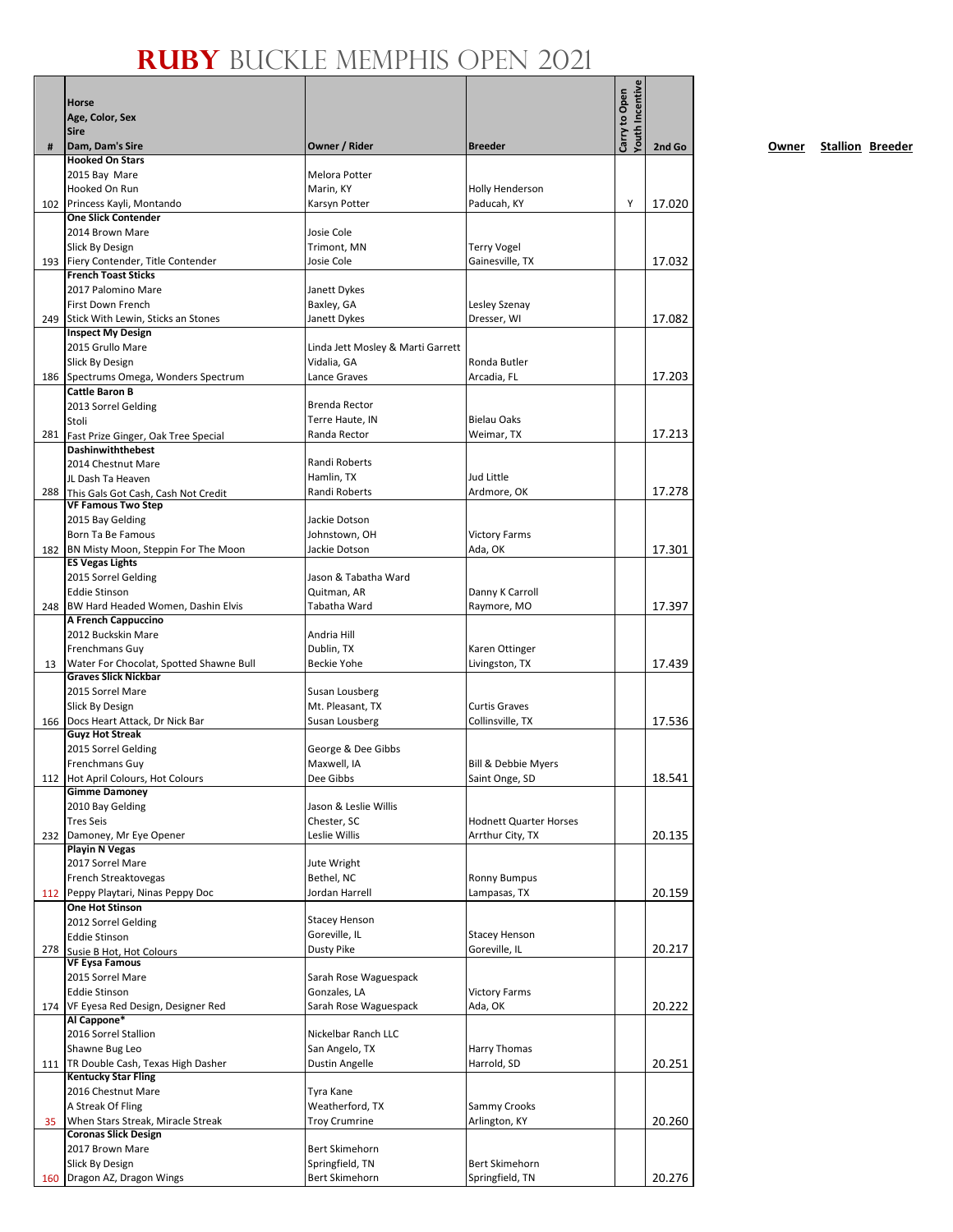# RUBY BUCKLE MEMPHIS OPEN 2021

| # | Horse<br>Age, Color, Sex<br>Sire<br>Dam, Dam's Sire | Owner / Rider | Breeder | Carry to Open | Youth Incentive | 2nd Go |
|---|---|---|---|---|---|---|
| 102 | **Hooked On Stars**<br>2015 Bay Mare<br>Hooked On Run<br>Princess Kayli, Montando | Melora Potter<br>Marin, KY<br>Karsyn Potter | Holly Henderson<br>Paducah, KY | | Y | 17.020 |
| 193 | **One Slick Contender**<br>2014 Brown Mare<br>Slick By Design<br>Fiery Contender, Title Contender | Josie Cole<br>Trimont, MN<br>Josie Cole | Terry Vogel<br>Gainesville, TX | | | 17.032 |
| 249 | **French Toast Sticks**<br>2017 Palomino Mare<br>First Down French<br>Stick With Lewin, Sticks an Stones | Janett Dykes<br>Baxley, GA<br>Janett Dykes | Lesley Szenay<br>Dresser, WI | | | 17.082 |
| 186 | **Inspect My Design**<br>2015 Grullo Mare<br>Slick By Design<br>Spectrums Omega, Wonders Spectrum | Linda Jett Mosley & Marti Garrett<br>Vidalia, GA<br>Lance Graves | Ronda Butler<br>Arcadia, FL | | | 17.203 |
| 281 | **Cattle Baron B**<br>2013 Sorrel Gelding<br>Stoli<br>Fast Prize Ginger, Oak Tree Special | Brenda Rector<br>Terre Haute, IN<br>Randa Rector | Bielau Oaks<br>Weimar, TX | | | 17.213 |
| 288 | **Dashinwiththebest**<br>2014 Chestnut Mare<br>JL Dash Ta Heaven<br>This Gals Got Cash, Cash Not Credit | Randi Roberts<br>Hamlin, TX<br>Randi Roberts | Jud Little<br>Ardmore, OK | | | 17.278 |
| 182 | **VF Famous Two Step**<br>2015 Bay Gelding<br>Born Ta Be Famous<br>BN Misty Moon, Steppin For The Moon | Jackie Dotson<br>Johnstown, OH<br>Jackie Dotson | Victory Farms<br>Ada, OK | | | 17.301 |
| 248 | **ES Vegas Lights**<br>2015 Sorrel Gelding<br>Eddie Stinson<br>BW Hard Headed Women, Dashin Elvis | Jason & Tabatha Ward<br>Quitman, AR<br>Tabatha Ward | Danny K Carroll<br>Raymore, MO | | | 17.397 |
| 13 | **A French Cappuccino**<br>2012 Buckskin Mare<br>Frenchmans Guy<br>Water For Chocolat, Spotted Shawne Bull | Andria Hill<br>Dublin, TX<br>Beckie Yohe | Karen Ottinger<br>Livingston, TX | | | 17.439 |
| 166 | **Graves Slick Nickbar**<br>2015 Sorrel Mare<br>Slick By Design<br>Docs Heart Attack, Dr Nick Bar | Susan Lousberg<br>Mt. Pleasant, TX<br>Susan Lousberg | Curtis Graves<br>Collinsville, TX | | | 17.536 |
| 112 | **Guyz Hot Streak**<br>2015 Sorrel Gelding<br>Frenchmans Guy<br>Hot April Colours, Hot Colours | George & Dee Gibbs<br>Maxwell, IA<br>Dee Gibbs | Bill & Debbie Myers<br>Saint Onge, SD | | | 18.541 |
| 232 | **Gimme Damoney**<br>2010 Bay Gelding<br>Tres Seis<br>Damoney, Mr Eye Opener | Jason & Leslie Willis<br>Chester, SC<br>Leslie Willis | Hodnett Quarter Horses<br>Arrthur City, TX | | | 20.135 |
| 112 | **Playin N Vegas**<br>2017 Sorrel Mare<br>French Streaktovegas<br>Peppy Playtari, Ninas Peppy Doc | Jute Wright<br>Bethel, NC<br>Jordan Harrell | Ronny Bumpus<br>Lampasas, TX | | | 20.159 |
| 278 | **One Hot Stinson**<br>2012 Sorrel Gelding<br>Eddie Stinson<br>Susie B Hot, Hot Colours | Stacey Henson<br>Goreville, IL<br>Dusty Pike | Stacey Henson<br>Goreville, IL | | | 20.217 |
| 174 | **VF Eysa Famous**<br>2015 Sorrel Mare<br>Eddie Stinson<br>VF Eyesa Red Design, Designer Red | Sarah Rose Waguespack<br>Gonzales, LA<br>Sarah Rose Waguespack | Victory Farms<br>Ada, OK | | | 20.222 |
| 111 | **Al Cappone***<br>2016 Sorrel Stallion<br>Shawne Bug Leo<br>TR Double Cash, Texas High Dasher | Nickelbar Ranch LLC<br>San Angelo, TX<br>Dustin Angelle | Harry Thomas<br>Harrold, SD | | | 20.251 |
| 35 | **Kentucky Star Fling**<br>2016 Chestnut Mare<br>A Streak Of Fling<br>When Stars Streak, Miracle Streak | Tyra Kane<br>Weatherford, TX<br>Troy Crumrine | Sammy Crooks<br>Arlington, KY | | | 20.260 |
| 160 | **Coronas Slick Design**<br>2017 Brown Mare<br>Slick By Design<br>Dragon AZ, Dragon Wings | Bert Skimehorn<br>Springfield, TN<br>Bert Skimehorn | Bert Skimehorn<br>Springfield, TN | | | 20.276 |

**Owner** **Stallion** **Breeder**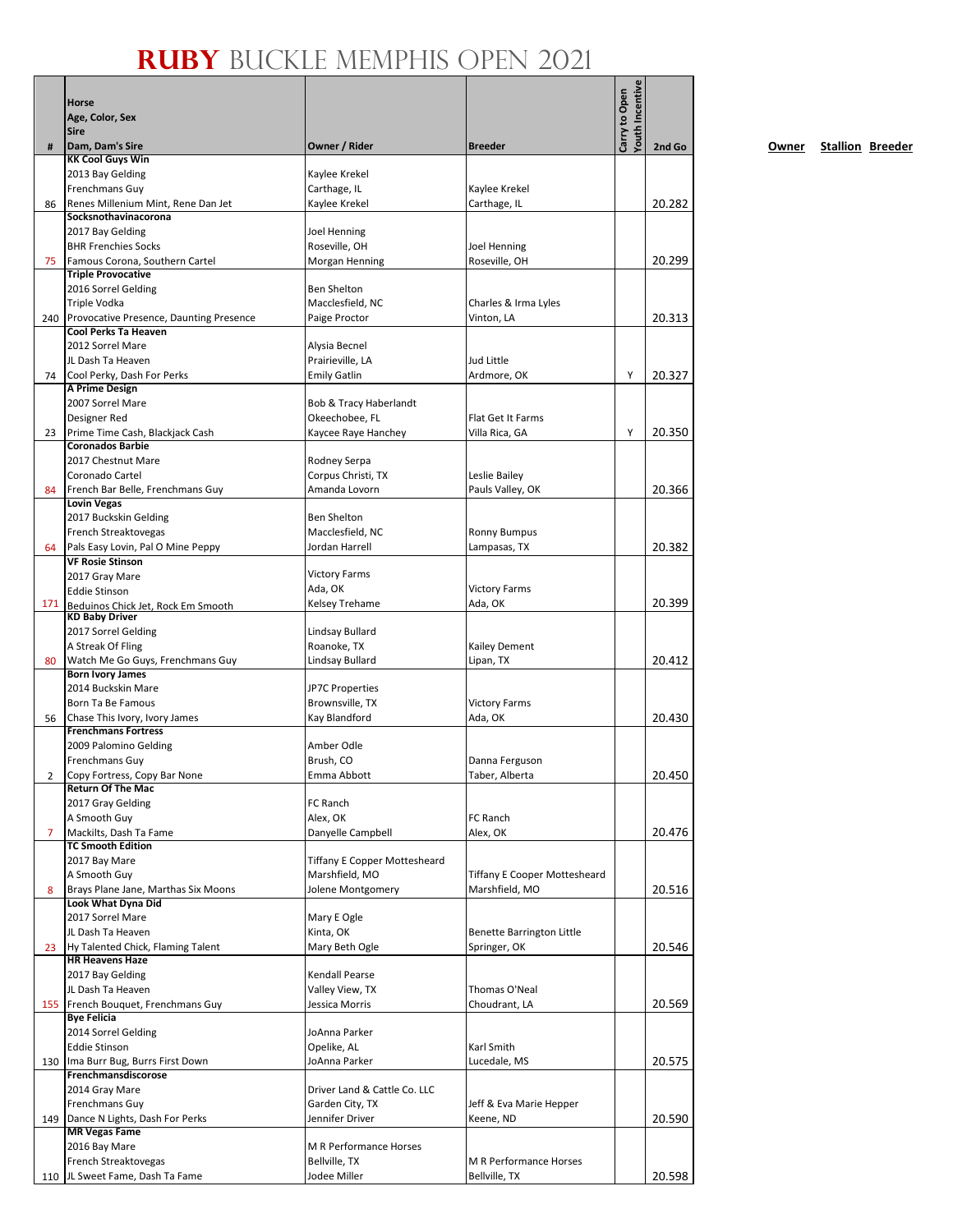# RUBY BUCKLE MEMPHIS OPEN 2021

| # | Horse<br>Age, Color, Sex<br>Sire<br>Dam, Dam's Sire | Owner / Rider | Breeder | Carry to Open | Youth Incentive | 2nd Go |
|---|---|---|---|---|---|---|
| 86 | **KK Cool Guys Win**<br>2013 Bay Gelding<br>Frenchmans Guy<br>Renes Millenium Mint, Rene Dan Jet | Kaylee Krekel<br>Carthage, IL<br>Kaylee Krekel | Kaylee Krekel<br>Carthage, IL | | | 20.282 |
| 75 | **Socksnothavinacorona**<br>2017 Bay Gelding<br>BHR Frenchies Socks<br>Famous Corona, Southern Cartel | Joel Henning<br>Roseville, OH<br>Morgan Henning | Joel Henning<br>Roseville, OH | | | 20.299 |
| 240 | **Triple Provocative**<br>2016 Sorrel Gelding<br>Triple Vodka<br>Provocative Presence, Daunting Presence | Ben Shelton<br>Macclesfield, NC<br>Paige Proctor | Charles & Irma Lyles<br>Vinton, LA | | | 20.313 |
| 74 | **Cool Perks Ta Heaven**<br>2012 Sorrel Mare<br>JL Dash Ta Heaven<br>Cool Perky, Dash For Perks | Alysia Becnel<br>Prairieville, LA<br>Emily Gatlin | Jud Little<br>Ardmore, OK | | Y | 20.327 |
| 23 | **A Prime Design**<br>2007 Sorrel Mare<br>Designer Red<br>Prime Time Cash, Blackjack Cash | Bob & Tracy Haberlandt<br>Okeechobee, FL<br>Kaycee Raye Hanchey | Flat Get It Farms<br>Villa Rica, GA | | Y | 20.350 |
| 84 | **Coronados Barbie**<br>2017 Chestnut Mare<br>Coronado Cartel<br>French Bar Belle, Frenchmans Guy | Rodney Serpa<br>Corpus Christi, TX<br>Amanda Lovorn | Leslie Bailey<br>Pauls Valley, OK | | | 20.366 |
| 64 | **Lovin Vegas**<br>2017 Buckskin Gelding<br>French Streaktovegas<br>Pals Easy Lovin, Pal O Mine Peppy | Ben Shelton<br>Macclesfield, NC<br>Jordan Harrell | Ronny Bumpus<br>Lampasas, TX | | | 20.382 |
| 171 | **VF Rosie Stinson**<br>2017 Gray Mare<br>Eddie Stinson<br>Beduinos Chick Jet, Rock Em Smooth | Victory Farms<br>Ada, OK<br>Kelsey Trehame | Victory Farms<br>Ada, OK | | | 20.399 |
| 80 | **KD Baby Driver**<br>2017 Sorrel Gelding<br>A Streak Of Fling<br>Watch Me Go Guys, Frenchmans Guy | Lindsay Bullard<br>Roanoke, TX<br>Lindsay Bullard | Kailey Dement<br>Lipan, TX | | | 20.412 |
| 56 | **Born Ivory James**<br>2014 Buckskin Mare<br>Born Ta Be Famous<br>Chase This Ivory, Ivory James | JP7C Properties<br>Brownsville, TX<br>Kay Blandford | Victory Farms<br>Ada, OK | | | 20.430 |
| 2 | **Frenchmans Fortress**<br>2009 Palomino Gelding<br>Frenchmans Guy<br>Copy Fortress, Copy Bar None | Amber Odle<br>Brush, CO<br>Emma Abbott | Danna Ferguson<br>Taber, Alberta | | | 20.450 |
| 7 | **Return Of The Mac**<br>2017 Gray Gelding<br>A Smooth Guy<br>Mackilts, Dash Ta Fame | FC Ranch<br>Alex, OK<br>Danyelle Campbell | FC Ranch<br>Alex, OK | | | 20.476 |
| 8 | **TC Smooth Edition**<br>2017 Bay Mare<br>A Smooth Guy<br>Brays Plane Jane, Marthas Six Moons | Tiffany E Copper Mottesheard<br>Marshfield, MO<br>Jolene Montgomery | Tiffany E Cooper Mottesheard<br>Marshfield, MO | | | 20.516 |
| 23 | **Look What Dyna Did**<br>2017 Sorrel Mare<br>JL Dash Ta Heaven<br>Hy Talented Chick, Flaming Talent | Mary E Ogle<br>Kinta, OK<br>Mary Beth Ogle | Benette Barrington Little<br>Springer, OK | | | 20.546 |
| 155 | **HR Heavens Haze**<br>2017 Bay Gelding<br>JL Dash Ta Heaven<br>French Bouquet, Frenchmans Guy | Kendall Pearse<br>Valley View, TX<br>Jessica Morris | Thomas O'Neal<br>Choudrant, LA | | | 20.569 |
| 130 | **Bye Felicia**<br>2014 Sorrel Gelding<br>Eddie Stinson<br>Ima Burr Bug, Burrs First Down | JoAnna Parker<br>Opelike, AL<br>JoAnna Parker | Karl Smith<br>Lucedale, MS | | | 20.575 |
| 149 | **Frenchmansdiscorose**<br>2014 Gray Mare<br>Frenchmans Guy<br>Dance N Lights, Dash For Perks | Driver Land & Cattle Co. LLC<br>Garden City, TX<br>Jennifer Driver | Jeff & Eva Marie Hepper<br>Keene, ND | | | 20.590 |
| 110 | **MR Vegas Fame**<br>2016 Bay Mare<br>French Streaktovegas<br>JL Sweet Fame, Dash Ta Fame | M R Performance Horses<br>Bellville, TX<br>Jodee Miller | M R Performance Horses<br>Bellville, TX | | | 20.598 |

**Owner** **Stallion** **Breeder**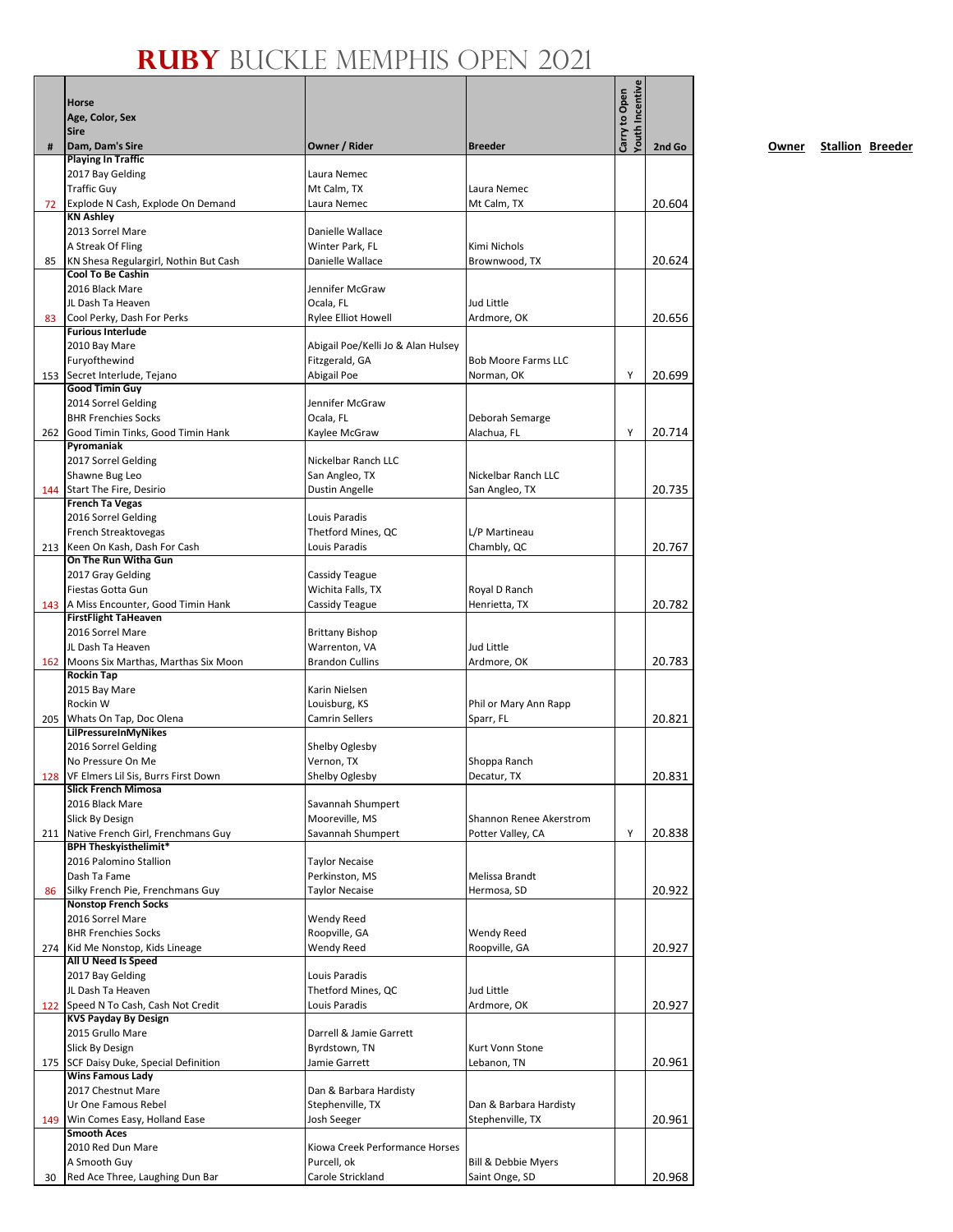# RUBY BUCKLE MEMPHIS OPEN 2021

| # | Horse<br>Age, Color, Sex<br>Sire<br>Dam, Dam's Sire | Owner / Rider | Breeder | Carry to Open | Youth Incentive | 2nd Go |
|---|---|---|---|---|---|---|
| 72 | **Playing In Traffic**<br>2017 Bay Gelding<br>Traffic Guy<br>Explode N Cash, Explode On Demand | Laura Nemec<br>Mt Calm, TX<br>Laura Nemec | Laura Nemec<br>Mt Calm, TX | | | 20.604 |
| 85 | **KN Ashley**<br>2013 Sorrel Mare<br>A Streak Of Fling<br>KN Shesa Regulargirl, Nothin But Cash | Danielle Wallace<br>Winter Park, FL<br>Danielle Wallace | Kimi Nichols<br>Brownwood, TX | | | 20.624 |
| 83 | **Cool To Be Cashin**<br>2016 Black Mare<br>JL Dash Ta Heaven<br>Cool Perky, Dash For Perks | Jennifer McGraw<br>Ocala, FL<br>Rylee Elliot Howell | Jud Little<br>Ardmore, OK | | | 20.656 |
| 153 | **Furious Interlude**<br>2010 Bay Mare<br>Furyofthewind<br>Secret Interlude, Tejano | Abigail Poe/Kelli Jo & Alan Hulsey<br>Fitzgerald, GA<br>Abigail Poe | Bob Moore Farms LLC<br>Norman, OK | | Y | 20.699 |
| 262 | **Good Timin Guy**<br>2014 Sorrel Gelding<br>BHR Frenchies Socks<br>Good Timin Tinks, Good Timin Hank | Jennifer McGraw<br>Ocala, FL<br>Kaylee McGraw | Deborah Semarge<br>Alachua, FL | | Y | 20.714 |
| 144 | **Pyromaniak**<br>2017 Sorrel Gelding<br>Shawne Bug Leo<br>Start The Fire, Desirio | Nickelbar Ranch LLC<br>San Angleo, TX<br>Dustin Angelle | Nickelbar Ranch LLC<br>San Angleo, TX | | | 20.735 |
| 213 | **French Ta Vegas**<br>2016 Sorrel Gelding<br>French Streaktovegas<br>Keen On Kash, Dash For Cash | Louis Paradis<br>Thetford Mines, QC<br>Louis Paradis | L/P Martineau<br>Chambly, QC | | | 20.767 |
| 143 | **On The Run Witha Gun**<br>2017 Gray Gelding<br>Fiestas Gotta Gun<br>A Miss Encounter, Good Timin Hank | Cassidy Teague<br>Wichita Falls, TX<br>Cassidy Teague | Royal D Ranch<br>Henrietta, TX | | | 20.782 |
| 162 | **FirstFlight TaHeaven**<br>2016 Sorrel Mare<br>JL Dash Ta Heaven<br>Moons Six Marthas, Marthas Six Moon | Brittany Bishop<br>Warrenton, VA<br>Brandon Cullins | Jud Little<br>Ardmore, OK | | | 20.783 |
| 205 | **Rockin Tap**<br>2015 Bay Mare<br>Rockin W<br>Whats On Tap, Doc Olena | Karin Nielsen<br>Louisburg, KS<br>Camrin Sellers | Phil or Mary Ann Rapp<br>Sparr, FL | | | 20.821 |
| 128 | **LilPressureInMyNikes**<br>2016 Sorrel Gelding<br>No Pressure On Me<br>VF Elmers Lil Sis, Burrs First Down | Shelby Oglesby<br>Vernon, TX<br>Shelby Oglesby | Shoppa Ranch<br>Decatur, TX | | | 20.831 |
| 211 | **Slick French Mimosa**<br>2016 Black Mare<br>Slick By Design<br>Native French Girl, Frenchmans Guy | Savannah Shumpert<br>Mooreville, MS<br>Savannah Shumpert | Shannon Renee Akerstrom<br>Potter Valley, CA | | Y | 20.838 |
| 86 | **BPH Theskyisthelimit***<br>2016 Palomino Stallion<br>Dash Ta Fame<br>Silky French Pie, Frenchmans Guy | Taylor Necaise<br>Perkinston, MS<br>Taylor Necaise | Melissa Brandt<br>Hermosa, SD | | | 20.922 |
| 274 | **Nonstop French Socks**<br>2016 Sorrel Mare<br>BHR Frenchies Socks<br>Kid Me Nonstop, Kids Lineage | Wendy Reed<br>Roopville, GA<br>Wendy Reed | Wendy Reed<br>Roopville, GA | | | 20.927 |
| 122 | **All U Need Is Speed**<br>2017 Bay Gelding<br>JL Dash Ta Heaven<br>Speed N To Cash, Cash Not Credit | Louis Paradis<br>Thetford Mines, QC<br>Louis Paradis | Jud Little<br>Ardmore, OK | | | 20.927 |
| 175 | **KVS Payday By Design**<br>2015 Grullo Mare<br>Slick By Design<br>SCF Daisy Duke, Special Definition | Darrell & Jamie Garrett<br>Byrdstown, TN<br>Jamie Garrett | Kurt Vonn Stone<br>Lebanon, TN | | | 20.961 |
| 149 | **Wins Famous Lady**<br>2017 Chestnut Mare<br>Ur One Famous Rebel<br>Win Comes Easy, Holland Ease | Dan & Barbara Hardisty<br>Stephenville, TX<br>Josh Seeger | Dan & Barbara Hardisty<br>Stephenville, TX | | | 20.961 |
| 30 | **Smooth Aces**<br>2010 Red Dun Mare<br>A Smooth Guy<br>Red Ace Three, Laughing Dun Bar | Kiowa Creek Performance Horses<br>Purcell, ok<br>Carole Strickland | Bill & Debbie Myers<br>Saint Onge, SD | | | 20.968 |

**Owner** **Stallion** **Breeder**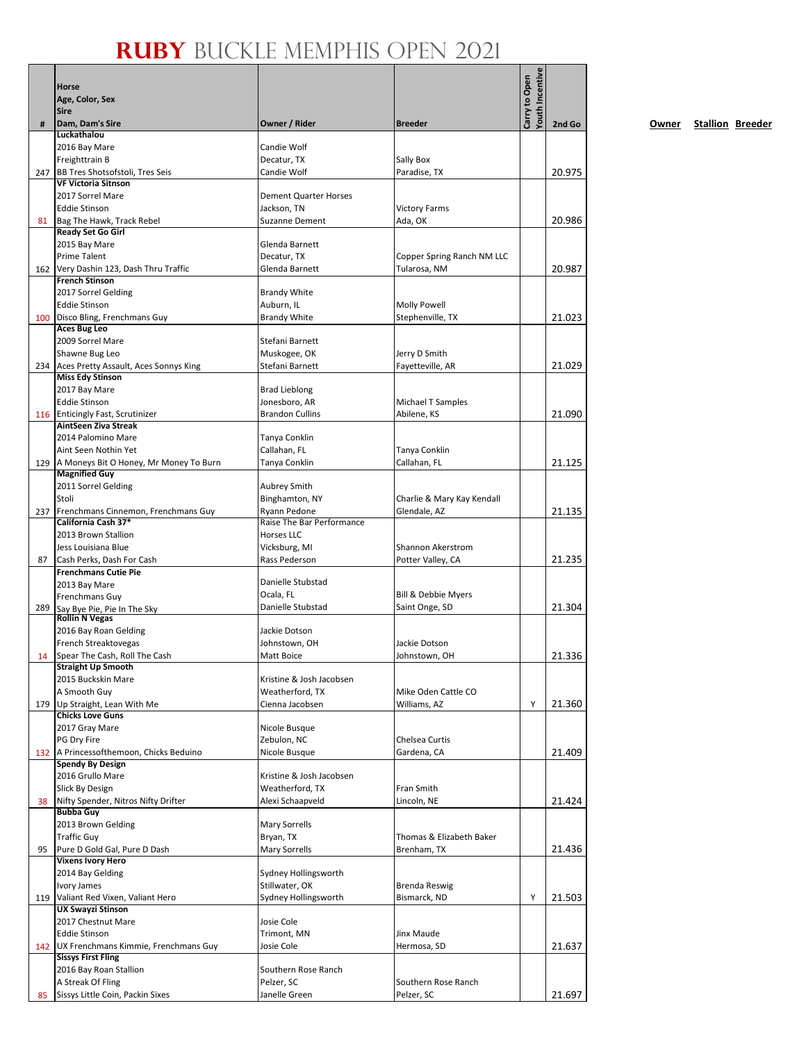# RUBY BUCKLE MEMPHIS OPEN 2021

| # | Horse<br>Age, Color, Sex<br>Sire<br>Dam, Dam's Sire | Owner / Rider | Breeder | Carry to Open | Youth Incentive | 2nd Go |
|---|---|---|---|---|---|---|
| 247 | **Luckathalou**<br>2016 Bay Mare<br>Freighttrain B<br>BB Tres Shotsofstoli, Tres Seis | Candie Wolf<br>Decatur, TX<br>Candie Wolf | Sally Box<br>Paradise, TX | | | 20.975 |
| 81 | **VF Victoria Sitnson**<br>2017 Sorrel Mare<br>Eddie Stinson<br>Bag The Hawk, Track Rebel | Dement Quarter Horses<br>Jackson, TN<br>Suzanne Dement | Victory Farms<br>Ada, OK | | | 20.986 |
| 162 | **Ready Set Go Girl**<br>2015 Bay Mare<br>Prime Talent<br>Very Dashin 123, Dash Thru Traffic | Glenda Barnett<br>Decatur, TX<br>Glenda Barnett | Copper Spring Ranch NM LLC<br>Tularosa, NM | | | 20.987 |
| 100 | **French Stinson**<br>2017 Sorrel Gelding<br>Eddie Stinson<br>Disco Bling, Frenchmans Guy | Brandy White<br>Auburn, IL<br>Brandy White | Molly Powell<br>Stephenville, TX | | | 21.023 |
| 234 | **Aces Bug Leo**<br>2009 Sorrel Mare<br>Shawne Bug Leo<br>Aces Pretty Assault, Aces Sonnys King | Stefani Barnett<br>Muskogee, OK<br>Stefani Barnett | Jerry D Smith<br>Fayetteville, AR | | | 21.029 |
| 116 | **Miss Edy Stinson**<br>2017 Bay Mare<br>Eddie Stinson<br>Enticingly Fast, Scrutinizer | Brad Lieblong<br>Jonesboro, AR<br>Brandon Cullins | Michael T Samples<br>Abilene, KS | | | 21.090 |
| 129 | **AintSeen Ziva Streak**<br>2014 Palomino Mare<br>Aint Seen Nothin Yet<br>A Moneys Bit O Honey, Mr Money To Burn | Tanya Conklin<br>Callahan, FL<br>Tanya Conklin | Tanya Conklin<br>Callahan, FL | | | 21.125 |
| 237 | **Magnified Guy**<br>2011 Sorrel Gelding<br>Stoli<br>Frenchmans Cinnemon, Frenchmans Guy | Aubrey Smith<br>Binghamton, NY<br>Ryann Pedone | Charlie & Mary Kay Kendall<br>Glendale, AZ | | | 21.135 |
| 87 | **California Cash 37***<br>2013 Brown Stallion<br>Jess Louisiana Blue<br>Cash Perks, Dash For Cash | Raise The Bar Performance Horses LLC<br>Vicksburg, MI<br>Rass Pederson | Shannon Akerstrom<br>Potter Valley, CA | | | 21.235 |
| 289 | **Frenchmans Cutie Pie**<br>2013 Bay Mare<br>Frenchmans Guy<br>Say Bye Pie, Pie In The Sky | Danielle Stubstad<br>Ocala, FL<br>Danielle Stubstad | Bill & Debbie Myers<br>Saint Onge, SD | | | 21.304 |
| 14 | **Rollin N Vegas**<br>2016 Bay Roan Gelding<br>French Streaktovegas<br>Spear The Cash, Roll The Cash | Jackie Dotson<br>Johnstown, OH<br>Matt Boice | Jackie Dotson<br>Johnstown, OH | | | 21.336 |
| 179 | **Straight Up Smooth**<br>2015 Buckskin Mare<br>A Smooth Guy<br>Up Straight, Lean With Me | Kristine & Josh Jacobsen<br>Weatherford, TX<br>Cienna Jacobsen | Mike Oden Cattle CO<br>Williams, AZ | | Y | 21.360 |
| 132 | **Chicks Love Guns**<br>2017 Gray Mare<br>PG Dry Fire<br>A Princessofthemoon, Chicks Beduino | Nicole Busque<br>Zebulon, NC<br>Nicole Busque | Chelsea Curtis<br>Gardena, CA | | | 21.409 |
| 38 | **Spendy By Design**<br>2016 Grullo Mare<br>Slick By Design<br>Nifty Spender, Nitros Nifty Drifter | Kristine & Josh Jacobsen<br>Weatherford, TX<br>Alexi Schaapveld | Fran Smith<br>Lincoln, NE | | | 21.424 |
| 95 | **Bubba Guy**<br>2013 Brown Gelding<br>Traffic Guy<br>Pure D Gold Gal, Pure D Dash | Mary Sorrells<br>Bryan, TX<br>Mary Sorrells | Thomas & Elizabeth Baker<br>Brenham, TX | | | 21.436 |
| 119 | **Vixens Ivory Hero**<br>2014 Bay Gelding<br>Ivory James<br>Valiant Red Vixen, Valiant Hero | Sydney Hollingsworth<br>Stillwater, OK<br>Sydney Hollingsworth | Brenda Reswig<br>Bismarck, ND | | Y | 21.503 |
| 142 | **UX Swayzi Stinson**<br>2017 Chestnut Mare<br>Eddie Stinson<br>UX Frenchmans Kimmie, Frenchmans Guy | Josie Cole<br>Trimont, MN<br>Josie Cole | Jinx Maude<br>Hermosa, SD | | | 21.637 |
| 85 | **Sissys First Fling**<br>2016 Bay Roan Stallion<br>A Streak Of Fling<br>Sissys Little Coin, Packin Sixes | Southern Rose Ranch<br>Pelzer, SC<br>Janelle Green | Southern Rose Ranch<br>Pelzer, SC | | | 21.697 |

**Owner** **Stallion** **Breeder**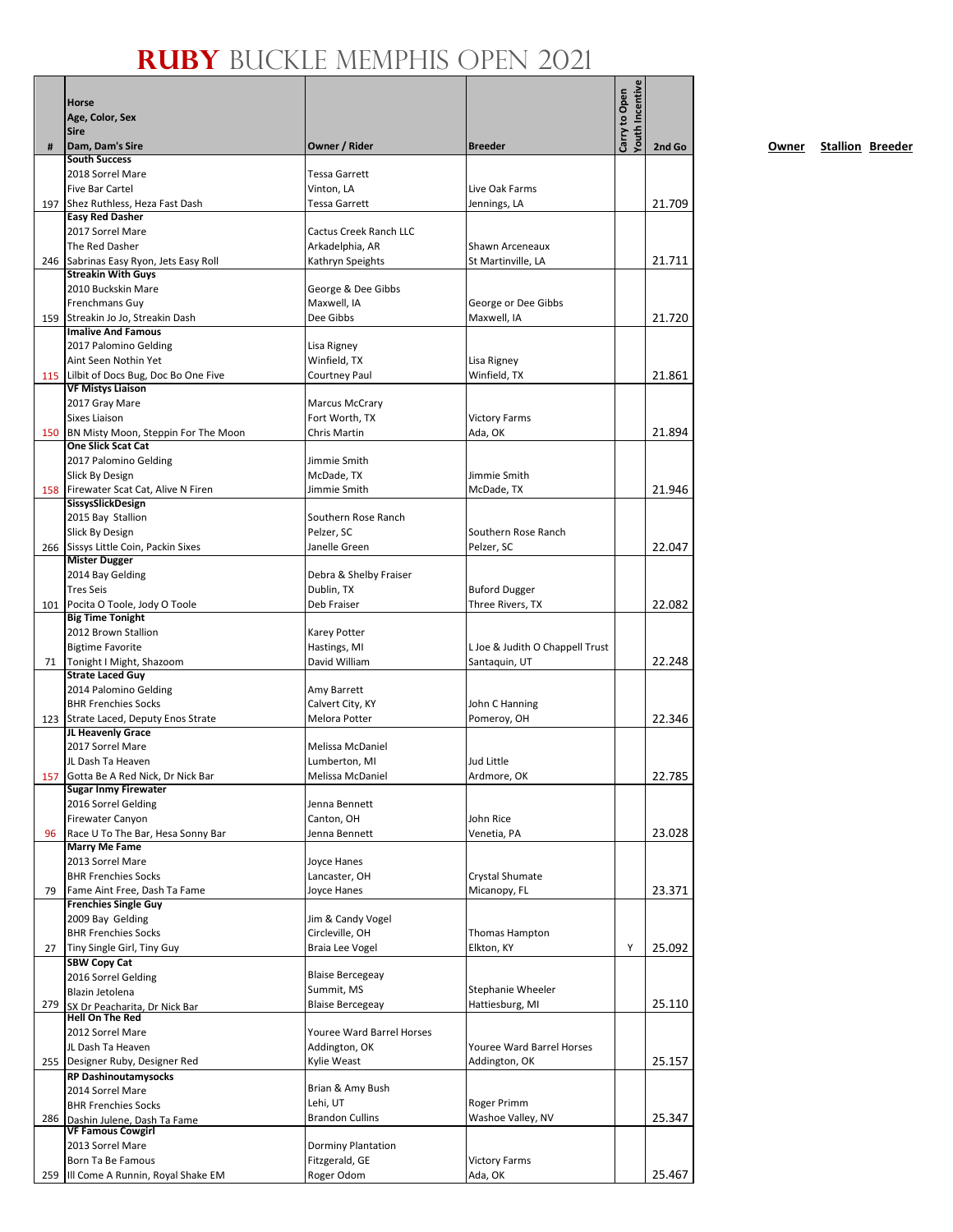# RUBY BUCKLE MEMPHIS OPEN 2021

| # | Horse / Age, Color, Sex / Sire / Dam, Dam's Sire | Owner / Rider | Breeder | Carry to Open | Youth Incentive | 2nd Go |
|---|---|---|---|---|---|---|
| 197 | **South Success**<br>2018 Sorrel Mare<br>Five Bar Cartel<br>Shez Ruthless, Heza Fast Dash | Tessa Garrett<br>Vinton, LA<br>Tessa Garrett | Live Oak Farms<br>Jennings, LA | | | 21.709 |
| 246 | **Easy Red Dasher**<br>2017 Sorrel Mare<br>The Red Dasher<br>Sabrinas Easy Ryon, Jets Easy Roll | Cactus Creek Ranch LLC<br>Arkadelphia, AR<br>Kathryn Speights | Shawn Arceneaux<br>St Martinville, LA | | | 21.711 |
| 159 | **Streakin With Guys**<br>2010 Buckskin Mare<br>Frenchmans Guy<br>Streakin Jo Jo, Streakin Dash | George & Dee Gibbs<br>Maxwell, IA<br>Dee Gibbs | George or Dee Gibbs<br>Maxwell, IA | | | 21.720 |
| 115 | **Imalive And Famous**<br>2017 Palomino Gelding<br>Aint Seen Nothin Yet<br>Lilbit of Docs Bug, Doc Bo One Five | Lisa Rigney<br>Winfield, TX<br>Courtney Paul | Lisa Rigney<br>Winfield, TX | | | 21.861 |
| 150 | **VF Mistys Liaison**<br>2017 Gray Mare<br>Sixes Liaison<br>BN Misty Moon, Steppin For The Moon | Marcus McCrary<br>Fort Worth, TX<br>Chris Martin | Victory Farms<br>Ada, OK | | | 21.894 |
| 158 | **One Slick Scat Cat**<br>2017 Palomino Gelding<br>Slick By Design<br>Firewater Scat Cat, Alive N Firen | Jimmie Smith<br>McDade, TX<br>Jimmie Smith | Jimmie Smith<br>McDade, TX | | | 21.946 |
| 266 | **SissysSlickDesign**<br>2015 Bay Stallion<br>Slick By Design<br>Sissys Little Coin, Packin Sixes | Southern Rose Ranch<br>Pelzer, SC<br>Janelle Green | Southern Rose Ranch<br>Pelzer, SC | | | 22.047 |
| 101 | **Mister Dugger**<br>2014 Bay Gelding<br>Tres Seis<br>Pocita O Toole, Jody O Toole | Debra & Shelby Fraiser<br>Dublin, TX<br>Deb Fraiser | Buford Dugger<br>Three Rivers, TX | | | 22.082 |
| 71 | **Big Time Tonight**<br>2012 Brown Stallion<br>Bigtime Favorite<br>Tonight I Might, Shazoom | Karey Potter<br>Hastings, MI<br>David William | L Joe & Judith O Chappell Trust<br>Santaquin, UT | | | 22.248 |
| 123 | **Strate Laced Guy**<br>2014 Palomino Gelding<br>BHR Frenchies Socks<br>Strate Laced, Deputy Enos Strate | Amy Barrett<br>Calvert City, KY<br>Melora Potter | John C Hanning<br>Pomeroy, OH | | | 22.346 |
| 157 | **JL Heavenly Grace**<br>2017 Sorrel Mare<br>JL Dash Ta Heaven<br>Gotta Be A Red Nick, Dr Nick Bar | Melissa McDaniel<br>Lumberton, MI<br>Melissa McDaniel | Jud Little<br>Ardmore, OK | | | 22.785 |
| 96 | **Sugar Inmy Firewater**<br>2016 Sorrel Gelding<br>Firewater Canyon<br>Race U To The Bar, Hesa Sonny Bar | Jenna Bennett<br>Canton, OH<br>Jenna Bennett | John Rice<br>Venetia, PA | | | 23.028 |
| 79 | **Marry Me Fame**<br>2013 Sorrel Mare<br>BHR Frenchies Socks<br>Fame Aint Free, Dash Ta Fame | Joyce Hanes<br>Lancaster, OH<br>Joyce Hanes | Crystal Shumate<br>Micanopy, FL | | | 23.371 |
| 27 | **Frenchies Single Guy**<br>2009 Bay Gelding<br>BHR Frenchies Socks<br>Tiny Single Girl, Tiny Guy | Jim & Candy Vogel<br>Circleville, OH<br>Braia Lee Vogel | Thomas Hampton<br>Elkton, KY | Y | | 25.092 |
| 279 | **SBW Copy Cat**<br>2016 Sorrel Gelding<br>Blazin Jetolena<br>SX Dr Peacharita, Dr Nick Bar | Blaise Bercegeay<br>Summit, MS<br>Blaise Bercegeay | Stephanie Wheeler<br>Hattiesburg, MI | | | 25.110 |
| 255 | **Hell On The Red**<br>2012 Sorrel Mare<br>JL Dash Ta Heaven<br>Designer Ruby, Designer Red | Youree Ward Barrel Horses<br>Addington, OK<br>Kylie Weast | Youree Ward Barrel Horses<br>Addington, OK | | | 25.157 |
| 286 | **RP Dashinoutamysocks**<br>2014 Sorrel Mare<br>BHR Frenchies Socks<br>Dashin Julene, Dash Ta Fame | Brian & Amy Bush<br>Lehi, UT<br>Brandon Cullins | Roger Primm<br>Washoe Valley, NV | | | 25.347 |
| 259 | **VF Famous Cowgirl**<br>2013 Sorrel Mare<br>Born Ta Be Famous<br>Ill Come A Runnin, Royal Shake EM | Dorminy Plantation<br>Fitzgerald, GE<br>Roger Odom | Victory Farms<br>Ada, OK | | | 25.467 |

**Owner** **Stallion** **Breeder**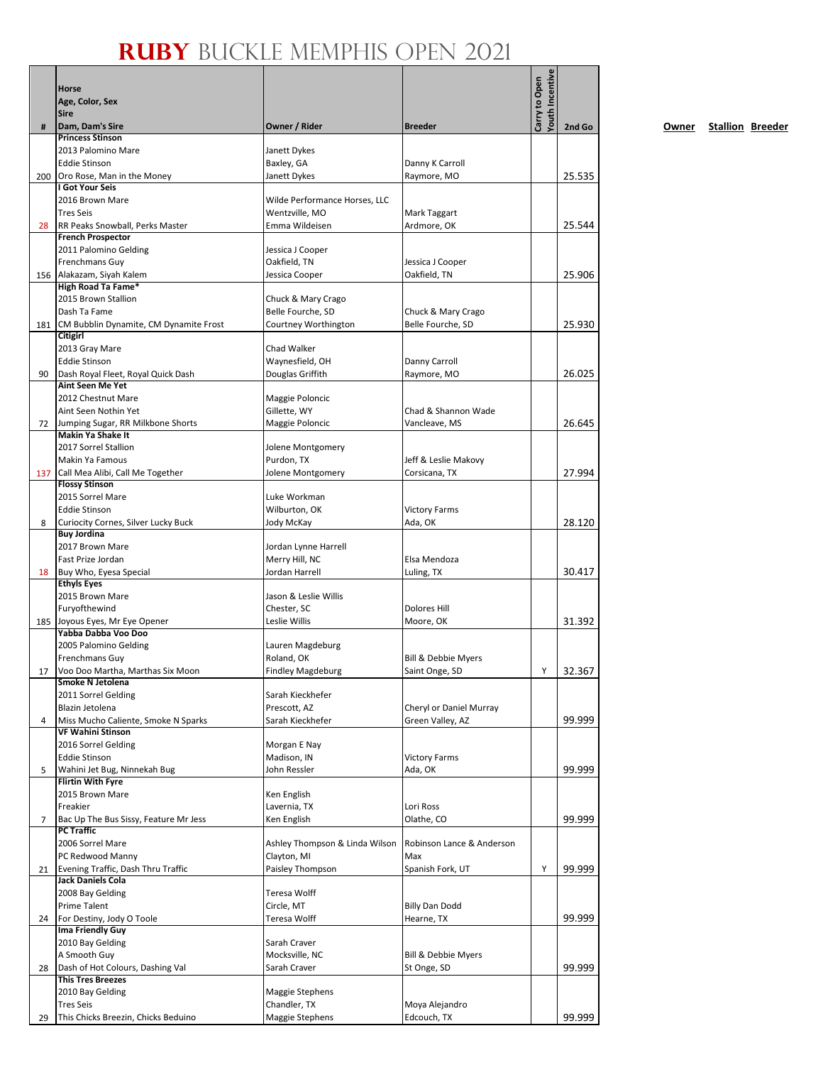# RUBY BUCKLE MEMPHIS OPEN 2021

| # | Horse<br>Age, Color, Sex<br>Sire<br>Dam, Dam's Sire | Owner / Rider | Breeder | Carry to Open | Youth Incentive | 2nd Go |
|---|---|---|---|---|---|---|
| 200 | **Princess Stinson**<br>2013 Palomino Mare<br>Eddie Stinson<br>Oro Rose, Man in the Money | Janett Dykes<br>Baxley, GA<br>Janett Dykes | Danny K Carroll<br>Raymore, MO | | | 25.535 |
| 28 | **I Got Your Seis**<br>2016 Brown Mare<br>Tres Seis<br>RR Peaks Snowball, Perks Master | Wilde Performance Horses, LLC<br>Wentzville, MO<br>Emma Wildeisen | Mark Taggart<br>Ardmore, OK | | | 25.544 |
| 156 | **French Prospector**<br>2011 Palomino Gelding<br>Frenchmans Guy<br>Alakazam, Siyah Kalem | Jessica J Cooper<br>Oakfield, TN<br>Jessica Cooper | Jessica J Cooper<br>Oakfield, TN | | | 25.906 |
| 181 | **High Road Ta Fame***<br>2015 Brown Stallion<br>Dash Ta Fame<br>CM Bubblin Dynamite, CM Dynamite Frost | Chuck & Mary Crago<br>Belle Fourche, SD<br>Courtney Worthington | Chuck & Mary Crago<br>Belle Fourche, SD | | | 25.930 |
| 90 | **Citigirl**<br>2013 Gray Mare<br>Eddie Stinson<br>Dash Royal Fleet, Royal Quick Dash | Chad Walker<br>Waynesfield, OH<br>Douglas Griffith | Danny Carroll<br>Raymore, MO | | | 26.025 |
| 72 | **Aint Seen Me Yet**<br>2012 Chestnut Mare<br>Aint Seen Nothin Yet<br>Jumping Sugar, RR Milkbone Shorts | Maggie Poloncic<br>Gillette, WY<br>Maggie Poloncic | Chad & Shannon Wade<br>Vancleave, MS | | | 26.645 |
| 137 | **Makin Ya Shake It**<br>2017 Sorrel Stallion<br>Makin Ya Famous<br>Call Mea Alibi, Call Me Together | Jolene Montgomery<br>Purdon, TX<br>Jolene Montgomery | Jeff & Leslie Makovy<br>Corsicana, TX | | | 27.994 |
| 8 | **Flossy Stinson**<br>2015 Sorrel Mare<br>Eddie Stinson<br>Curiocity Cornes, Silver Lucky Buck | Luke Workman<br>Wilburton, OK<br>Jody McKay | Victory Farms<br>Ada, OK | | | 28.120 |
| 18 | **Buy Jordina**<br>2017 Brown Mare<br>Fast Prize Jordan<br>Buy Who, Eyesa Special | Jordan Lynne Harrell<br>Merry Hill, NC<br>Jordan Harrell | Elsa Mendoza<br>Luling, TX | | | 30.417 |
| 185 | **Ethyls Eyes**<br>2015 Brown Mare<br>Furyofthewind<br>Joyous Eyes, Mr Eye Opener | Jason & Leslie Willis<br>Chester, SC<br>Leslie Willis | Dolores Hill<br>Moore, OK | | | 31.392 |
| 17 | **Yabba Dabba Voo Doo**<br>2005 Palomino Gelding<br>Frenchmans Guy<br>Voo Doo Martha, Marthas Six Moon | Lauren Magdeburg<br>Roland, OK<br>Findley Magdeburg | Bill & Debbie Myers<br>Saint Onge, SD | | Y | 32.367 |
| 4 | **Smoke N Jetolena**<br>2011 Sorrel Gelding<br>Blazin Jetolena<br>Miss Mucho Caliente, Smoke N Sparks | Sarah Kieckhefer<br>Prescott, AZ<br>Sarah Kieckhefer | Cheryl or Daniel Murray<br>Green Valley, AZ | | | 99.999 |
| 5 | **VF Wahini Stinson**<br>2016 Sorrel Gelding<br>Eddie Stinson<br>Wahini Jet Bug, Ninnekah Bug | Morgan E Nay<br>Madison, IN<br>John Ressler | Victory Farms<br>Ada, OK | | | 99.999 |
| 7 | **Flirtin With Fyre**<br>2015 Brown Mare<br>Freakier<br>Bac Up The Bus Sissy, Feature Mr Jess | Ken English<br>Lavernia, TX<br>Ken English | Lori Ross<br>Olathe, CO | | | 99.999 |
| 21 | **PC Traffic**<br>2006 Sorrel Mare<br>PC Redwood Manny<br>Evening Traffic, Dash Thru Traffic | Ashley Thompson & Linda Wilson<br>Clayton, MI<br>Paisley Thompson | Robinson Lance & Anderson Max<br>Spanish Fork, UT | | Y | 99.999 |
| 24 | **Jack Daniels Cola**<br>2008 Bay Gelding<br>Prime Talent<br>For Destiny, Jody O Toole | Teresa Wolff<br>Circle, MT<br>Teresa Wolff | Billy Dan Dodd<br>Hearne, TX | | | 99.999 |
| 28 | **Ima Friendly Guy**<br>2010 Bay Gelding<br>A Smooth Guy<br>Dash of Hot Colours, Dashing Val | Sarah Craver<br>Mocksville, NC<br>Sarah Craver | Bill & Debbie Myers<br>St Onge, SD | | | 99.999 |
| 29 | **This Tres Breezes**<br>2010 Bay Gelding<br>Tres Seis<br>This Chicks Breezin, Chicks Beduino | Maggie Stephens<br>Chandler, TX<br>Maggie Stephens | Moya Alejandro<br>Edcouch, TX | | | 99.999 |

**Owner** **Stallion** **Breeder**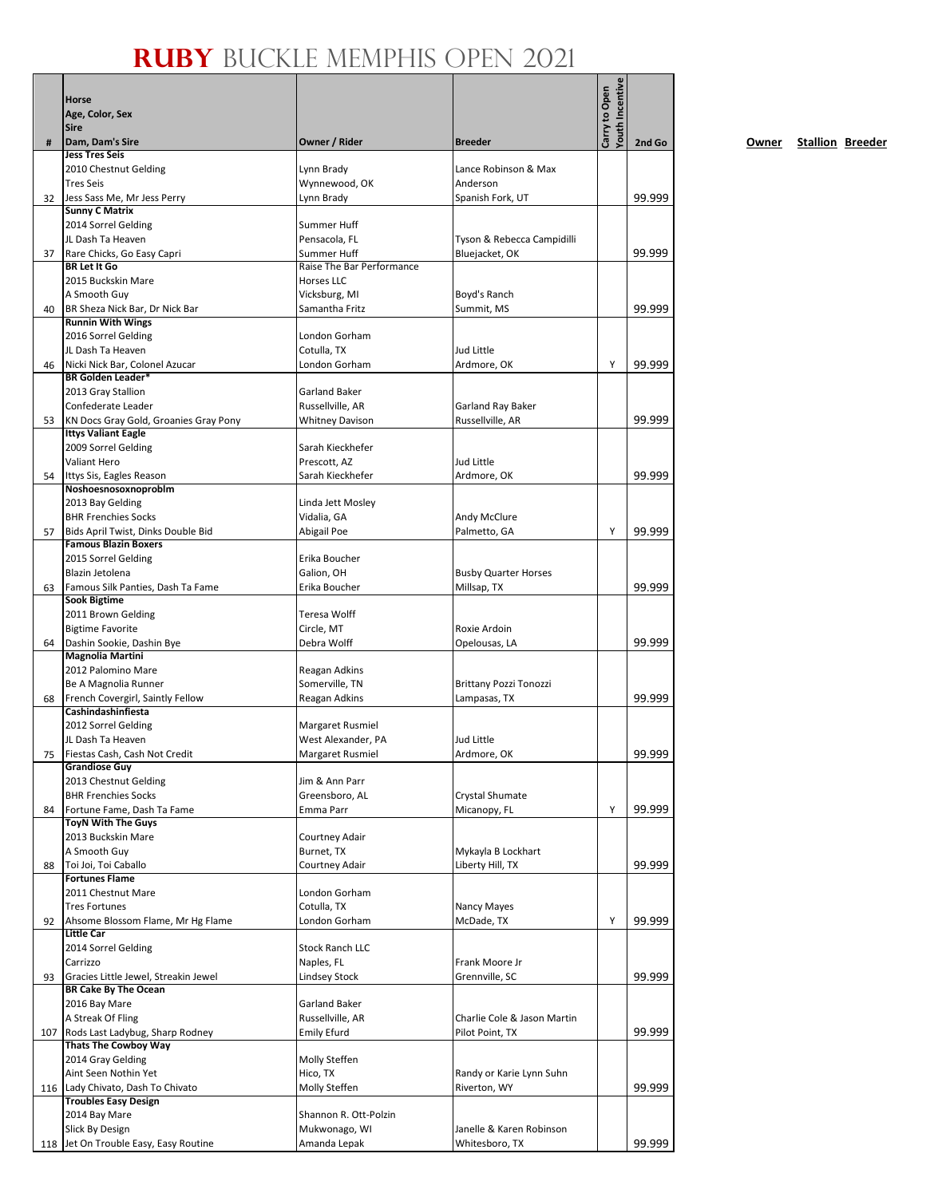# RUBY BUCKLE MEMPHIS OPEN 2021

| # | Horse<br>Age, Color, Sex<br>Sire<br>Dam, Dam's Sire | Owner / Rider | Breeder | Carry to Open | Youth Incentive | 2nd Go |
|---|---|---|---|---|---|---|
| 32 | **Jess Tres Seis**<br>2010 Chestnut Gelding<br>Tres Seis<br>Jess Sass Me, Mr Jess Perry | Lynn Brady<br>Wynnewood, OK<br>Lynn Brady | Lance Robinson & Max Anderson<br>Spanish Fork, UT | | | 99.999 |
| 37 | **Sunny C Matrix**<br>2014 Sorrel Gelding<br>JL Dash Ta Heaven<br>Rare Chicks, Go Easy Capri | Summer Huff<br>Pensacola, FL<br>Summer Huff | Tyson & Rebecca Campidilli<br>Bluejacket, OK | | | 99.999 |
| 40 | **BR Let It Go**<br>2015 Buckskin Mare<br>A Smooth Guy<br>BR Sheza Nick Bar, Dr Nick Bar | Raise The Bar Performance Horses LLC<br>Vicksburg, MI<br>Samantha Fritz | Boyd's Ranch<br>Summit, MS | | | 99.999 |
| 46 | **Runnin With Wings**<br>2016 Sorrel Gelding<br>JL Dash Ta Heaven<br>Nicki Nick Bar, Colonel Azucar | London Gorham<br>Cotulla, TX<br>London Gorham | Jud Little<br>Ardmore, OK | | Y | 99.999 |
| 53 | **BR Golden Leader***<br>2013 Gray Stallion<br>Confederate Leader<br>KN Docs Gray Gold, Groanies Gray Pony | Garland Baker<br>Russellville, AR<br>Whitney Davison | Garland Ray Baker<br>Russellville, AR | | | 99.999 |
| 54 | **Ittys Valiant Eagle**<br>2009 Sorrel Gelding<br>Valiant Hero<br>Ittys Sis, Eagles Reason | Sarah Kieckhefer<br>Prescott, AZ<br>Sarah Kieckhefer | Jud Little<br>Ardmore, OK | | | 99.999 |
| 57 | **Noshoesnosoxnoproblm**<br>2013 Bay Gelding<br>BHR Frenchies Socks<br>Bids April Twist, Dinks Double Bid | Linda Jett Mosley<br>Vidalia, GA<br>Abigail Poe | Andy McClure<br>Palmetto, GA | | Y | 99.999 |
| 63 | **Famous Blazin Boxers**<br>2015 Sorrel Gelding<br>Blazin Jetolena<br>Famous Silk Panties, Dash Ta Fame | Erika Boucher<br>Galion, OH<br>Erika Boucher | Busby Quarter Horses<br>Millsap, TX | | | 99.999 |
| 64 | **Sook Bigtime**<br>2011 Brown Gelding<br>Bigtime Favorite<br>Dashin Sookie, Dashin Bye | Teresa Wolff<br>Circle, MT<br>Debra Wolff | Roxie Ardoin<br>Opelousas, LA | | | 99.999 |
| 68 | **Magnolia Martini**<br>2012 Palomino Mare<br>Be A Magnolia Runner<br>French Covergirl, Saintly Fellow | Reagan Adkins<br>Somerville, TN<br>Reagan Adkins | Brittany Pozzi Tonozzi<br>Lampasas, TX | | | 99.999 |
| 75 | **Cashindashinfiesta**<br>2012 Sorrel Gelding<br>JL Dash Ta Heaven<br>Fiestas Cash, Cash Not Credit | Margaret Rusmiel<br>West Alexander, PA<br>Margaret Rusmiel | Jud Little<br>Ardmore, OK | | | 99.999 |
| 84 | **Grandiose Guy**<br>2013 Chestnut Gelding<br>BHR Frenchies Socks<br>Fortune Fame, Dash Ta Fame | Jim & Ann Parr<br>Greensboro, AL<br>Emma Parr | Crystal Shumate<br>Micanopy, FL | | Y | 99.999 |
| 88 | **ToyN With The Guys**<br>2013 Buckskin Mare<br>A Smooth Guy<br>Toi Joi, Toi Caballo | Courtney Adair<br>Burnet, TX<br>Courtney Adair | Mykayla B Lockhart<br>Liberty Hill, TX | | | 99.999 |
| 92 | **Fortunes Flame**<br>2011 Chestnut Mare<br>Tres Fortunes<br>Ahsome Blossom Flame, Mr Hg Flame | London Gorham<br>Cotulla, TX<br>London Gorham | Nancy Mayes<br>McDade, TX | | Y | 99.999 |
| 93 | **Little Car**<br>2014 Sorrel Gelding<br>Carrizzo<br>Gracies Little Jewel, Streakin Jewel | Stock Ranch LLC<br>Naples, FL<br>Lindsey Stock | Frank Moore Jr<br>Grennville, SC | | | 99.999 |
| 107 | **BR Cake By The Ocean**<br>2016 Bay Mare<br>A Streak Of Fling<br>Rods Last Ladybug, Sharp Rodney | Garland Baker<br>Russellville, AR<br>Emily Efurd | Charlie Cole & Jason Martin<br>Pilot Point, TX | | | 99.999 |
| 116 | **Thats The Cowboy Way**<br>2014 Gray Gelding<br>Aint Seen Nothin Yet<br>Lady Chivato, Dash To Chivato | Molly Steffen<br>Hico, TX<br>Molly Steffen | Randy or Karie Lynn Suhn<br>Riverton, WY | | | 99.999 |
| 118 | **Troubles Easy Design**<br>2014 Bay Mare<br>Slick By Design<br>Jet On Trouble Easy, Easy Routine | Shannon R. Ott-Polzin<br>Mukwonago, WI<br>Amanda Lepak | Janelle & Karen Robinson<br>Whitesboro, TX | | | 99.999 |

**Owner** **Stallion** **Breeder**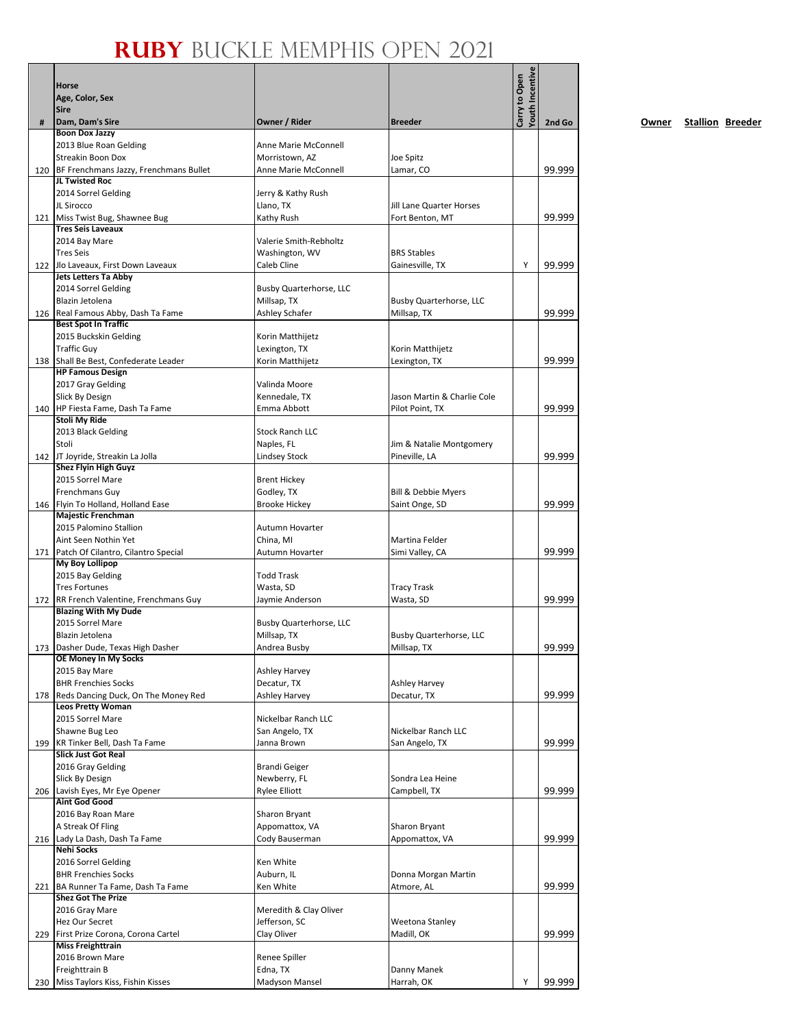# RUBY BUCKLE MEMPHIS OPEN 2021

| # | Horse<br>Age, Color, Sex<br>Sire<br>Dam, Dam's Sire | Owner / Rider | Breeder | Carry to Open | Youth Incentive | 2nd Go | Owner | Stallion | Breeder |
|---|---|---|---|---|---|---|---|---|---|
| 120 | **Boon Dox Jazzy**<br>2013 Blue Roan Gelding<br>Streakin Boon Dox<br>BF Frenchmans Jazzy, Frenchmans Bullet | Anne Marie McConnell<br>Morristown, AZ<br>Anne Marie McConnell | Joe Spitz<br>Lamar, CO | | | 99.999 | | | |
| 121 | **JL Twisted Roc**<br>2014 Sorrel Gelding<br>JL Sirocco<br>Miss Twist Bug, Shawnee Bug | Jerry & Kathy Rush<br>Llano, TX<br>Kathy Rush | Jill Lane Quarter Horses<br>Fort Benton, MT | | | 99.999 | | | |
| 122 | **Tres Seis Laveaux**<br>2014 Bay Mare<br>Tres Seis<br>Jlo Laveaux, First Down Laveaux | Valerie Smith-Rebholtz<br>Washington, WV<br>Caleb Cline | BRS Stables<br>Gainesville, TX | | Y | 99.999 | | | |
| 126 | **Jets Letters Ta Abby**<br>2014 Sorrel Gelding<br>Blazin Jetolena<br>Real Famous Abby, Dash Ta Fame | Busby Quarterhorse, LLC<br>Millsap, TX<br>Ashley Schafer | Busby Quarterhorse, LLC<br>Millsap, TX | | | 99.999 | | | |
| 138 | **Best Spot In Traffic**<br>2015 Buckskin Gelding<br>Traffic Guy<br>Shall Be Best, Confederate Leader | Korin Matthijetz<br>Lexington, TX<br>Korin Matthijetz | Korin Matthijetz<br>Lexington, TX | | | 99.999 | | | |
| 140 | **HP Famous Design**<br>2017 Gray Gelding<br>Slick By Design<br>HP Fiesta Fame, Dash Ta Fame | Valinda Moore<br>Kennedale, TX<br>Emma Abbott | Jason Martin & Charlie Cole<br>Pilot Point, TX | | | 99.999 | | | |
| 142 | **Stoli My Ride**<br>2013 Black Gelding<br>Stoli<br>JT Joyride, Streakin La Jolla | Stock Ranch LLC<br>Naples, FL<br>Lindsey Stock | Jim & Natalie Montgomery<br>Pineville, LA | | | 99.999 | | | |
| 146 | **Shez Flyin High Guyz**<br>2015 Sorrel Mare<br>Frenchmans Guy<br>Flyin To Holland, Holland Ease | Brent Hickey<br>Godley, TX<br>Brooke Hickey | Bill & Debbie Myers<br>Saint Onge, SD | | | 99.999 | | | |
| 171 | **Majestic Frenchman**<br>2015 Palomino Stallion<br>Aint Seen Nothin Yet<br>Patch Of Cilantro, Cilantro Special | Autumn Hovarter<br>China, MI<br>Autumn Hovarter | Martina Felder<br>Simi Valley, CA | | | 99.999 | | | |
| 172 | **My Boy Lollipop**<br>2015 Bay Gelding<br>Tres Fortunes<br>RR French Valentine, Frenchmans Guy | Todd Trask<br>Wasta, SD<br>Jaymie Anderson | Tracy Trask<br>Wasta, SD | | | 99.999 | | | |
| 173 | **Blazing With My Dude**<br>2015 Sorrel Mare<br>Blazin Jetolena<br>Dasher Dude, Texas High Dasher | Busby Quarterhorse, LLC<br>Millsap, TX<br>Andrea Busby | Busby Quarterhorse, LLC<br>Millsap, TX | | | 99.999 | | | |
| 178 | **OE Money In My Socks**<br>2015 Bay Mare<br>BHR Frenchies Socks<br>Reds Dancing Duck, On The Money Red | Ashley Harvey<br>Decatur, TX<br>Ashley Harvey | Ashley Harvey<br>Decatur, TX | | | 99.999 | | | |
| 199 | **Leos Pretty Woman**<br>2015 Sorrel Mare<br>Shawne Bug Leo<br>KR Tinker Bell, Dash Ta Fame | Nickelbar Ranch LLC<br>San Angelo, TX<br>Janna Brown | Nickelbar Ranch LLC<br>San Angelo, TX | | | 99.999 | | | |
| 206 | **Slick Just Got Real**<br>2016 Gray Gelding<br>Slick By Design<br>Lavish Eyes, Mr Eye Opener | Brandi Geiger<br>Newberry, FL<br>Rylee Elliott | Sondra Lea Heine<br>Campbell, TX | | | 99.999 | | | |
| 216 | **Aint God Good**<br>2016 Bay Roan Mare<br>A Streak Of Fling<br>Lady La Dash, Dash Ta Fame | Sharon Bryant<br>Appomattox, VA<br>Cody Bauserman | Sharon Bryant<br>Appomattox, VA | | | 99.999 | | | |
| 221 | **Nehi Socks**<br>2016 Sorrel Gelding<br>BHR Frenchies Socks<br>BA Runner Ta Fame, Dash Ta Fame | Ken White<br>Auburn, IL<br>Ken White | Donna Morgan Martin<br>Atmore, AL | | | 99.999 | | | |
| 229 | **Shez Got The Prize**<br>2016 Gray Mare<br>Hez Our Secret<br>First Prize Corona, Corona Cartel | Meredith & Clay Oliver<br>Jefferson, SC<br>Clay Oliver | Weetona Stanley<br>Madill, OK | | | 99.999 | | | |
| 230 | **Miss Freighttrain**<br>2016 Brown Mare<br>Freighttrain B<br>Miss Taylors Kiss, Fishin Kisses | Renee Spiller<br>Edna, TX<br>Madyson Mansel | Danny Manek<br>Harrah, OK | | Y | 99.999 | | | |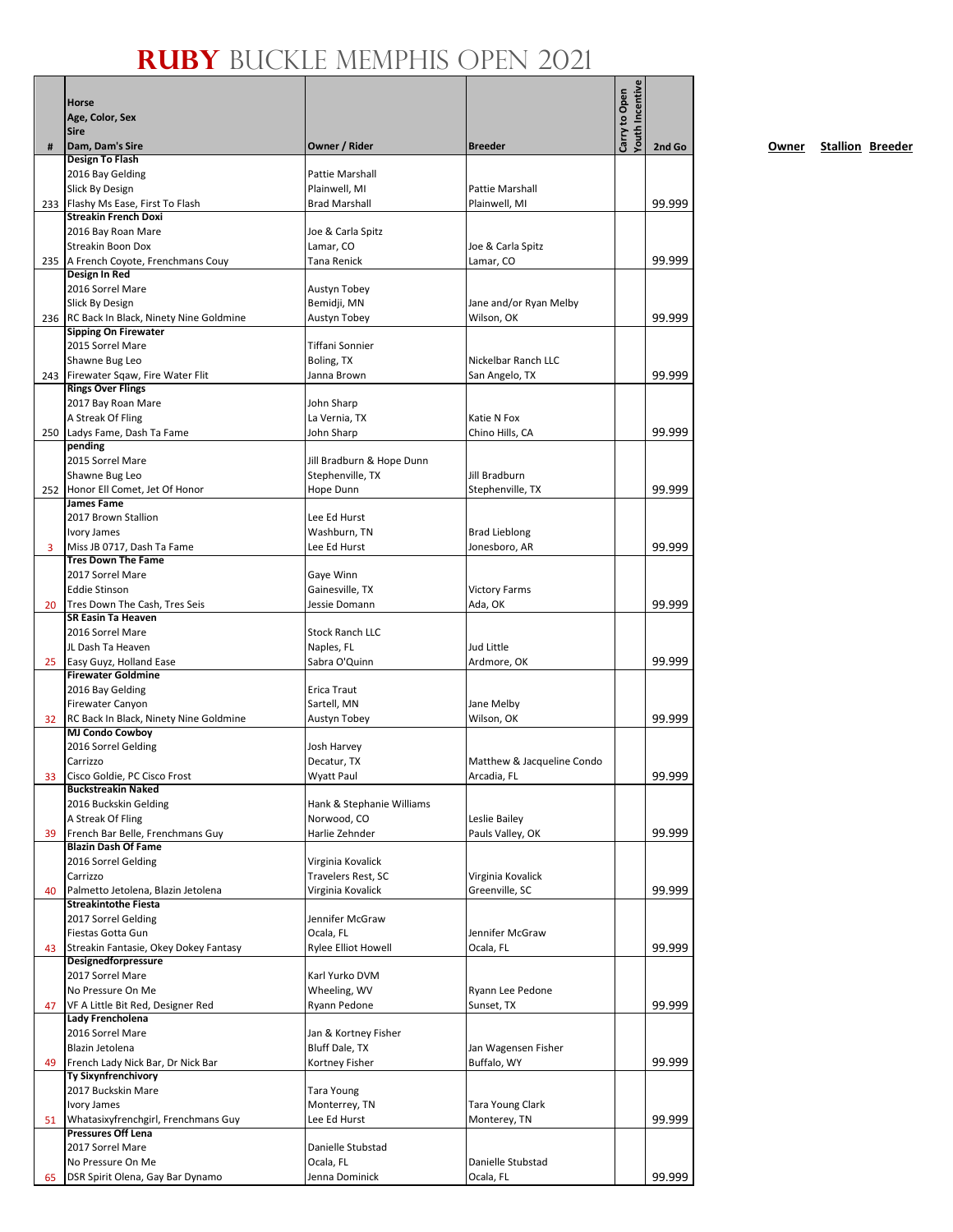# RUBY BUCKLE MEMPHIS OPEN 2021

| # | Horse<br>Age, Color, Sex<br>Sire<br>Dam, Dam's Sire | Owner / Rider | Breeder | Carry to Open | Youth Incentive | 2nd Go |
|---|---|---|---|---|---|---|
| 233 | **Design To Flash**<br>2016 Bay Gelding<br>Slick By Design<br>Flashy Ms Ease, First To Flash | Pattie Marshall<br>Plainwell, MI<br>Brad Marshall | Pattie Marshall<br>Plainwell, MI | | | 99.999 |
| 235 | **Streakin French Doxi**<br>2016 Bay Roan Mare<br>Streakin Boon Dox<br>A French Coyote, Frenchmans Couy | Joe & Carla Spitz<br>Lamar, CO<br>Tana Renick | Joe & Carla Spitz<br>Lamar, CO | | | 99.999 |
| 236 | **Design In Red**<br>2016 Sorrel Mare<br>Slick By Design<br>RC Back In Black, Ninety Nine Goldmine | Austyn Tobey<br>Bemidji, MN<br>Austyn Tobey | Jane and/or Ryan Melby<br>Wilson, OK | | | 99.999 |
| 243 | **Sipping On Firewater**<br>2015 Sorrel Mare<br>Shawne Bug Leo<br>Firewater Sqaw, Fire Water Flit | Tiffani Sonnier<br>Boling, TX<br>Janna Brown | Nickelbar Ranch LLC<br>San Angelo, TX | | | 99.999 |
| 250 | **Rings Over Flings**<br>2017 Bay Roan Mare<br>A Streak Of Fling<br>Ladys Fame, Dash Ta Fame | John Sharp<br>La Vernia, TX<br>John Sharp | Katie N Fox<br>Chino Hills, CA | | | 99.999 |
| 252 | **pending**<br>2015 Sorrel Mare<br>Shawne Bug Leo<br>Honor Ell Comet, Jet Of Honor | Jill Bradburn & Hope Dunn<br>Stephenville, TX<br>Hope Dunn | Jill Bradburn<br>Stephenville, TX | | | 99.999 |
| 3 | **James Fame**<br>2017 Brown Stallion<br>Ivory James<br>Miss JB 0717, Dash Ta Fame | Lee Ed Hurst<br>Washburn, TN<br>Lee Ed Hurst | Brad Lieblong<br>Jonesboro, AR | | | 99.999 |
| 20 | **Tres Down The Fame**<br>2017 Sorrel Mare<br>Eddie Stinson<br>Tres Down The Cash, Tres Seis | Gaye Winn<br>Gainesville, TX<br>Jessie Domann | Victory Farms<br>Ada, OK | | | 99.999 |
| 25 | **SR Easin Ta Heaven**<br>2016 Sorrel Mare<br>JL Dash Ta Heaven<br>Easy Guyz, Holland Ease | Stock Ranch LLC<br>Naples, FL<br>Sabra O'Quinn | Jud Little<br>Ardmore, OK | | | 99.999 |
| 32 | **Firewater Goldmine**<br>2016 Bay Gelding<br>Firewater Canyon<br>RC Back In Black, Ninety Nine Goldmine | Erica Traut<br>Sartell, MN<br>Austyn Tobey | Jane Melby<br>Wilson, OK | | | 99.999 |
| 33 | **MJ Condo Cowboy**<br>2016 Sorrel Gelding<br>Carrizzo<br>Cisco Goldie, PC Cisco Frost | Josh Harvey<br>Decatur, TX<br>Wyatt Paul | Matthew & Jacqueline Condo<br>Arcadia, FL | | | 99.999 |
| 39 | **Buckstreakin Naked**<br>2016 Buckskin Gelding<br>A Streak Of Fling<br>French Bar Belle, Frenchmans Guy | Hank & Stephanie Williams<br>Norwood, CO<br>Harlie Zehnder | Leslie Bailey<br>Pauls Valley, OK | | | 99.999 |
| 40 | **Blazin Dash Of Fame**<br>2016 Sorrel Gelding<br>Carrizzo<br>Palmetto Jetolena, Blazin Jetolena | Virginia Kovalick<br>Travelers Rest, SC<br>Virginia Kovalick | Virginia Kovalick<br>Greenville, SC | | | 99.999 |
| 43 | **Streakintothe Fiesta**<br>2017 Sorrel Gelding<br>Fiestas Gotta Gun<br>Streakin Fantasie, Okey Dokey Fantasy | Jennifer McGraw<br>Ocala, FL<br>Rylee Elliot Howell | Jennifer McGraw<br>Ocala, FL | | | 99.999 |
| 47 | **Designedforpressure**<br>2017 Sorrel Mare<br>No Pressure On Me<br>VF A Little Bit Red, Designer Red | Karl Yurko DVM<br>Wheeling, WV<br>Ryann Pedone | Ryann Lee Pedone<br>Sunset, TX | | | 99.999 |
| 49 | **Lady Frencholena**<br>2016 Sorrel Mare<br>Blazin Jetolena<br>French Lady Nick Bar, Dr Nick Bar | Jan & Kortney Fisher<br>Bluff Dale, TX<br>Kortney Fisher | Jan Wagensen Fisher<br>Buffalo, WY | | | 99.999 |
| 51 | **Ty Sixynfrenchivory**<br>2017 Buckskin Mare<br>Ivory James<br>Whatasixyfrenchgirl, Frenchmans Guy | Tara Young<br>Monterrey, TN<br>Lee Ed Hurst | Tara Young Clark<br>Monterey, TN | | | 99.999 |
| 65 | **Pressures Off Lena**<br>2017 Sorrel Mare<br>No Pressure On Me<br>DSR Spirit Olena, Gay Bar Dynamo | Danielle Stubstad<br>Ocala, FL<br>Jenna Dominick | Danielle Stubstad<br>Ocala, FL | | | 99.999 |

**Owner** **Stallion** **Breeder**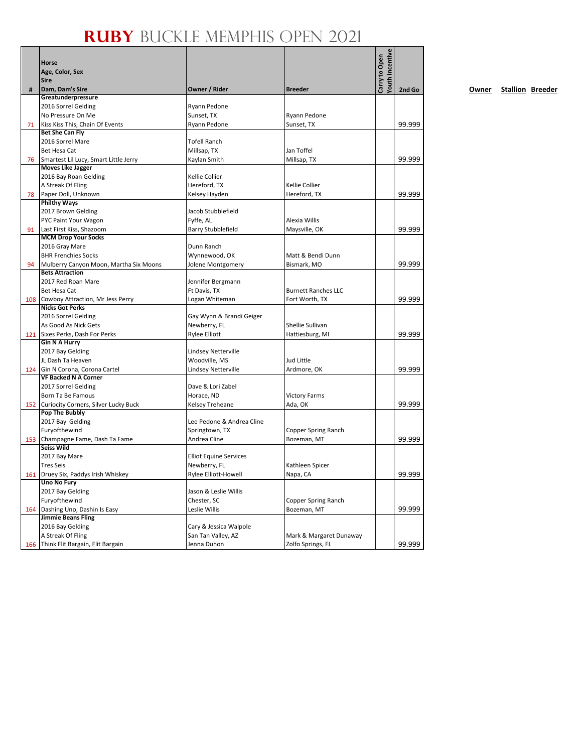# RUBY BUCKLE MEMPHIS OPEN 2021

| # | Horse<br>Age, Color, Sex<br>Sire<br>Dam, Dam's Sire | Owner / Rider | Breeder | Carry to Open | Youth Incentive | 2nd Go |
|---|---|---|---|---|---|---|
| 71 | **Greatunderpressure**<br>2016 Sorrel Gelding<br>No Pressure On Me<br>Kiss Kiss This, Chain Of Events | Ryann Pedone<br>Sunset, TX<br>Ryann Pedone | Ryann Pedone<br>Sunset, TX | | | 99.999 |
| 76 | **Bet She Can Fly**<br>2016 Sorrel Mare<br>Bet Hesa Cat<br>Smartest Lil Lucy, Smart Little Jerry | Tofell Ranch<br>Millsap, TX<br>Kaylan Smith | Jan Toffel<br>Millsap, TX | | | 99.999 |
| 78 | **Moves Like Jagger**<br>2016 Bay Roan Gelding<br>A Streak Of Fling<br>Paper Doll, Unknown | Kellie Collier<br>Hereford, TX<br>Kelsey Hayden | Kellie Collier<br>Hereford, TX | | | 99.999 |
| 91 | **Philthy Ways**<br>2017 Brown Gelding<br>PYC Paint Your Wagon<br>Last First Kiss, Shazoom | Jacob Stubblefield<br>Fyffe, AL<br>Barry Stubblefield | Alexia Willis<br>Maysville, OK | | | 99.999 |
| 94 | **MCM Drop Your Socks**<br>2016 Gray Mare<br>BHR Frenchies Socks<br>Mulberry Canyon Moon, Martha Six Moons | Dunn Ranch<br>Wynnewood, OK<br>Jolene Montgomery | Matt & Bendi Dunn<br>Bismark, MO | | | 99.999 |
| 108 | **Bets Attraction**<br>2017 Red Roan Mare<br>Bet Hesa Cat<br>Cowboy Attraction, Mr Jess Perry | Jennifer Bergmann<br>Ft Davis, TX<br>Logan Whiteman | Burnett Ranches LLC<br>Fort Worth, TX | | | 99.999 |
| 121 | **Nicks Got Perks**<br>2016 Sorrel Gelding<br>As Good As Nick Gets<br>Sixes Perks, Dash For Perks | Gay Wynn & Brandi Geiger<br>Newberry, FL<br>Rylee Elliott | Shellie Sullivan<br>Hattiesburg, MI | | | 99.999 |
| 124 | **Gin N A Hurry**<br>2017 Bay Gelding<br>JL Dash Ta Heaven<br>Gin N Corona, Corona Cartel | Lindsey Netterville<br>Woodville, MS<br>Lindsey Netterville | Jud Little<br>Ardmore, OK | | | 99.999 |
| 152 | **VF Backed N A Corner**<br>2017 Sorrel Gelding<br>Born Ta Be Famous<br>Curiocity Corners, Silver Lucky Buck | Dave & Lori Zabel<br>Horace, ND<br>Kelsey Treheane | Victory Farms<br>Ada, OK | | | 99.999 |
| 153 | **Pop The Bubbly**<br>2017 Bay Gelding<br>Furyofthewind<br>Champagne Fame, Dash Ta Fame | Lee Pedone & Andrea Cline<br>Springtown, TX<br>Andrea Cline | Copper Spring Ranch<br>Bozeman, MT | | | 99.999 |
| 161 | **Seiss Wild**<br>2017 Bay Mare<br>Tres Seis<br>Druey Six, Paddys Irish Whiskey | Elliot Equine Services<br>Newberry, FL<br>Rylee Elliott-Howell | Kathleen Spicer<br>Napa, CA | | | 99.999 |
| 164 | **Uno No Fury**<br>2017 Bay Gelding<br>Furyofthewind<br>Dashing Uno, Dashin Is Easy | Jason & Leslie Willis<br>Chester, SC<br>Leslie Willis | Copper Spring Ranch<br>Bozeman, MT | | | 99.999 |
| 166 | **Jimmie Beans Fling**<br>2016 Bay Gelding<br>A Streak Of Fling<br>Think Flit Bargain, Flit Bargain | Cary & Jessica Walpole<br>San Tan Valley, AZ<br>Jenna Duhon | Mark & Margaret Dunaway<br>Zolfo Springs, FL | | | 99.999 |

**Owner** **Stallion** **Breeder**